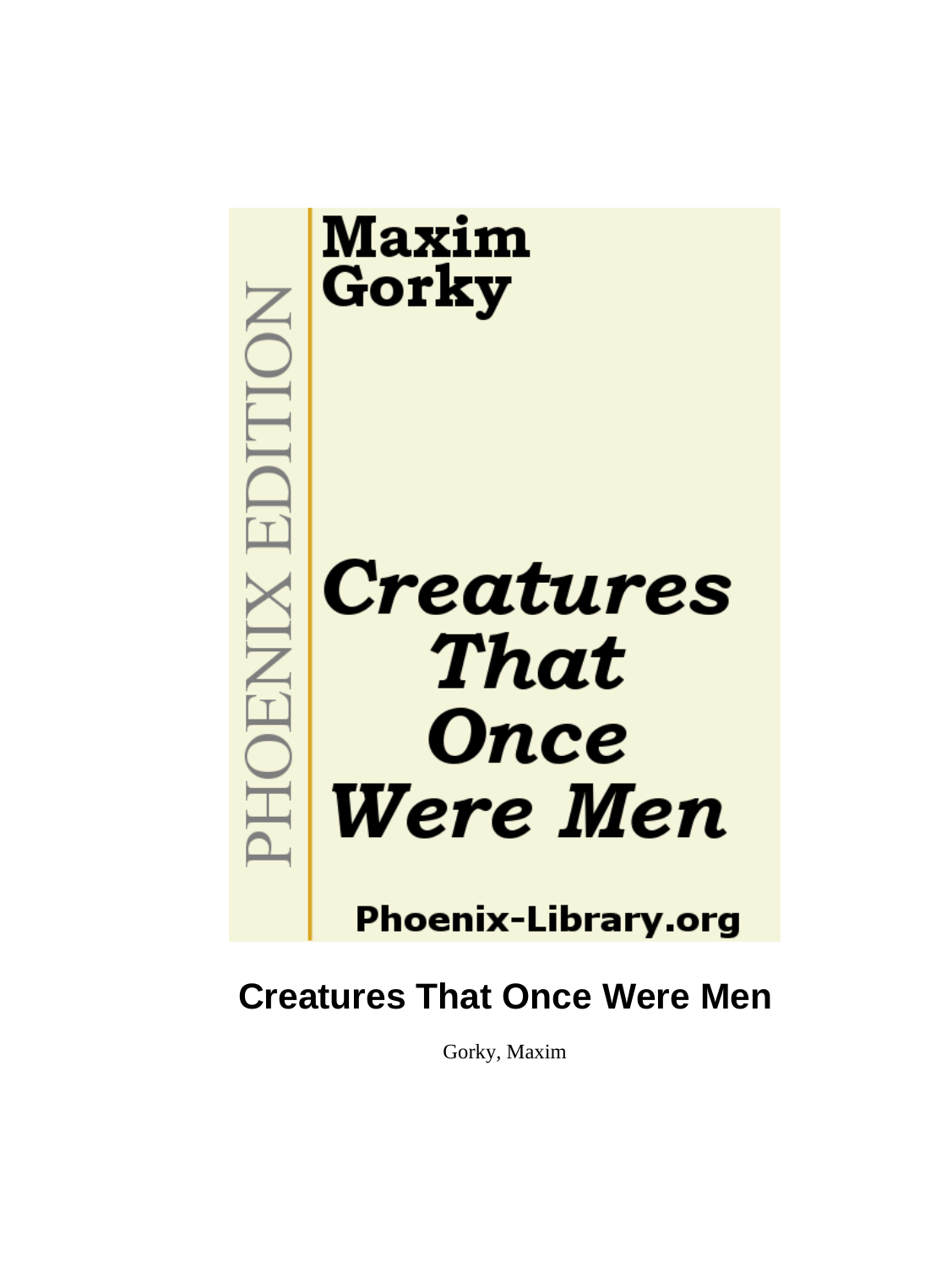Maxim Gorky

PHOENIX EDITION

*Creatures That Once Were Men*

Phoenix-Library.org

# Creatures That Once Were Men

Gorky, Maxim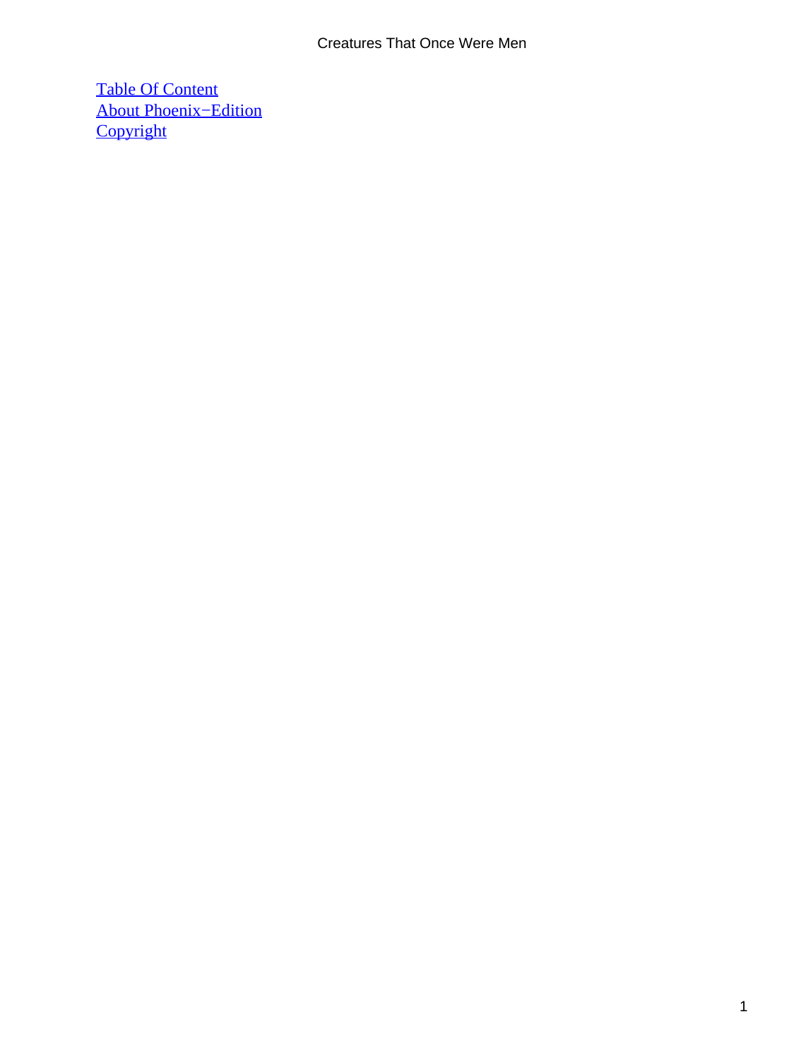Table Of Content
About Phoenix−Edition
Copyright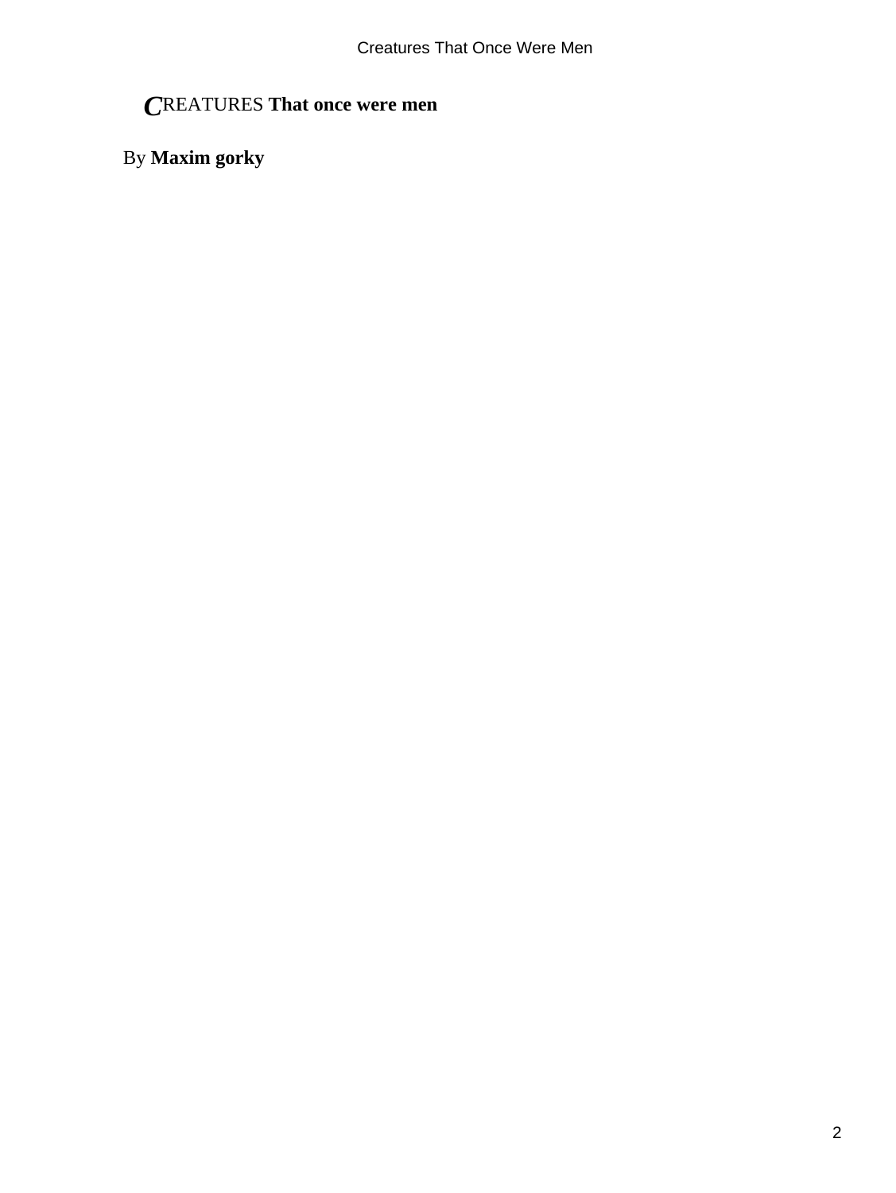# CREATURES **That once were men**

By **Maxim gorky**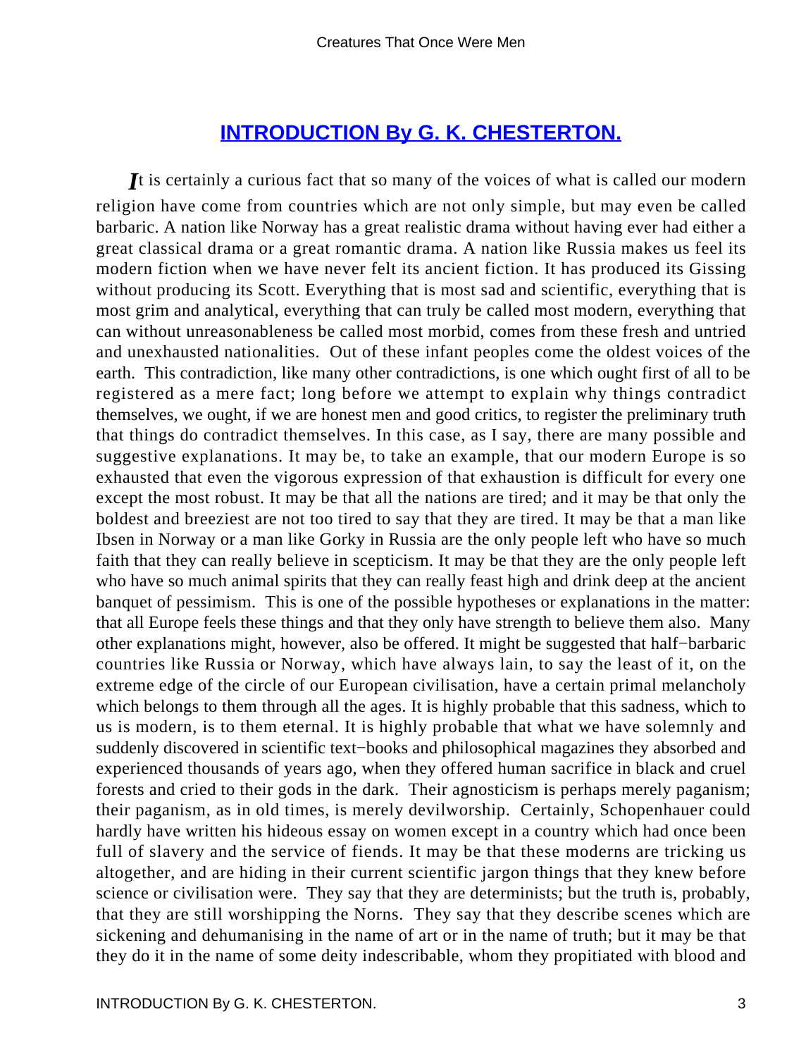## INTRODUCTION By G. K. CHESTERTON.

*I*t is certainly a curious fact that so many of the voices of what is called our modern religion have come from countries which are not only simple, but may even be called barbaric. A nation like Norway has a great realistic drama without having ever had either a great classical drama or a great romantic drama. A nation like Russia makes us feel its modern fiction when we have never felt its ancient fiction. It has produced its Gissing without producing its Scott. Everything that is most sad and scientific, everything that is most grim and analytical, everything that can truly be called most modern, everything that can without unreasonableness be called most morbid, comes from these fresh and untried and unexhausted nationalities. Out of these infant peoples come the oldest voices of the earth. This contradiction, like many other contradictions, is one which ought first of all to be registered as a mere fact; long before we attempt to explain why things contradict themselves, we ought, if we are honest men and good critics, to register the preliminary truth that things do contradict themselves. In this case, as I say, there are many possible and suggestive explanations. It may be, to take an example, that our modern Europe is so exhausted that even the vigorous expression of that exhaustion is difficult for every one except the most robust. It may be that all the nations are tired; and it may be that only the boldest and breeziest are not too tired to say that they are tired. It may be that a man like Ibsen in Norway or a man like Gorky in Russia are the only people left who have so much faith that they can really believe in scepticism. It may be that they are the only people left who have so much animal spirits that they can really feast high and drink deep at the ancient banquet of pessimism. This is one of the possible hypotheses or explanations in the matter: that all Europe feels these things and that they only have strength to believe them also. Many other explanations might, however, also be offered. It might be suggested that half−barbaric countries like Russia or Norway, which have always lain, to say the least of it, on the extreme edge of the circle of our European civilisation, have a certain primal melancholy which belongs to them through all the ages. It is highly probable that this sadness, which to us is modern, is to them eternal. It is highly probable that what we have solemnly and suddenly discovered in scientific text−books and philosophical magazines they absorbed and experienced thousands of years ago, when they offered human sacrifice in black and cruel forests and cried to their gods in the dark. Their agnosticism is perhaps merely paganism; their paganism, as in old times, is merely devilworship. Certainly, Schopenhauer could hardly have written his hideous essay on women except in a country which had once been full of slavery and the service of fiends. It may be that these moderns are tricking us altogether, and are hiding in their current scientific jargon things that they knew before science or civilisation were. They say that they are determinists; but the truth is, probably, that they are still worshipping the Norns. They say that they describe scenes which are sickening and dehumanising in the name of art or in the name of truth; but it may be that they do it in the name of some deity indescribable, whom they propitiated with blood and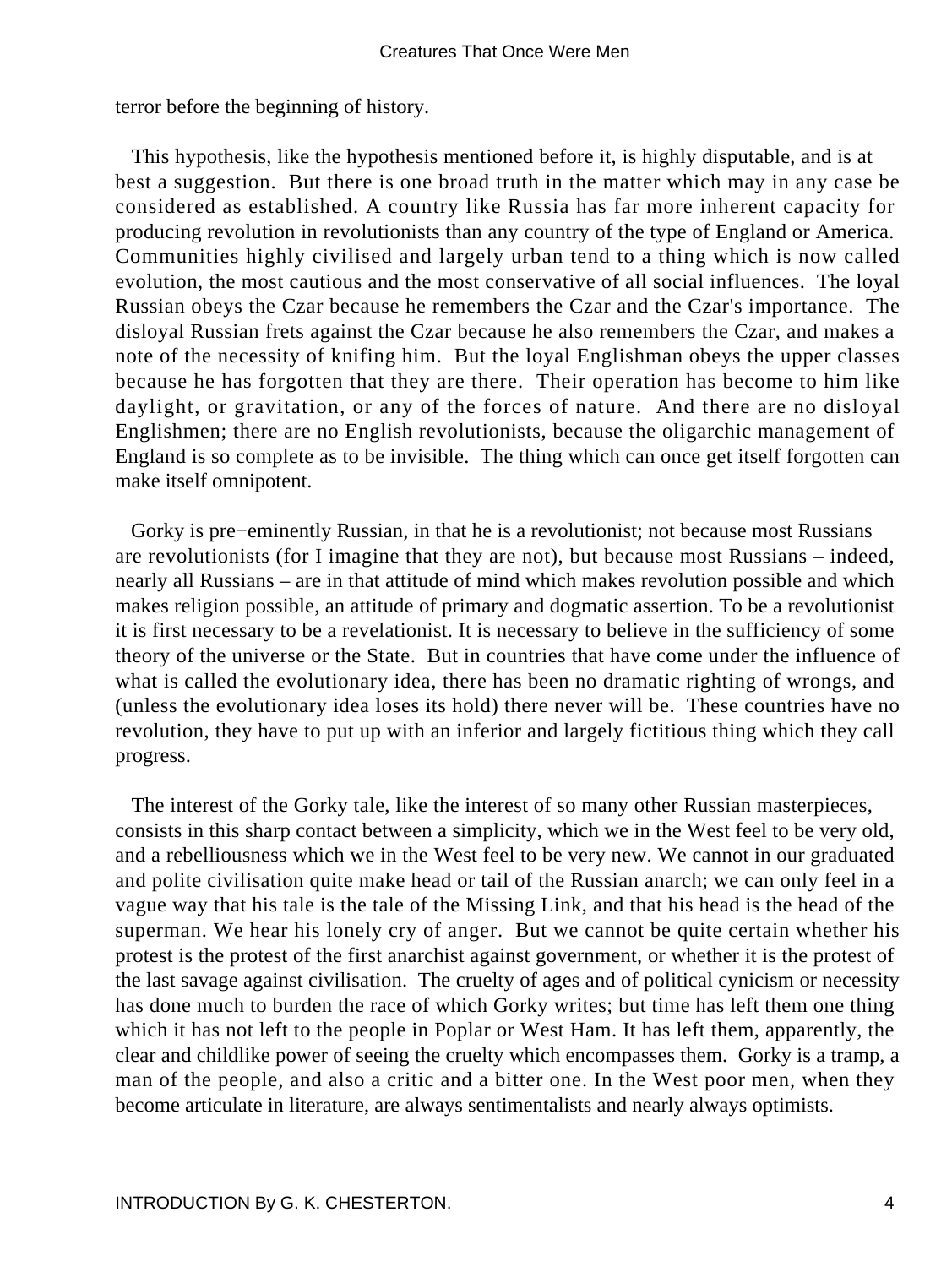terror before the beginning of history.

This hypothesis, like the hypothesis mentioned before it, is highly disputable, and is at best a suggestion. But there is one broad truth in the matter which may in any case be considered as established. A country like Russia has far more inherent capacity for producing revolution in revolutionists than any country of the type of England or America. Communities highly civilised and largely urban tend to a thing which is now called evolution, the most cautious and the most conservative of all social influences. The loyal Russian obeys the Czar because he remembers the Czar and the Czar's importance. The disloyal Russian frets against the Czar because he also remembers the Czar, and makes a note of the necessity of knifing him. But the loyal Englishman obeys the upper classes because he has forgotten that they are there. Their operation has become to him like daylight, or gravitation, or any of the forces of nature. And there are no disloyal Englishmen; there are no English revolutionists, because the oligarchic management of England is so complete as to be invisible. The thing which can once get itself forgotten can make itself omnipotent.

Gorky is pre−eminently Russian, in that he is a revolutionist; not because most Russians are revolutionists (for I imagine that they are not), but because most Russians – indeed, nearly all Russians – are in that attitude of mind which makes revolution possible and which makes religion possible, an attitude of primary and dogmatic assertion. To be a revolutionist it is first necessary to be a revelationist. It is necessary to believe in the sufficiency of some theory of the universe or the State. But in countries that have come under the influence of what is called the evolutionary idea, there has been no dramatic righting of wrongs, and (unless the evolutionary idea loses its hold) there never will be. These countries have no revolution, they have to put up with an inferior and largely fictitious thing which they call progress.

The interest of the Gorky tale, like the interest of so many other Russian masterpieces, consists in this sharp contact between a simplicity, which we in the West feel to be very old, and a rebelliousness which we in the West feel to be very new. We cannot in our graduated and polite civilisation quite make head or tail of the Russian anarch; we can only feel in a vague way that his tale is the tale of the Missing Link, and that his head is the head of the superman. We hear his lonely cry of anger. But we cannot be quite certain whether his protest is the protest of the first anarchist against government, or whether it is the protest of the last savage against civilisation. The cruelty of ages and of political cynicism or necessity has done much to burden the race of which Gorky writes; but time has left them one thing which it has not left to the people in Poplar or West Ham. It has left them, apparently, the clear and childlike power of seeing the cruelty which encompasses them. Gorky is a tramp, a man of the people, and also a critic and a bitter one. In the West poor men, when they become articulate in literature, are always sentimentalists and nearly always optimists.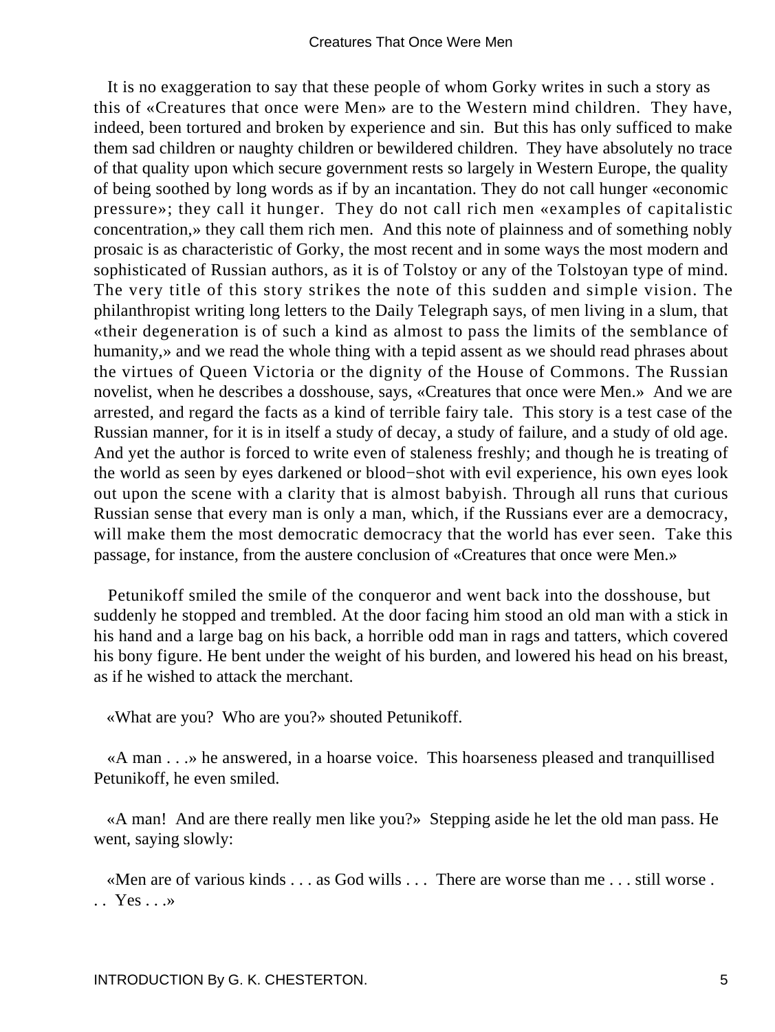It is no exaggeration to say that these people of whom Gorky writes in such a story as this of «Creatures that once were Men» are to the Western mind children. They have, indeed, been tortured and broken by experience and sin. But this has only sufficed to make them sad children or naughty children or bewildered children. They have absolutely no trace of that quality upon which secure government rests so largely in Western Europe, the quality of being soothed by long words as if by an incantation. They do not call hunger «economic pressure»; they call it hunger. They do not call rich men «examples of capitalistic concentration,» they call them rich men. And this note of plainness and of something nobly prosaic is as characteristic of Gorky, the most recent and in some ways the most modern and sophisticated of Russian authors, as it is of Tolstoy or any of the Tolstoyan type of mind. The very title of this story strikes the note of this sudden and simple vision. The philanthropist writing long letters to the Daily Telegraph says, of men living in a slum, that «their degeneration is of such a kind as almost to pass the limits of the semblance of humanity,» and we read the whole thing with a tepid assent as we should read phrases about the virtues of Queen Victoria or the dignity of the House of Commons. The Russian novelist, when he describes a dosshouse, says, «Creatures that once were Men.» And we are arrested, and regard the facts as a kind of terrible fairy tale. This story is a test case of the Russian manner, for it is in itself a study of decay, a study of failure, and a study of old age. And yet the author is forced to write even of staleness freshly; and though he is treating of the world as seen by eyes darkened or blood−shot with evil experience, his own eyes look out upon the scene with a clarity that is almost babyish. Through all runs that curious Russian sense that every man is only a man, which, if the Russians ever are a democracy, will make them the most democratic democracy that the world has ever seen. Take this passage, for instance, from the austere conclusion of «Creatures that once were Men.»

Petunikoff smiled the smile of the conqueror and went back into the dosshouse, but suddenly he stopped and trembled. At the door facing him stood an old man with a stick in his hand and a large bag on his back, a horrible odd man in rags and tatters, which covered his bony figure. He bent under the weight of his burden, and lowered his head on his breast, as if he wished to attack the merchant.

«What are you? Who are you?» shouted Petunikoff.

«A man . . .» he answered, in a hoarse voice. This hoarseness pleased and tranquillised Petunikoff, he even smiled.

«A man! And are there really men like you?» Stepping aside he let the old man pass. He went, saying slowly:

«Men are of various kinds . . . as God wills . . . There are worse than me . . . still worse . . . Yes . . .»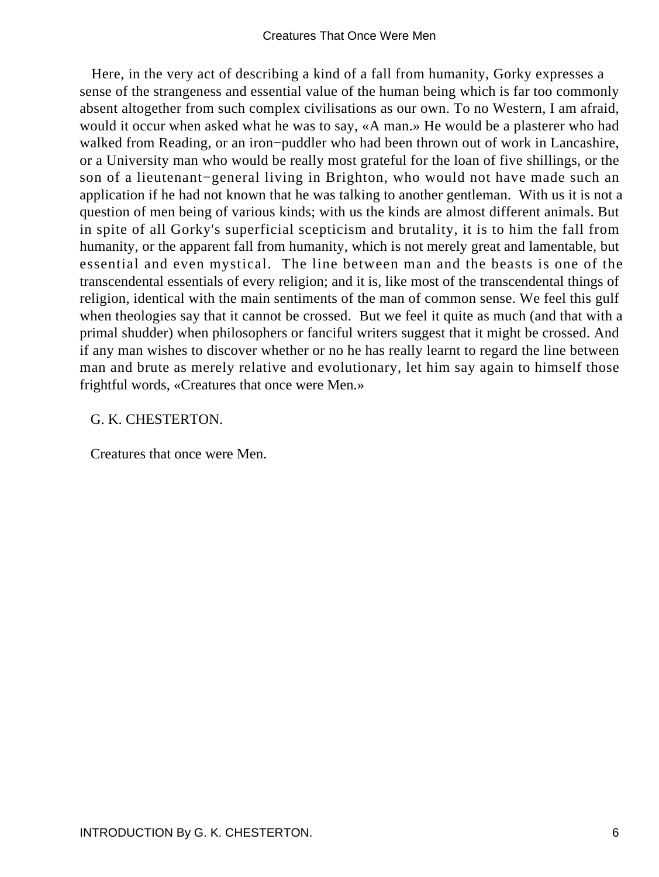Here, in the very act of describing a kind of a fall from humanity, Gorky expresses a sense of the strangeness and essential value of the human being which is far too commonly absent altogether from such complex civilisations as our own. To no Western, I am afraid, would it occur when asked what he was to say, «A man.» He would be a plasterer who had walked from Reading, or an iron−puddler who had been thrown out of work in Lancashire, or a University man who would be really most grateful for the loan of five shillings, or the son of a lieutenant−general living in Brighton, who would not have made such an application if he had not known that he was talking to another gentleman. With us it is not a question of men being of various kinds; with us the kinds are almost different animals. But in spite of all Gorky's superficial scepticism and brutality, it is to him the fall from humanity, or the apparent fall from humanity, which is not merely great and lamentable, but essential and even mystical. The line between man and the beasts is one of the transcendental essentials of every religion; and it is, like most of the transcendental things of religion, identical with the main sentiments of the man of common sense. We feel this gulf when theologies say that it cannot be crossed. But we feel it quite as much (and that with a primal shudder) when philosophers or fanciful writers suggest that it might be crossed. And if any man wishes to discover whether or no he has really learnt to regard the line between man and brute as merely relative and evolutionary, let him say again to himself those frightful words, «Creatures that once were Men.»

G. K. CHESTERTON.

Creatures that once were Men.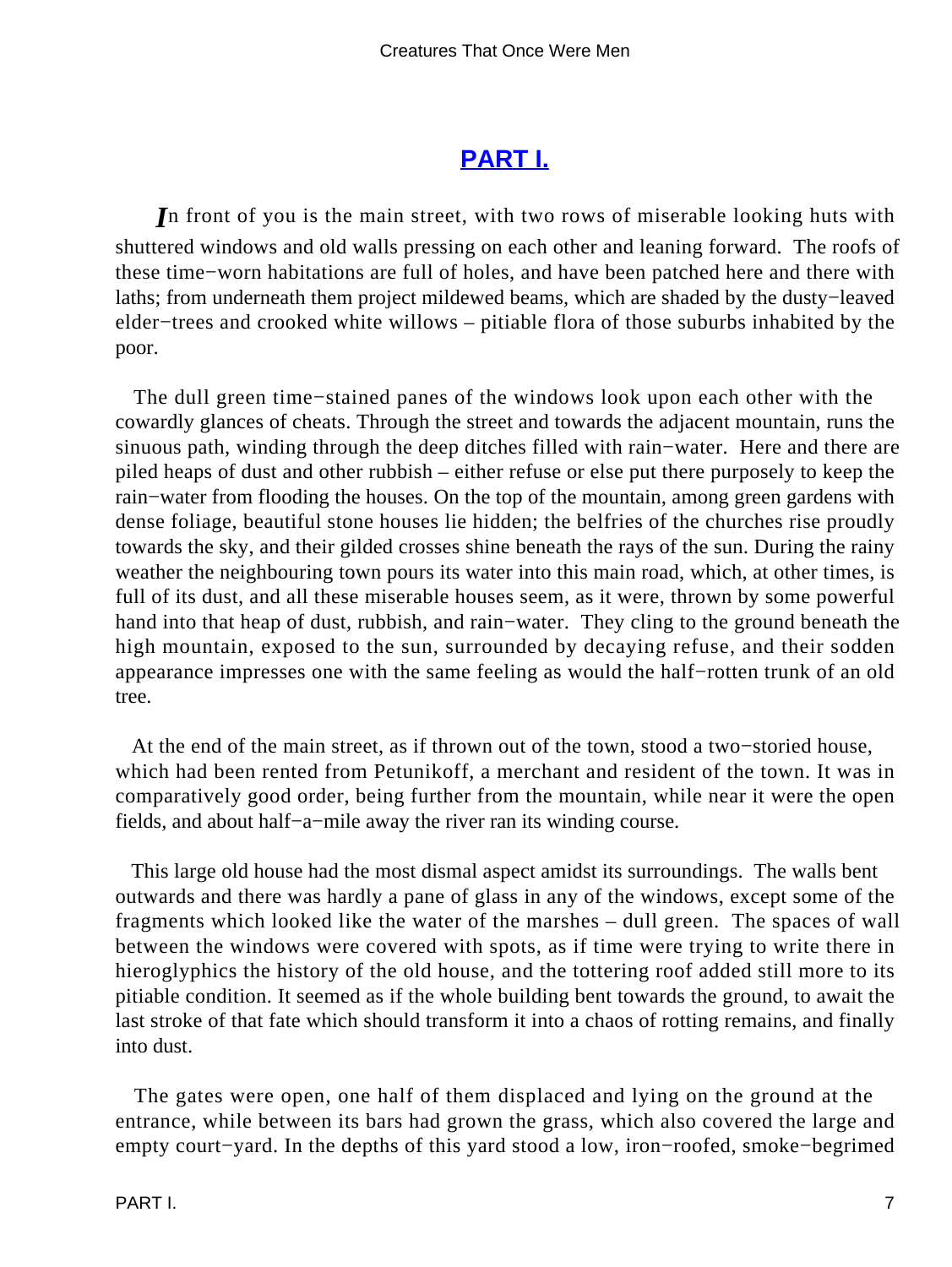## PART I.

*I*n front of you is the main street, with two rows of miserable looking huts with shuttered windows and old walls pressing on each other and leaning forward. The roofs of these time−worn habitations are full of holes, and have been patched here and there with laths; from underneath them project mildewed beams, which are shaded by the dusty−leaved elder−trees and crooked white willows – pitiable flora of those suburbs inhabited by the poor.

The dull green time−stained panes of the windows look upon each other with the cowardly glances of cheats. Through the street and towards the adjacent mountain, runs the sinuous path, winding through the deep ditches filled with rain−water. Here and there are piled heaps of dust and other rubbish – either refuse or else put there purposely to keep the rain−water from flooding the houses. On the top of the mountain, among green gardens with dense foliage, beautiful stone houses lie hidden; the belfries of the churches rise proudly towards the sky, and their gilded crosses shine beneath the rays of the sun. During the rainy weather the neighbouring town pours its water into this main road, which, at other times, is full of its dust, and all these miserable houses seem, as it were, thrown by some powerful hand into that heap of dust, rubbish, and rain−water. They cling to the ground beneath the high mountain, exposed to the sun, surrounded by decaying refuse, and their sodden appearance impresses one with the same feeling as would the half−rotten trunk of an old tree.

At the end of the main street, as if thrown out of the town, stood a two−storied house, which had been rented from Petunikoff, a merchant and resident of the town. It was in comparatively good order, being further from the mountain, while near it were the open fields, and about half−a−mile away the river ran its winding course.

This large old house had the most dismal aspect amidst its surroundings. The walls bent outwards and there was hardly a pane of glass in any of the windows, except some of the fragments which looked like the water of the marshes – dull green. The spaces of wall between the windows were covered with spots, as if time were trying to write there in hieroglyphics the history of the old house, and the tottering roof added still more to its pitiable condition. It seemed as if the whole building bent towards the ground, to await the last stroke of that fate which should transform it into a chaos of rotting remains, and finally into dust.

The gates were open, one half of them displaced and lying on the ground at the entrance, while between its bars had grown the grass, which also covered the large and empty court−yard. In the depths of this yard stood a low, iron−roofed, smoke−begrimed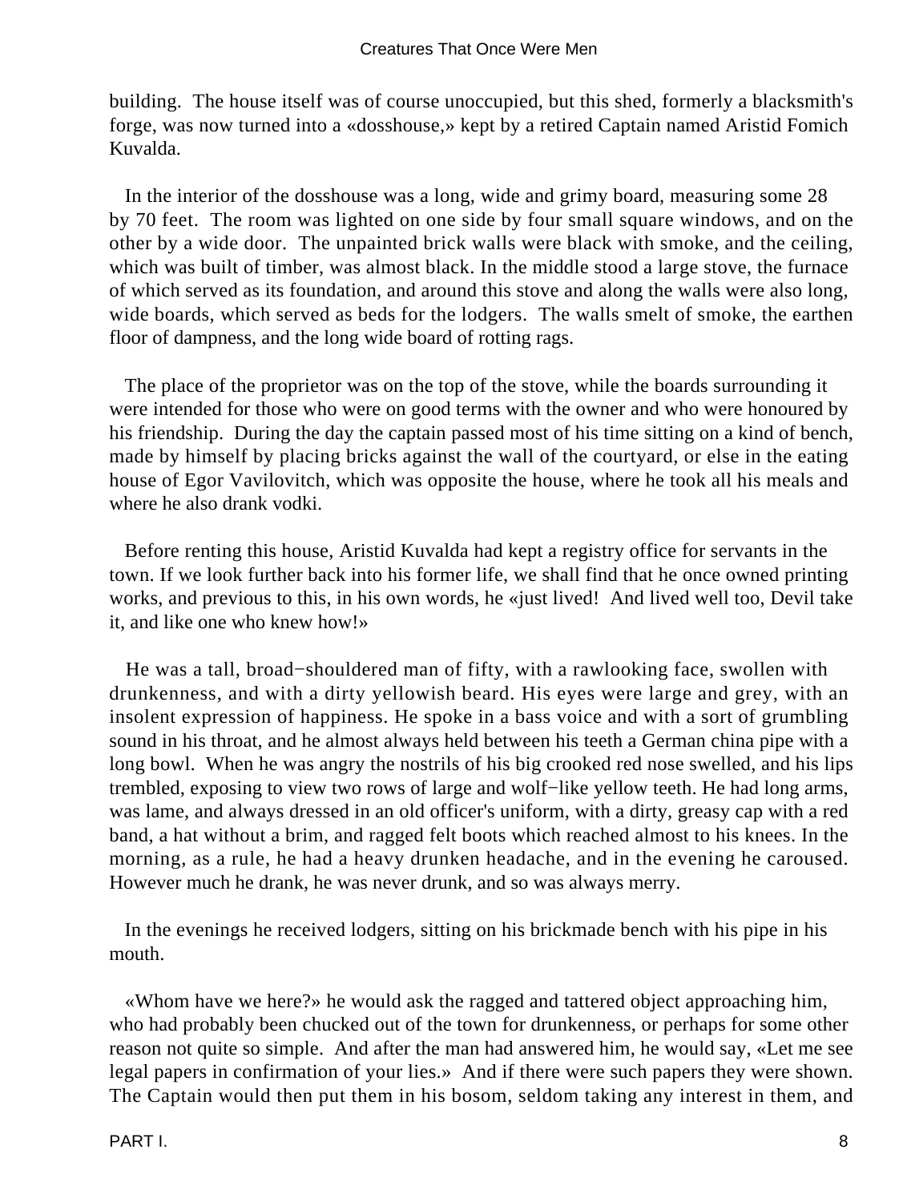building. The house itself was of course unoccupied, but this shed, formerly a blacksmith's forge, was now turned into a «dosshouse,» kept by a retired Captain named Aristid Fomich Kuvalda.

In the interior of the dosshouse was a long, wide and grimy board, measuring some 28 by 70 feet. The room was lighted on one side by four small square windows, and on the other by a wide door. The unpainted brick walls were black with smoke, and the ceiling, which was built of timber, was almost black. In the middle stood a large stove, the furnace of which served as its foundation, and around this stove and along the walls were also long, wide boards, which served as beds for the lodgers. The walls smelt of smoke, the earthen floor of dampness, and the long wide board of rotting rags.

The place of the proprietor was on the top of the stove, while the boards surrounding it were intended for those who were on good terms with the owner and who were honoured by his friendship. During the day the captain passed most of his time sitting on a kind of bench, made by himself by placing bricks against the wall of the courtyard, or else in the eating house of Egor Vavilovitch, which was opposite the house, where he took all his meals and where he also drank vodki.

Before renting this house, Aristid Kuvalda had kept a registry office for servants in the town. If we look further back into his former life, we shall find that he once owned printing works, and previous to this, in his own words, he «just lived! And lived well too, Devil take it, and like one who knew how!»

He was a tall, broad−shouldered man of fifty, with a rawlooking face, swollen with drunkenness, and with a dirty yellowish beard. His eyes were large and grey, with an insolent expression of happiness. He spoke in a bass voice and with a sort of grumbling sound in his throat, and he almost always held between his teeth a German china pipe with a long bowl. When he was angry the nostrils of his big crooked red nose swelled, and his lips trembled, exposing to view two rows of large and wolf−like yellow teeth. He had long arms, was lame, and always dressed in an old officer's uniform, with a dirty, greasy cap with a red band, a hat without a brim, and ragged felt boots which reached almost to his knees. In the morning, as a rule, he had a heavy drunken headache, and in the evening he caroused. However much he drank, he was never drunk, and so was always merry.

In the evenings he received lodgers, sitting on his brickmade bench with his pipe in his mouth.

«Whom have we here?» he would ask the ragged and tattered object approaching him, who had probably been chucked out of the town for drunkenness, or perhaps for some other reason not quite so simple. And after the man had answered him, he would say, «Let me see legal papers in confirmation of your lies.» And if there were such papers they were shown. The Captain would then put them in his bosom, seldom taking any interest in them, and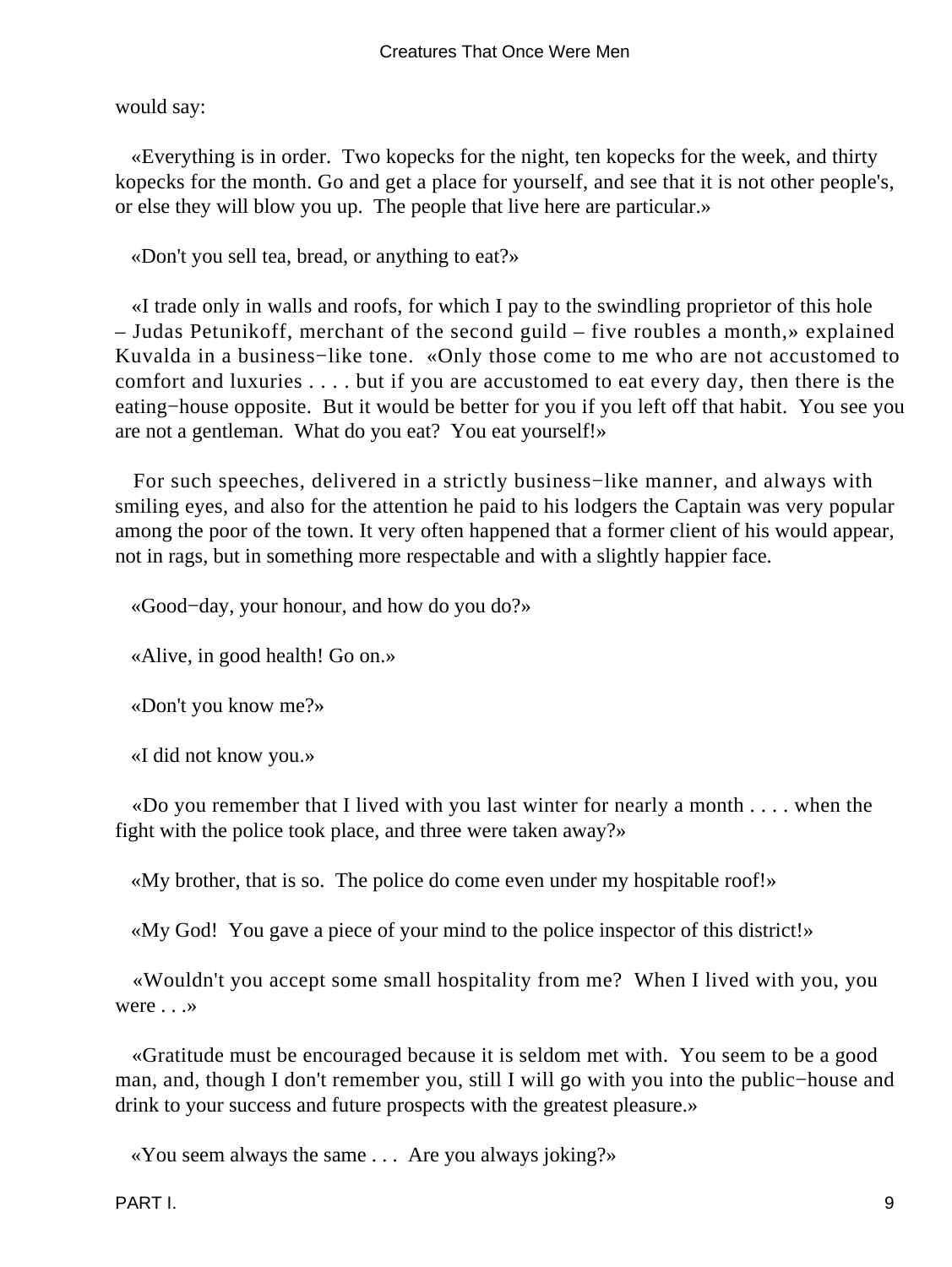would say:

«Everything is in order. Two kopecks for the night, ten kopecks for the week, and thirty kopecks for the month. Go and get a place for yourself, and see that it is not other people's, or else they will blow you up. The people that live here are particular.»

«Don't you sell tea, bread, or anything to eat?»

«I trade only in walls and roofs, for which I pay to the swindling proprietor of this hole – Judas Petunikoff, merchant of the second guild – five roubles a month,» explained Kuvalda in a business−like tone. «Only those come to me who are not accustomed to comfort and luxuries . . . . but if you are accustomed to eat every day, then there is the eating−house opposite. But it would be better for you if you left off that habit. You see you are not a gentleman. What do you eat? You eat yourself!»

For such speeches, delivered in a strictly business−like manner, and always with smiling eyes, and also for the attention he paid to his lodgers the Captain was very popular among the poor of the town. It very often happened that a former client of his would appear, not in rags, but in something more respectable and with a slightly happier face.

«Good−day, your honour, and how do you do?»

«Alive, in good health! Go on.»

«Don't you know me?»

«I did not know you.»

«Do you remember that I lived with you last winter for nearly a month . . . . when the fight with the police took place, and three were taken away?»

«My brother, that is so. The police do come even under my hospitable roof!»

«My God! You gave a piece of your mind to the police inspector of this district!»

«Wouldn't you accept some small hospitality from me? When I lived with you, you were . . .»

«Gratitude must be encouraged because it is seldom met with. You seem to be a good man, and, though I don't remember you, still I will go with you into the public−house and drink to your success and future prospects with the greatest pleasure.»

«You seem always the same . . . Are you always joking?»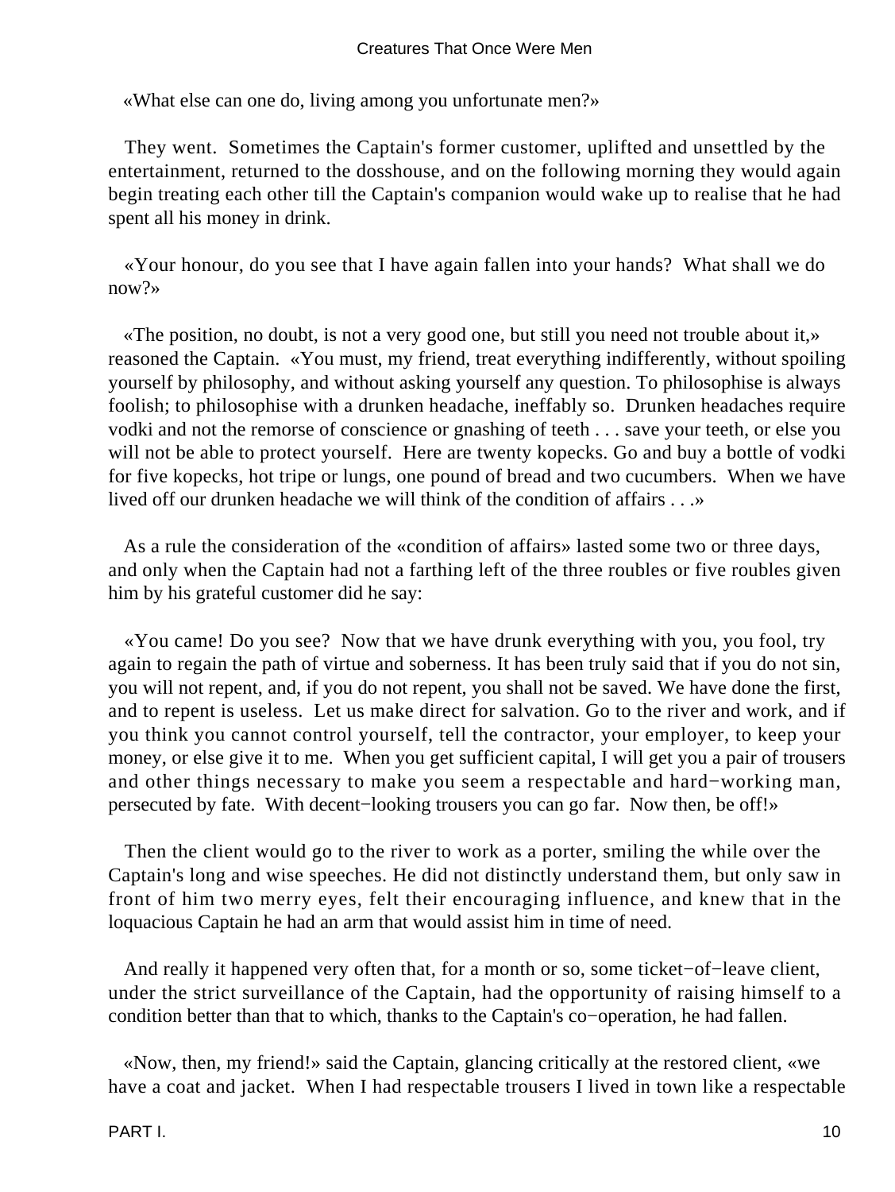«What else can one do, living among you unfortunate men?»

They went. Sometimes the Captain's former customer, uplifted and unsettled by the entertainment, returned to the dosshouse, and on the following morning they would again begin treating each other till the Captain's companion would wake up to realise that he had spent all his money in drink.

«Your honour, do you see that I have again fallen into your hands? What shall we do now?»

«The position, no doubt, is not a very good one, but still you need not trouble about it,» reasoned the Captain. «You must, my friend, treat everything indifferently, without spoiling yourself by philosophy, and without asking yourself any question. To philosophise is always foolish; to philosophise with a drunken headache, ineffably so. Drunken headaches require vodki and not the remorse of conscience or gnashing of teeth . . . save your teeth, or else you will not be able to protect yourself. Here are twenty kopecks. Go and buy a bottle of vodki for five kopecks, hot tripe or lungs, one pound of bread and two cucumbers. When we have lived off our drunken headache we will think of the condition of affairs . . .»

As a rule the consideration of the «condition of affairs» lasted some two or three days, and only when the Captain had not a farthing left of the three roubles or five roubles given him by his grateful customer did he say:

«You came! Do you see? Now that we have drunk everything with you, you fool, try again to regain the path of virtue and soberness. It has been truly said that if you do not sin, you will not repent, and, if you do not repent, you shall not be saved. We have done the first, and to repent is useless. Let us make direct for salvation. Go to the river and work, and if you think you cannot control yourself, tell the contractor, your employer, to keep your money, or else give it to me. When you get sufficient capital, I will get you a pair of trousers and other things necessary to make you seem a respectable and hard−working man, persecuted by fate. With decent−looking trousers you can go far. Now then, be off!»

Then the client would go to the river to work as a porter, smiling the while over the Captain's long and wise speeches. He did not distinctly understand them, but only saw in front of him two merry eyes, felt their encouraging influence, and knew that in the loquacious Captain he had an arm that would assist him in time of need.

And really it happened very often that, for a month or so, some ticket−of−leave client, under the strict surveillance of the Captain, had the opportunity of raising himself to a condition better than that to which, thanks to the Captain's co−operation, he had fallen.

«Now, then, my friend!» said the Captain, glancing critically at the restored client, «we have a coat and jacket. When I had respectable trousers I lived in town like a respectable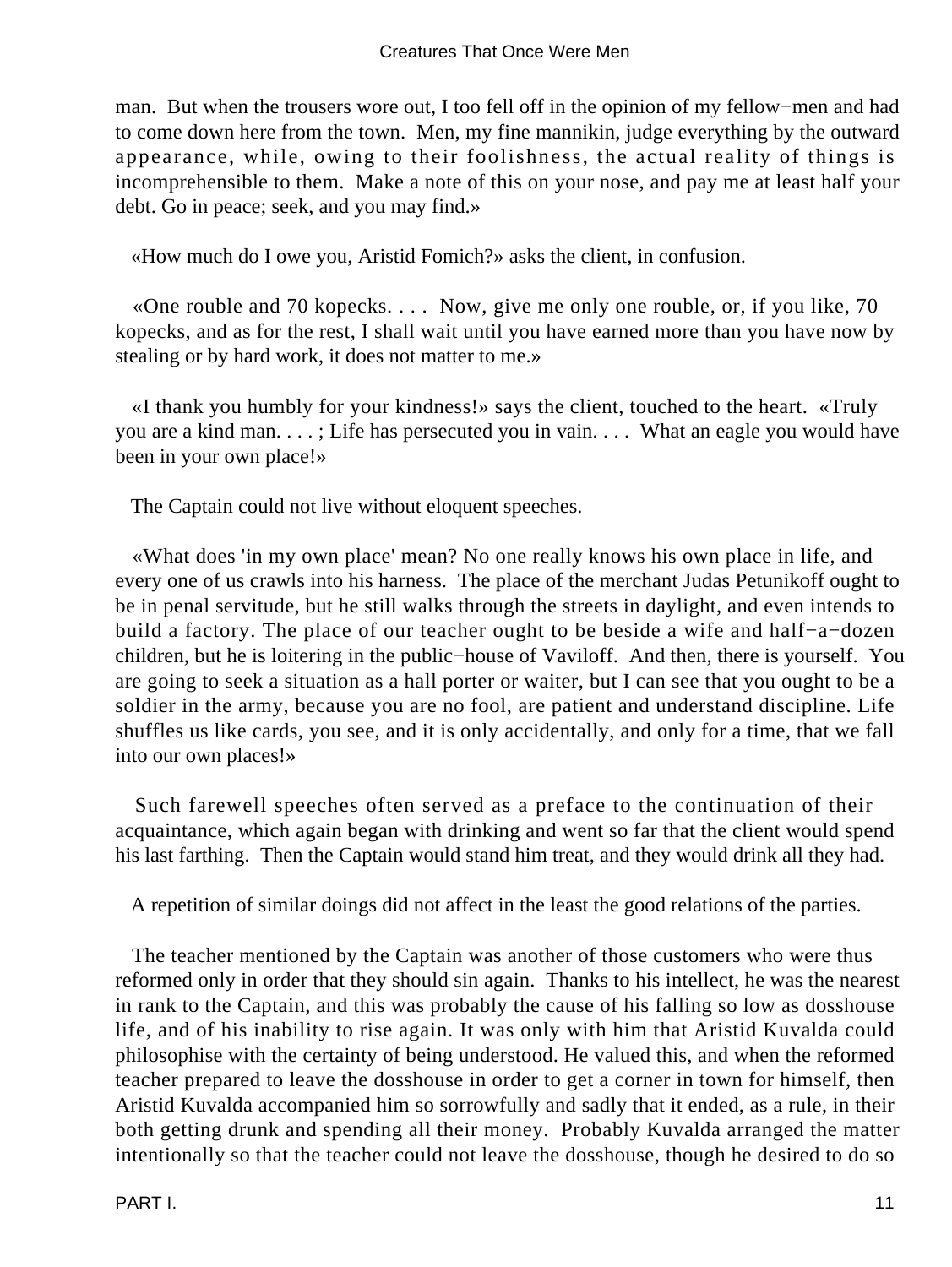man. But when the trousers wore out, I too fell off in the opinion of my fellow−men and had to come down here from the town. Men, my fine mannikin, judge everything by the outward appearance, while, owing to their foolishness, the actual reality of things is incomprehensible to them. Make a note of this on your nose, and pay me at least half your debt. Go in peace; seek, and you may find.»

«How much do I owe you, Aristid Fomich?» asks the client, in confusion.

«One rouble and 70 kopecks. . . . Now, give me only one rouble, or, if you like, 70 kopecks, and as for the rest, I shall wait until you have earned more than you have now by stealing or by hard work, it does not matter to me.»

«I thank you humbly for your kindness!» says the client, touched to the heart. «Truly you are a kind man. . . . ; Life has persecuted you in vain. . . . What an eagle you would have been in your own place!»

The Captain could not live without eloquent speeches.

«What does 'in my own place' mean? No one really knows his own place in life, and every one of us crawls into his harness. The place of the merchant Judas Petunikoff ought to be in penal servitude, but he still walks through the streets in daylight, and even intends to build a factory. The place of our teacher ought to be beside a wife and half−a−dozen children, but he is loitering in the public−house of Vaviloff. And then, there is yourself. You are going to seek a situation as a hall porter or waiter, but I can see that you ought to be a soldier in the army, because you are no fool, are patient and understand discipline. Life shuffles us like cards, you see, and it is only accidentally, and only for a time, that we fall into our own places!»

Such farewell speeches often served as a preface to the continuation of their acquaintance, which again began with drinking and went so far that the client would spend his last farthing. Then the Captain would stand him treat, and they would drink all they had.

A repetition of similar doings did not affect in the least the good relations of the parties.

The teacher mentioned by the Captain was another of those customers who were thus reformed only in order that they should sin again. Thanks to his intellect, he was the nearest in rank to the Captain, and this was probably the cause of his falling so low as dosshouse life, and of his inability to rise again. It was only with him that Aristid Kuvalda could philosophise with the certainty of being understood. He valued this, and when the reformed teacher prepared to leave the dosshouse in order to get a corner in town for himself, then Aristid Kuvalda accompanied him so sorrowfully and sadly that it ended, as a rule, in their both getting drunk and spending all their money. Probably Kuvalda arranged the matter intentionally so that the teacher could not leave the dosshouse, though he desired to do so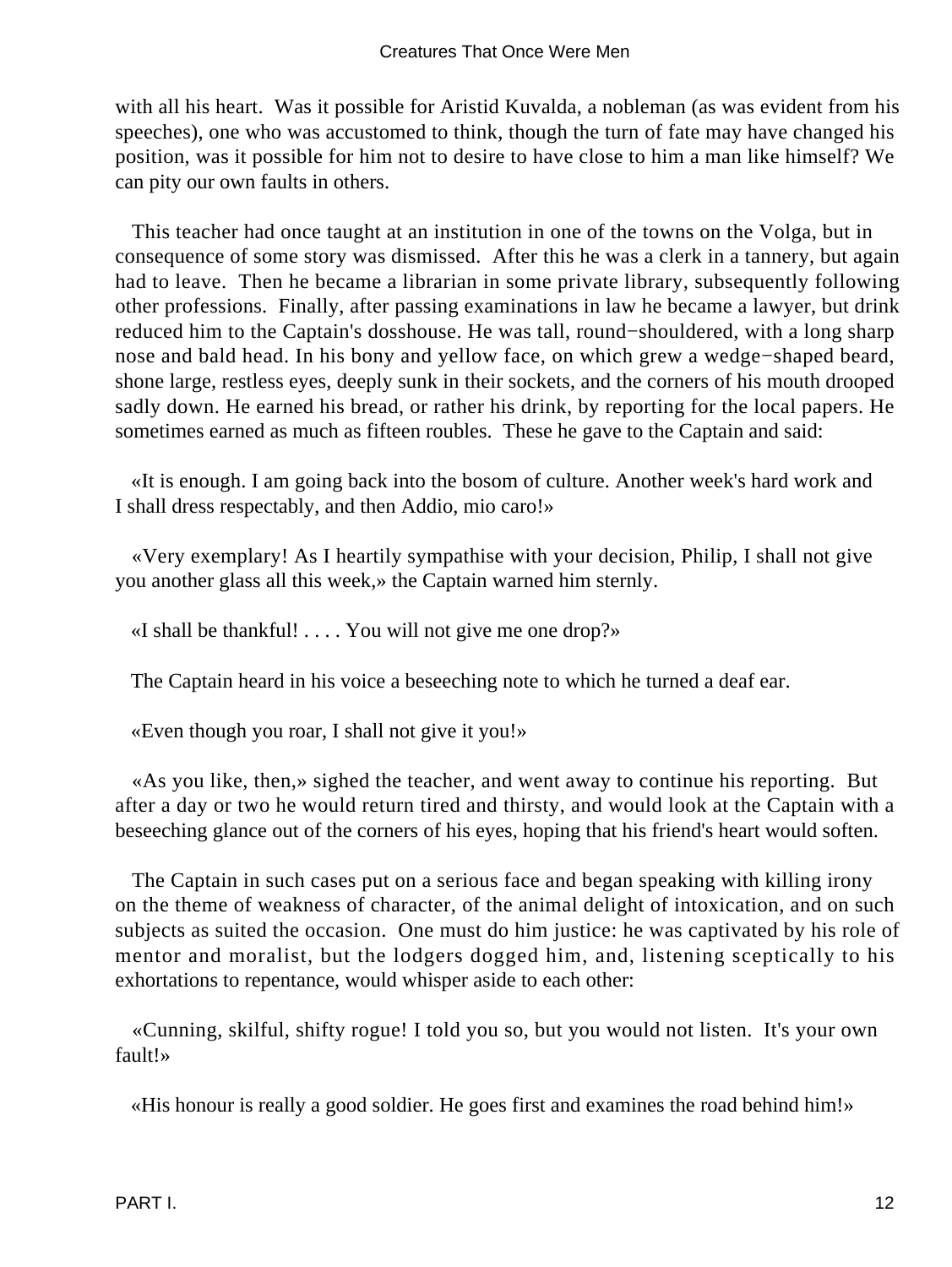with all his heart. Was it possible for Aristid Kuvalda, a nobleman (as was evident from his speeches), one who was accustomed to think, though the turn of fate may have changed his position, was it possible for him not to desire to have close to him a man like himself? We can pity our own faults in others.

This teacher had once taught at an institution in one of the towns on the Volga, but in consequence of some story was dismissed. After this he was a clerk in a tannery, but again had to leave. Then he became a librarian in some private library, subsequently following other professions. Finally, after passing examinations in law he became a lawyer, but drink reduced him to the Captain's dosshouse. He was tall, round−shouldered, with a long sharp nose and bald head. In his bony and yellow face, on which grew a wedge−shaped beard, shone large, restless eyes, deeply sunk in their sockets, and the corners of his mouth drooped sadly down. He earned his bread, or rather his drink, by reporting for the local papers. He sometimes earned as much as fifteen roubles. These he gave to the Captain and said:

«It is enough. I am going back into the bosom of culture. Another week's hard work and I shall dress respectably, and then Addio, mio caro!»

«Very exemplary! As I heartily sympathise with your decision, Philip, I shall not give you another glass all this week,» the Captain warned him sternly.

«I shall be thankful! . . . . You will not give me one drop?»

The Captain heard in his voice a beseeching note to which he turned a deaf ear.

«Even though you roar, I shall not give it you!»

«As you like, then,» sighed the teacher, and went away to continue his reporting. But after a day or two he would return tired and thirsty, and would look at the Captain with a beseeching glance out of the corners of his eyes, hoping that his friend's heart would soften.

The Captain in such cases put on a serious face and began speaking with killing irony on the theme of weakness of character, of the animal delight of intoxication, and on such subjects as suited the occasion. One must do him justice: he was captivated by his role of mentor and moralist, but the lodgers dogged him, and, listening sceptically to his exhortations to repentance, would whisper aside to each other:

«Cunning, skilful, shifty rogue! I told you so, but you would not listen. It's your own fault!»

«His honour is really a good soldier. He goes first and examines the road behind him!»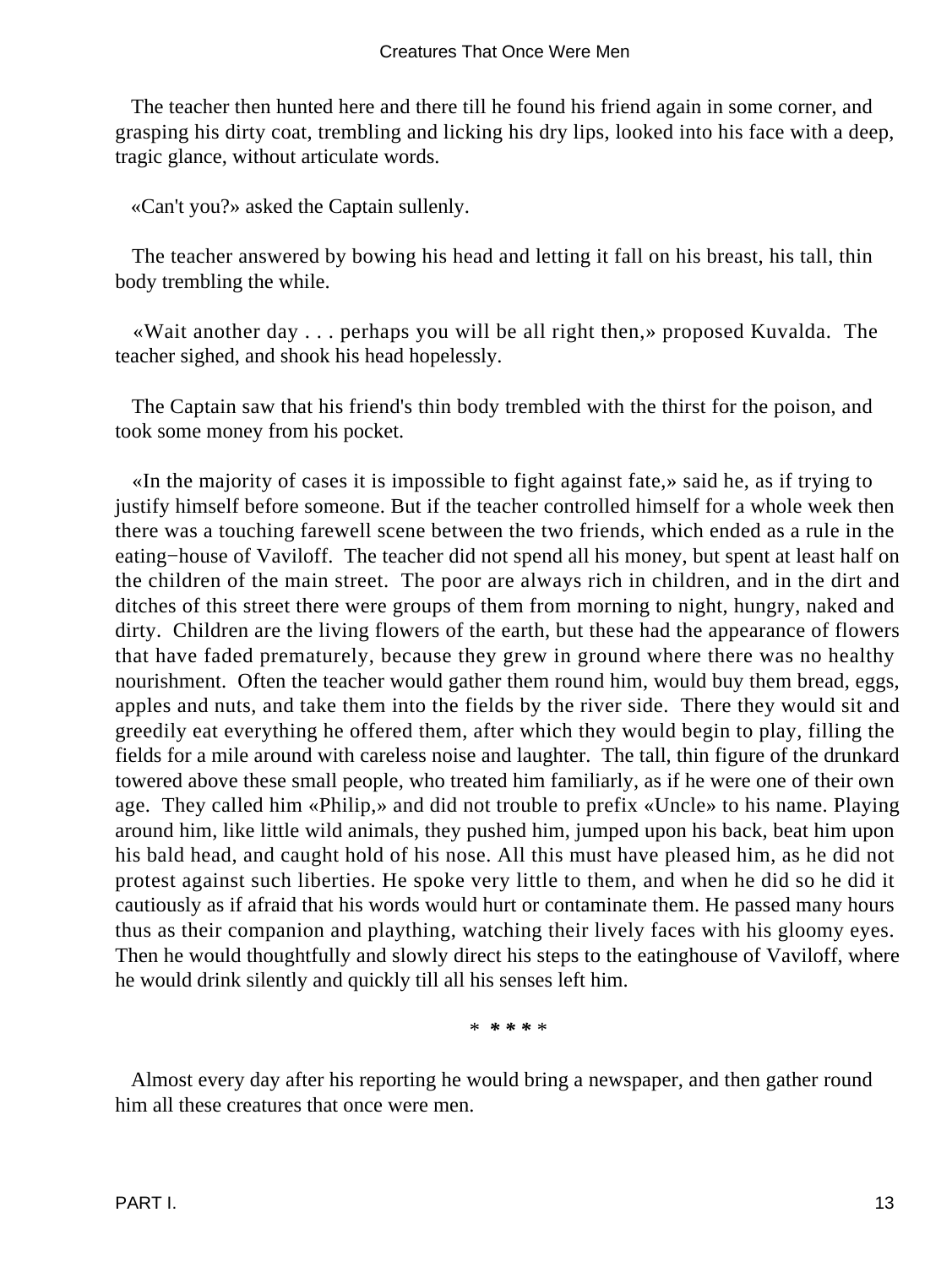The teacher then hunted here and there till he found his friend again in some corner, and grasping his dirty coat, trembling and licking his dry lips, looked into his face with a deep, tragic glance, without articulate words.

«Can't you?» asked the Captain sullenly.

The teacher answered by bowing his head and letting it fall on his breast, his tall, thin body trembling the while.

«Wait another day . . . perhaps you will be all right then,» proposed Kuvalda. The teacher sighed, and shook his head hopelessly.

The Captain saw that his friend's thin body trembled with the thirst for the poison, and took some money from his pocket.

«In the majority of cases it is impossible to fight against fate,» said he, as if trying to justify himself before someone. But if the teacher controlled himself for a whole week then there was a touching farewell scene between the two friends, which ended as a rule in the eating−house of Vaviloff. The teacher did not spend all his money, but spent at least half on the children of the main street. The poor are always rich in children, and in the dirt and ditches of this street there were groups of them from morning to night, hungry, naked and dirty. Children are the living flowers of the earth, but these had the appearance of flowers that have faded prematurely, because they grew in ground where there was no healthy nourishment. Often the teacher would gather them round him, would buy them bread, eggs, apples and nuts, and take them into the fields by the river side. There they would sit and greedily eat everything he offered them, after which they would begin to play, filling the fields for a mile around with careless noise and laughter. The tall, thin figure of the drunkard towered above these small people, who treated him familiarly, as if he were one of their own age. They called him «Philip,» and did not trouble to prefix «Uncle» to his name. Playing around him, like little wild animals, they pushed him, jumped upon his back, beat him upon his bald head, and caught hold of his nose. All this must have pleased him, as he did not protest against such liberties. He spoke very little to them, and when he did so he did it cautiously as if afraid that his words would hurt or contaminate them. He passed many hours thus as their companion and plaything, watching their lively faces with his gloomy eyes. Then he would thoughtfully and slowly direct his steps to the eatinghouse of Vaviloff, where he would drink silently and quickly till all his senses left him.

* * * * *

Almost every day after his reporting he would bring a newspaper, and then gather round him all these creatures that once were men.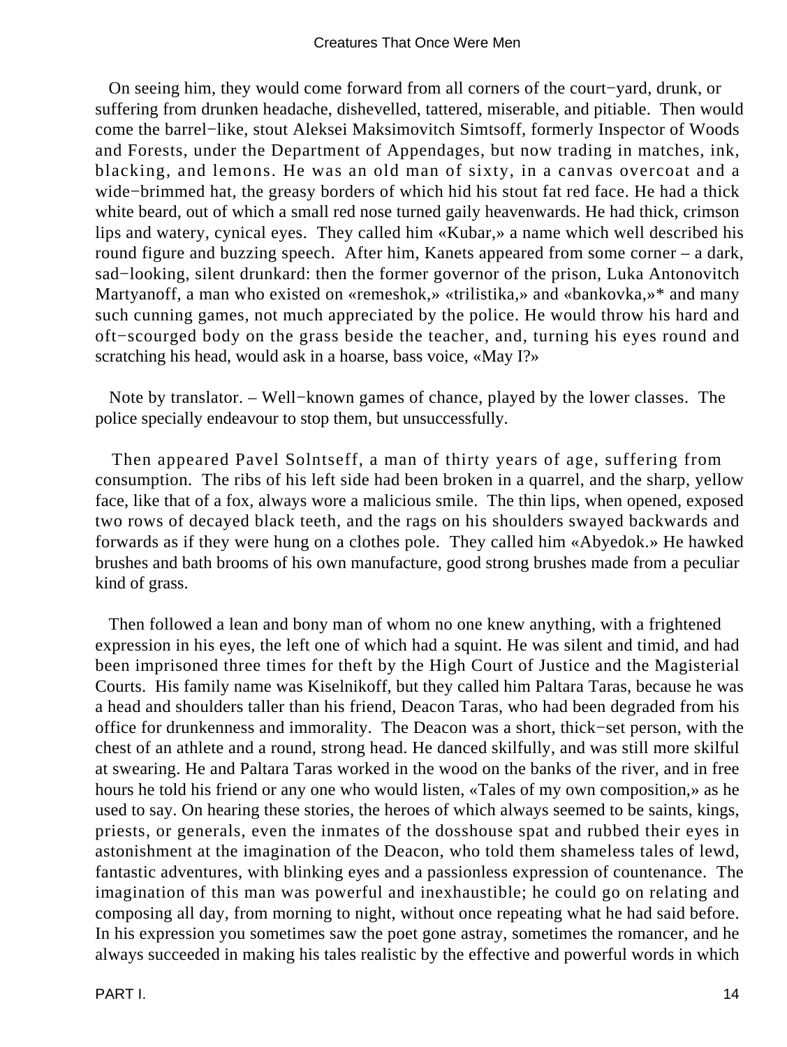On seeing him, they would come forward from all corners of the court−yard, drunk, or suffering from drunken headache, dishevelled, tattered, miserable, and pitiable. Then would come the barrel−like, stout Aleksei Maksimovitch Simtsoff, formerly Inspector of Woods and Forests, under the Department of Appendages, but now trading in matches, ink, blacking, and lemons. He was an old man of sixty, in a canvas overcoat and a wide−brimmed hat, the greasy borders of which hid his stout fat red face. He had a thick white beard, out of which a small red nose turned gaily heavenwards. He had thick, crimson lips and watery, cynical eyes. They called him «Kubar,» a name which well described his round figure and buzzing speech. After him, Kanets appeared from some corner – a dark, sad−looking, silent drunkard: then the former governor of the prison, Luka Antonovitch Martyanoff, a man who existed on «remeshok,» «trilistika,» and «bankovka,»* and many such cunning games, not much appreciated by the police. He would throw his hard and oft−scourged body on the grass beside the teacher, and, turning his eyes round and scratching his head, would ask in a hoarse, bass voice, «May I?»

Note by translator. – Well−known games of chance, played by the lower classes. The police specially endeavour to stop them, but unsuccessfully.

Then appeared Pavel Solntseff, a man of thirty years of age, suffering from consumption. The ribs of his left side had been broken in a quarrel, and the sharp, yellow face, like that of a fox, always wore a malicious smile. The thin lips, when opened, exposed two rows of decayed black teeth, and the rags on his shoulders swayed backwards and forwards as if they were hung on a clothes pole. They called him «Abyedok.» He hawked brushes and bath brooms of his own manufacture, good strong brushes made from a peculiar kind of grass.

Then followed a lean and bony man of whom no one knew anything, with a frightened expression in his eyes, the left one of which had a squint. He was silent and timid, and had been imprisoned three times for theft by the High Court of Justice and the Magisterial Courts. His family name was Kiselnikoff, but they called him Paltara Taras, because he was a head and shoulders taller than his friend, Deacon Taras, who had been degraded from his office for drunkenness and immorality. The Deacon was a short, thick−set person, with the chest of an athlete and a round, strong head. He danced skilfully, and was still more skilful at swearing. He and Paltara Taras worked in the wood on the banks of the river, and in free hours he told his friend or any one who would listen, «Tales of my own composition,» as he used to say. On hearing these stories, the heroes of which always seemed to be saints, kings, priests, or generals, even the inmates of the dosshouse spat and rubbed their eyes in astonishment at the imagination of the Deacon, who told them shameless tales of lewd, fantastic adventures, with blinking eyes and a passionless expression of countenance. The imagination of this man was powerful and inexhaustible; he could go on relating and composing all day, from morning to night, without once repeating what he had said before. In his expression you sometimes saw the poet gone astray, sometimes the romancer, and he always succeeded in making his tales realistic by the effective and powerful words in which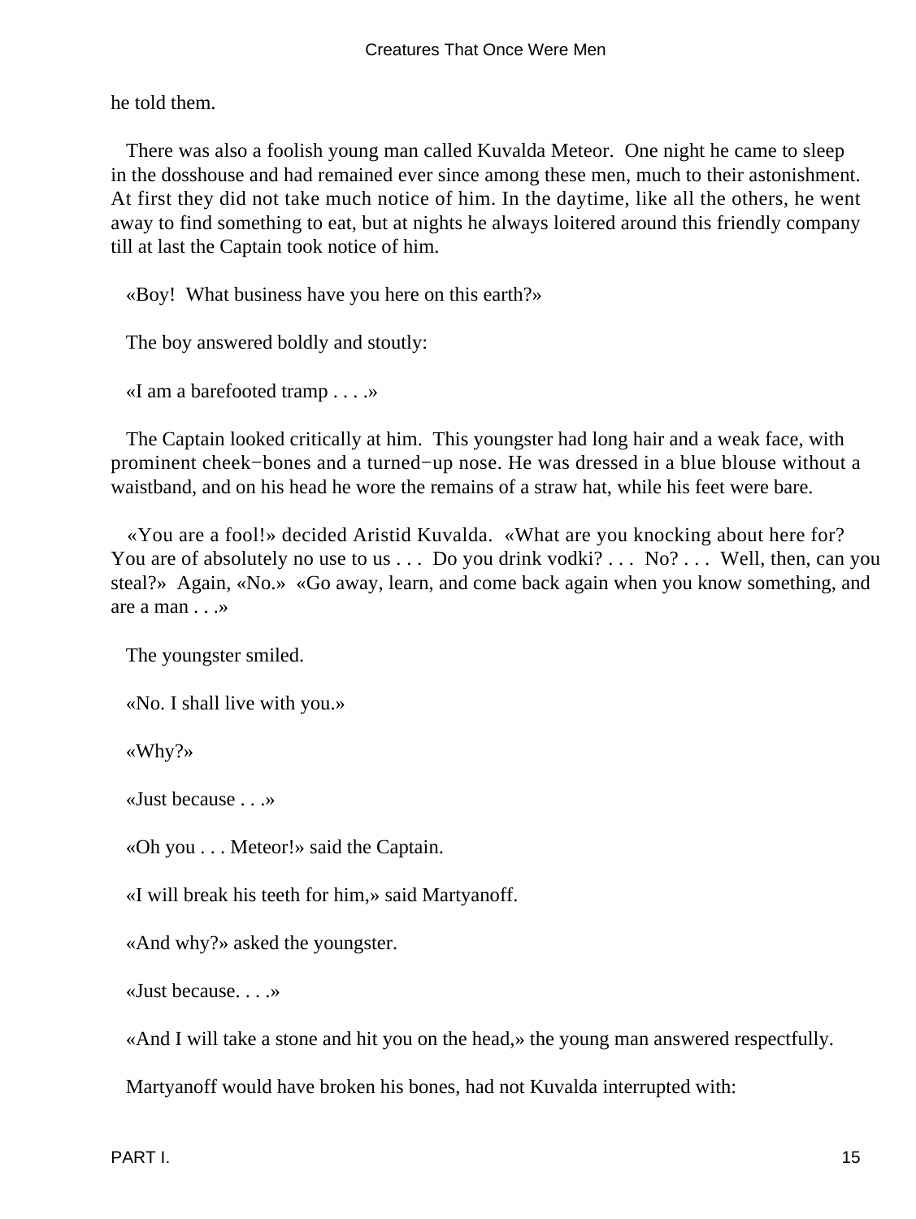he told them.

There was also a foolish young man called Kuvalda Meteor. One night he came to sleep in the dosshouse and had remained ever since among these men, much to their astonishment. At first they did not take much notice of him. In the daytime, like all the others, he went away to find something to eat, but at nights he always loitered around this friendly company till at last the Captain took notice of him.

«Boy! What business have you here on this earth?»

The boy answered boldly and stoutly:

«I am a barefooted tramp . . . .»

The Captain looked critically at him. This youngster had long hair and a weak face, with prominent cheek−bones and a turned−up nose. He was dressed in a blue blouse without a waistband, and on his head he wore the remains of a straw hat, while his feet were bare.

«You are a fool!» decided Aristid Kuvalda. «What are you knocking about here for? You are of absolutely no use to us . . . Do you drink vodki? . . . No? . . . Well, then, can you steal?» Again, «No.» «Go away, learn, and come back again when you know something, and are a man . . .»

The youngster smiled.

«No. I shall live with you.»

«Why?»

«Just because . . .»

«Oh you . . . Meteor!» said the Captain.

«I will break his teeth for him,» said Martyanoff.

«And why?» asked the youngster.

«Just because. . . .»

«And I will take a stone and hit you on the head,» the young man answered respectfully.

Martyanoff would have broken his bones, had not Kuvalda interrupted with: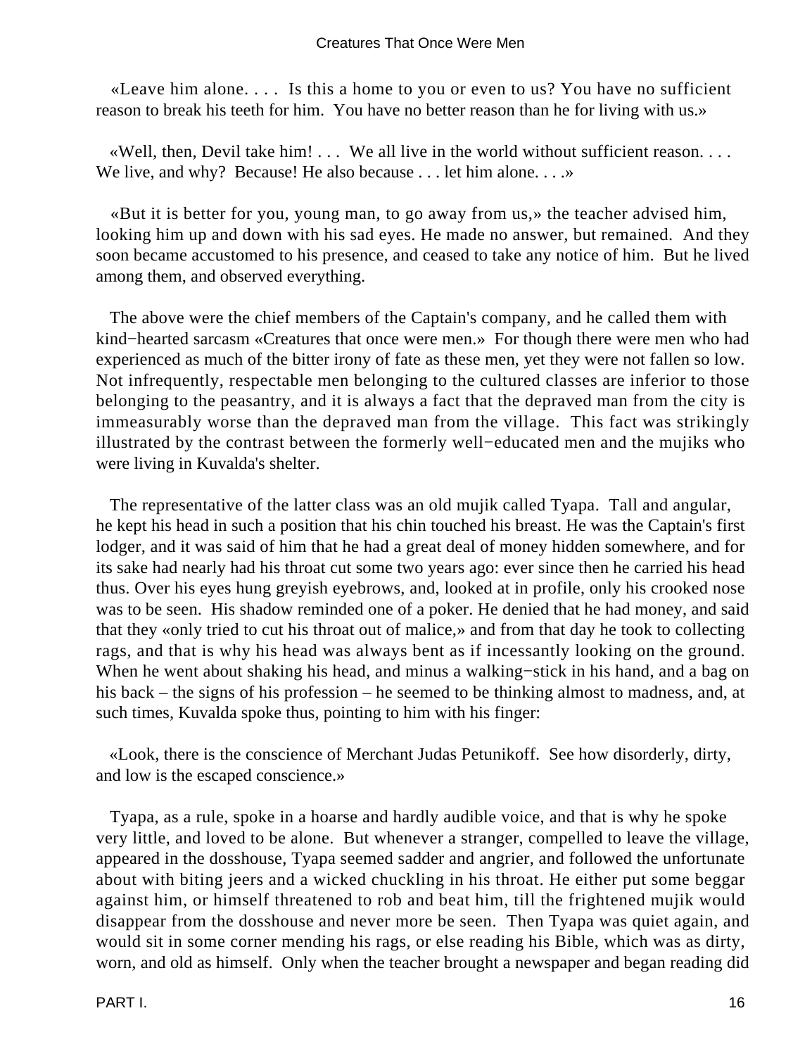«Leave him alone. . . .  Is this a home to you or even to us? You have no sufficient reason to break his teeth for him.  You have no better reason than he for living with us.»

«Well, then, Devil take him! . . .  We all live in the world without sufficient reason. . . . We live, and why?  Because! He also because . . . let him alone. . . .»

«But it is better for you, young man, to go away from us,» the teacher advised him, looking him up and down with his sad eyes. He made no answer, but remained.  And they soon became accustomed to his presence, and ceased to take any notice of him.  But he lived among them, and observed everything.

The above were the chief members of the Captain's company, and he called them with kind−hearted sarcasm «Creatures that once were men.»  For though there were men who had experienced as much of the bitter irony of fate as these men, yet they were not fallen so low. Not infrequently, respectable men belonging to the cultured classes are inferior to those belonging to the peasantry, and it is always a fact that the depraved man from the city is immeasurably worse than the depraved man from the village.  This fact was strikingly illustrated by the contrast between the formerly well−educated men and the mujiks who were living in Kuvalda's shelter.

The representative of the latter class was an old mujik called Tyapa.  Tall and angular, he kept his head in such a position that his chin touched his breast. He was the Captain's first lodger, and it was said of him that he had a great deal of money hidden somewhere, and for its sake had nearly had his throat cut some two years ago: ever since then he carried his head thus. Over his eyes hung greyish eyebrows, and, looked at in profile, only his crooked nose was to be seen.  His shadow reminded one of a poker. He denied that he had money, and said that they «only tried to cut his throat out of malice,» and from that day he took to collecting rags, and that is why his head was always bent as if incessantly looking on the ground. When he went about shaking his head, and minus a walking−stick in his hand, and a bag on his back – the signs of his profession – he seemed to be thinking almost to madness, and, at such times, Kuvalda spoke thus, pointing to him with his finger:

«Look, there is the conscience of Merchant Judas Petunikoff.  See how disorderly, dirty, and low is the escaped conscience.»

Tyapa, as a rule, spoke in a hoarse and hardly audible voice, and that is why he spoke very little, and loved to be alone.  But whenever a stranger, compelled to leave the village, appeared in the dosshouse, Tyapa seemed sadder and angrier, and followed the unfortunate about with biting jeers and a wicked chuckling in his throat. He either put some beggar against him, or himself threatened to rob and beat him, till the frightened mujik would disappear from the dosshouse and never more be seen.  Then Tyapa was quiet again, and would sit in some corner mending his rags, or else reading his Bible, which was as dirty, worn, and old as himself.  Only when the teacher brought a newspaper and began reading did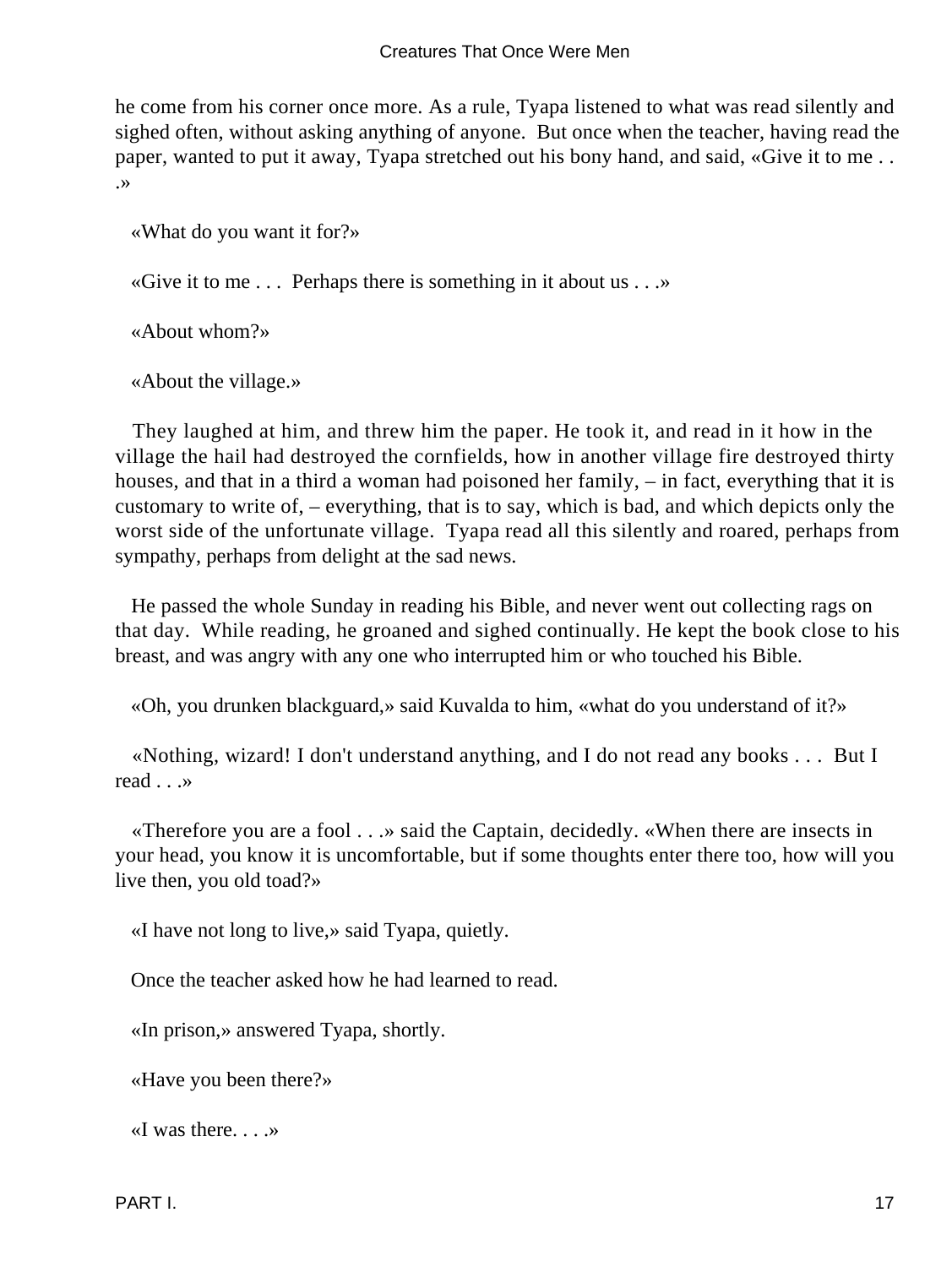he come from his corner once more. As a rule, Tyapa listened to what was read silently and sighed often, without asking anything of anyone. But once when the teacher, having read the paper, wanted to put it away, Tyapa stretched out his bony hand, and said, «Give it to me . . .»

«What do you want it for?»

«Give it to me . . . Perhaps there is something in it about us . . .»

«About whom?»

«About the village.»

They laughed at him, and threw him the paper. He took it, and read in it how in the village the hail had destroyed the cornfields, how in another village fire destroyed thirty houses, and that in a third a woman had poisoned her family, – in fact, everything that it is customary to write of, – everything, that is to say, which is bad, and which depicts only the worst side of the unfortunate village. Tyapa read all this silently and roared, perhaps from sympathy, perhaps from delight at the sad news.

He passed the whole Sunday in reading his Bible, and never went out collecting rags on that day. While reading, he groaned and sighed continually. He kept the book close to his breast, and was angry with any one who interrupted him or who touched his Bible.

«Oh, you drunken blackguard,» said Kuvalda to him, «what do you understand of it?»

«Nothing, wizard! I don't understand anything, and I do not read any books . . . But I read . . .»

«Therefore you are a fool . . .» said the Captain, decidedly. «When there are insects in your head, you know it is uncomfortable, but if some thoughts enter there too, how will you live then, you old toad?»

«I have not long to live,» said Tyapa, quietly.

Once the teacher asked how he had learned to read.

«In prison,» answered Tyapa, shortly.

«Have you been there?»

«I was there. . . .»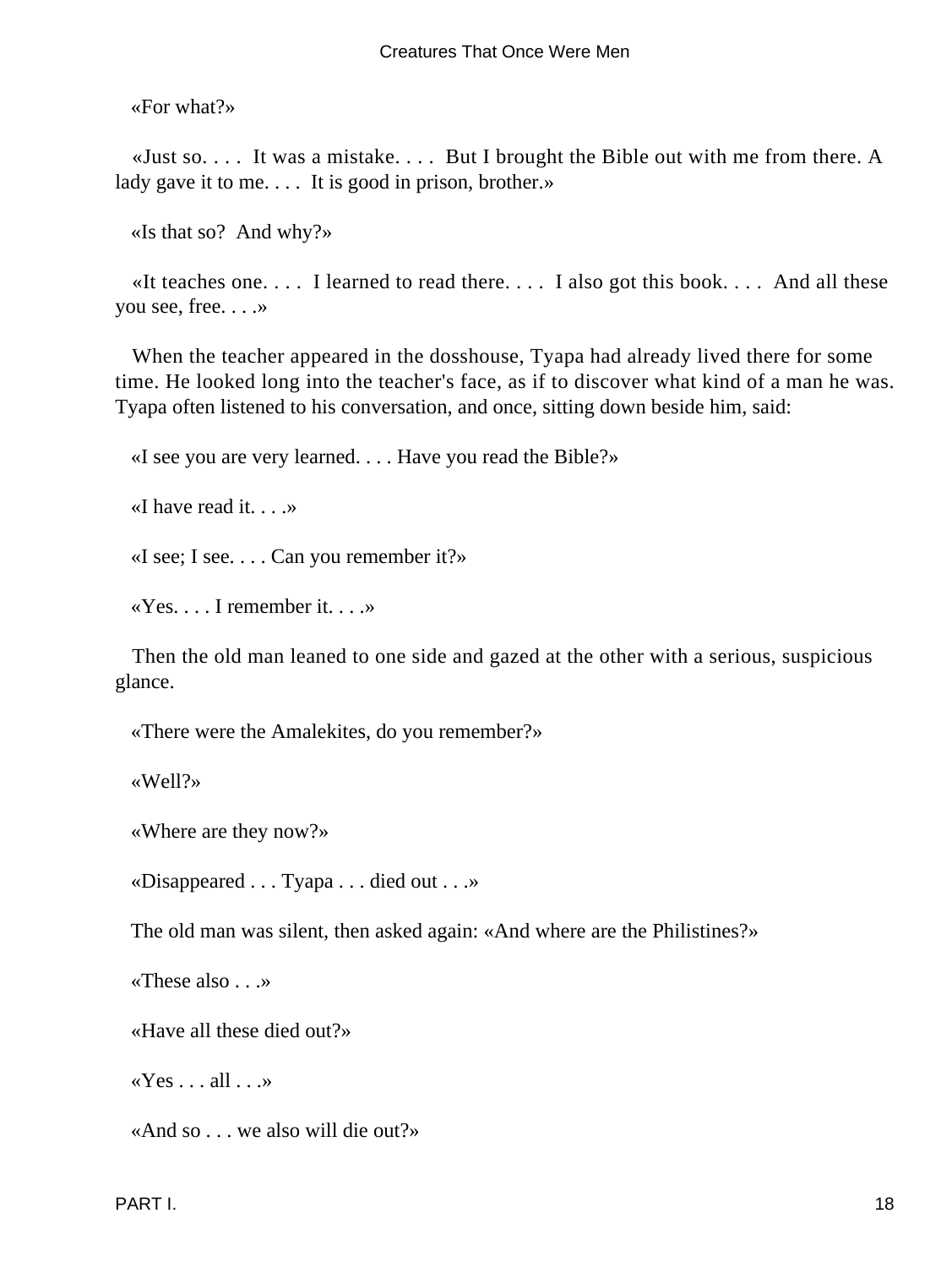«For what?»

«Just so. . . . It was a mistake. . . . But I brought the Bible out with me from there. A lady gave it to me. . . . It is good in prison, brother.»

«Is that so? And why?»

«It teaches one. . . . I learned to read there. . . . I also got this book. . . . And all these you see, free. . . .»

When the teacher appeared in the dosshouse, Tyapa had already lived there for some time. He looked long into the teacher's face, as if to discover what kind of a man he was. Tyapa often listened to his conversation, and once, sitting down beside him, said:

«I see you are very learned. . . . Have you read the Bible?»

«I have read it. . . .»

«I see; I see. . . . Can you remember it?»

«Yes. . . . I remember it. . . .»

Then the old man leaned to one side and gazed at the other with a serious, suspicious glance.

«There were the Amalekites, do you remember?»

«Well?»

«Where are they now?»

«Disappeared . . . Tyapa . . . died out . . .»

The old man was silent, then asked again: «And where are the Philistines?»

«These also . . .»

«Have all these died out?»

«Yes . . . all . . .»

«And so . . . we also will die out?»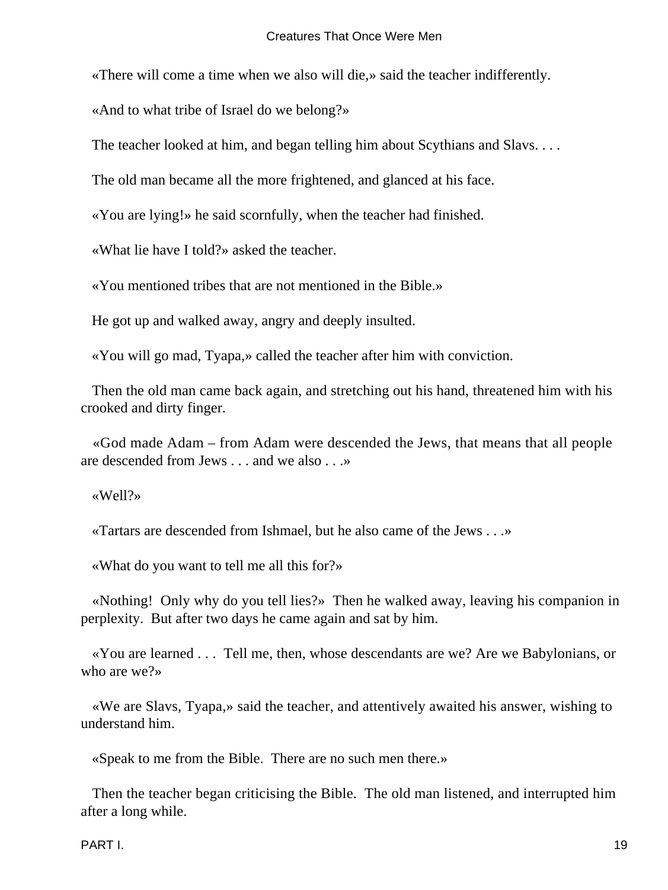«There will come a time when we also will die,» said the teacher indifferently.

«And to what tribe of Israel do we belong?»

The teacher looked at him, and began telling him about Scythians and Slavs. . . .

The old man became all the more frightened, and glanced at his face.

«You are lying!» he said scornfully, when the teacher had finished.

«What lie have I told?» asked the teacher.

«You mentioned tribes that are not mentioned in the Bible.»

He got up and walked away, angry and deeply insulted.

«You will go mad, Tyapa,» called the teacher after him with conviction.

Then the old man came back again, and stretching out his hand, threatened him with his crooked and dirty finger.

«God made Adam – from Adam were descended the Jews, that means that all people are descended from Jews . . . and we also . . .»

«Well?»

«Tartars are descended from Ishmael, but he also came of the Jews . . .»

«What do you want to tell me all this for?»

«Nothing! Only why do you tell lies?» Then he walked away, leaving his companion in perplexity. But after two days he came again and sat by him.

«You are learned . . . Tell me, then, whose descendants are we? Are we Babylonians, or who are we?»

«We are Slavs, Tyapa,» said the teacher, and attentively awaited his answer, wishing to understand him.

«Speak to me from the Bible. There are no such men there.»

Then the teacher began criticising the Bible. The old man listened, and interrupted him after a long while.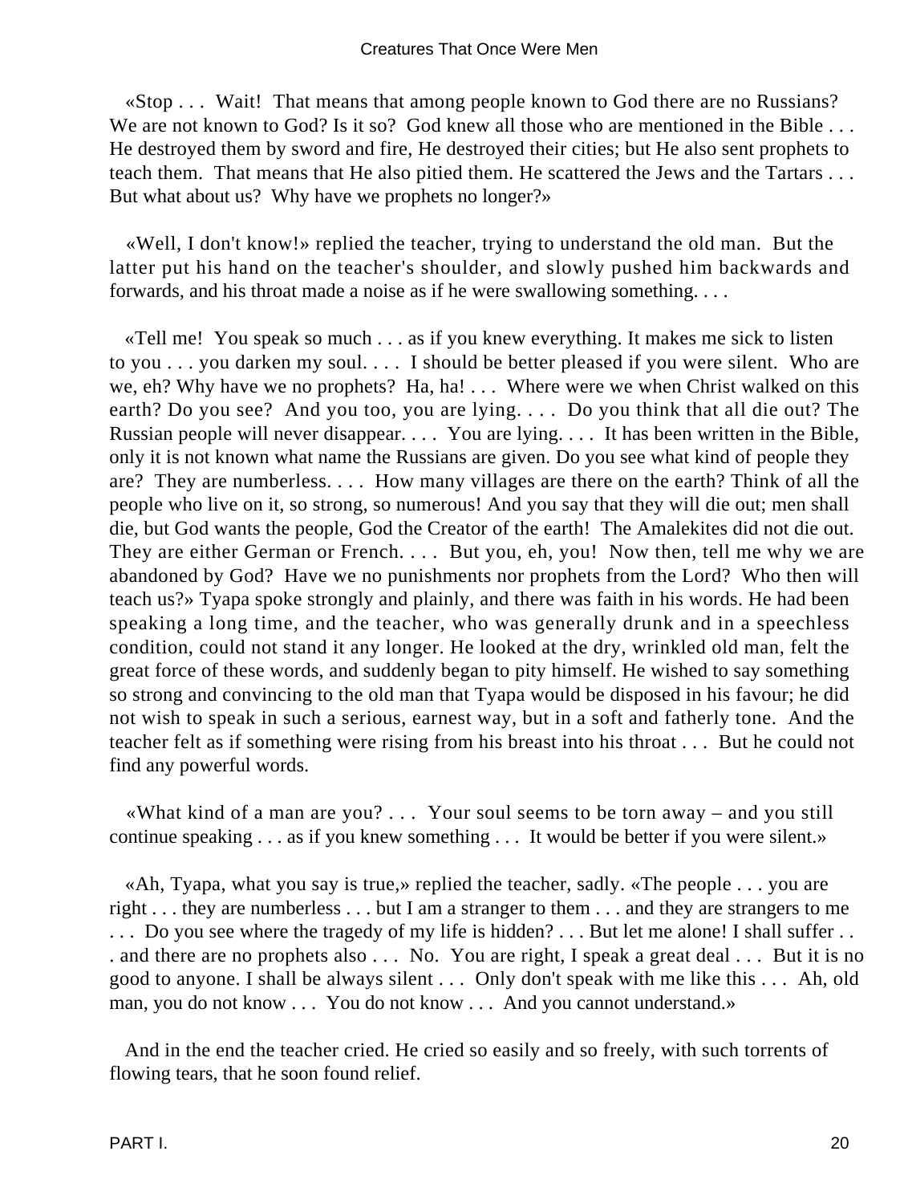«Stop . . . Wait! That means that among people known to God there are no Russians? We are not known to God? Is it so? God knew all those who are mentioned in the Bible . . . He destroyed them by sword and fire, He destroyed their cities; but He also sent prophets to teach them. That means that He also pitied them. He scattered the Jews and the Tartars . . . But what about us? Why have we prophets no longer?»

«Well, I don't know!» replied the teacher, trying to understand the old man. But the latter put his hand on the teacher's shoulder, and slowly pushed him backwards and forwards, and his throat made a noise as if he were swallowing something. . . .

«Tell me! You speak so much . . . as if you knew everything. It makes me sick to listen to you . . . you darken my soul. . . . I should be better pleased if you were silent. Who are we, eh? Why have we no prophets? Ha, ha! . . . Where were we when Christ walked on this earth? Do you see? And you too, you are lying. . . . Do you think that all die out? The Russian people will never disappear. . . . You are lying. . . . It has been written in the Bible, only it is not known what name the Russians are given. Do you see what kind of people they are? They are numberless. . . . How many villages are there on the earth? Think of all the people who live on it, so strong, so numerous! And you say that they will die out; men shall die, but God wants the people, God the Creator of the earth! The Amalekites did not die out. They are either German or French. . . . But you, eh, you! Now then, tell me why we are abandoned by God? Have we no punishments nor prophets from the Lord? Who then will teach us?» Tyapa spoke strongly and plainly, and there was faith in his words. He had been speaking a long time, and the teacher, who was generally drunk and in a speechless condition, could not stand it any longer. He looked at the dry, wrinkled old man, felt the great force of these words, and suddenly began to pity himself. He wished to say something so strong and convincing to the old man that Tyapa would be disposed in his favour; he did not wish to speak in such a serious, earnest way, but in a soft and fatherly tone. And the teacher felt as if something were rising from his breast into his throat . . . But he could not find any powerful words.

«What kind of a man are you? . . . Your soul seems to be torn away – and you still continue speaking . . . as if you knew something . . . It would be better if you were silent.»

«Ah, Tyapa, what you say is true,» replied the teacher, sadly. «The people . . . you are right . . . they are numberless . . . but I am a stranger to them . . . and they are strangers to me . . . Do you see where the tragedy of my life is hidden? . . . But let me alone! I shall suffer . . . and there are no prophets also . . . No. You are right, I speak a great deal . . . But it is no good to anyone. I shall be always silent . . . Only don't speak with me like this . . . Ah, old man, you do not know . . . You do not know . . . And you cannot understand.»

And in the end the teacher cried. He cried so easily and so freely, with such torrents of flowing tears, that he soon found relief.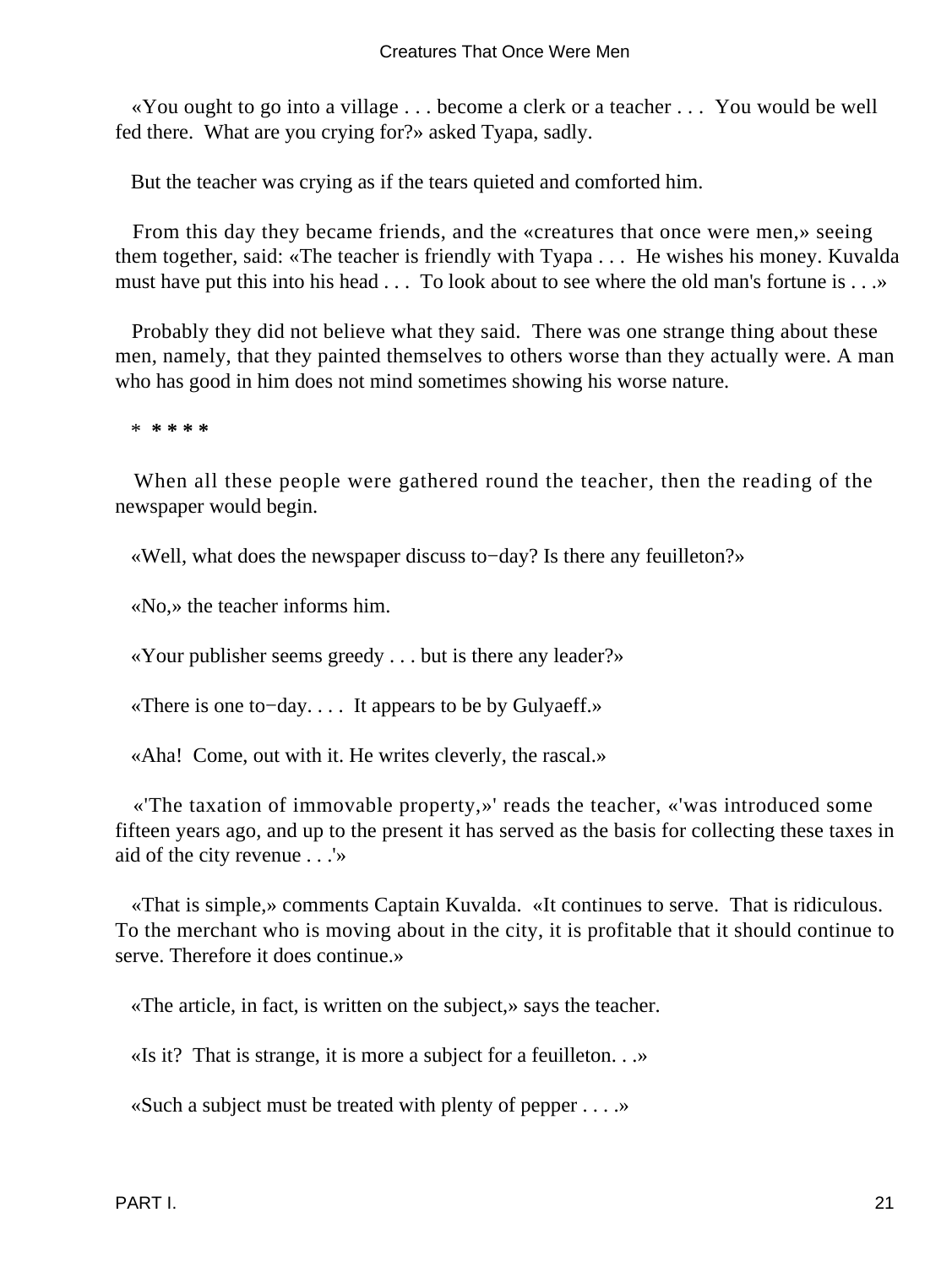«You ought to go into a village . . . become a clerk or a teacher . . . You would be well fed there. What are you crying for?» asked Tyapa, sadly.

But the teacher was crying as if the tears quieted and comforted him.

From this day they became friends, and the «creatures that once were men,» seeing them together, said: «The teacher is friendly with Tyapa . . . He wishes his money. Kuvalda must have put this into his head . . . To look about to see where the old man's fortune is . . .»

Probably they did not believe what they said. There was one strange thing about these men, namely, that they painted themselves to others worse than they actually were. A man who has good in him does not mind sometimes showing his worse nature.

* * * * *

When all these people were gathered round the teacher, then the reading of the newspaper would begin.

«Well, what does the newspaper discuss to−day? Is there any feuilleton?»

«No,» the teacher informs him.

«Your publisher seems greedy . . . but is there any leader?»

«There is one to−day. . . . It appears to be by Gulyaeff.»

«Aha! Come, out with it. He writes cleverly, the rascal.»

«'The taxation of immovable property,»' reads the teacher, «'was introduced some fifteen years ago, and up to the present it has served as the basis for collecting these taxes in aid of the city revenue . . .'»

«That is simple,» comments Captain Kuvalda. «It continues to serve. That is ridiculous. To the merchant who is moving about in the city, it is profitable that it should continue to serve. Therefore it does continue.»

«The article, in fact, is written on the subject,» says the teacher.

«Is it? That is strange, it is more a subject for a feuilleton. . .»

«Such a subject must be treated with plenty of pepper . . . .»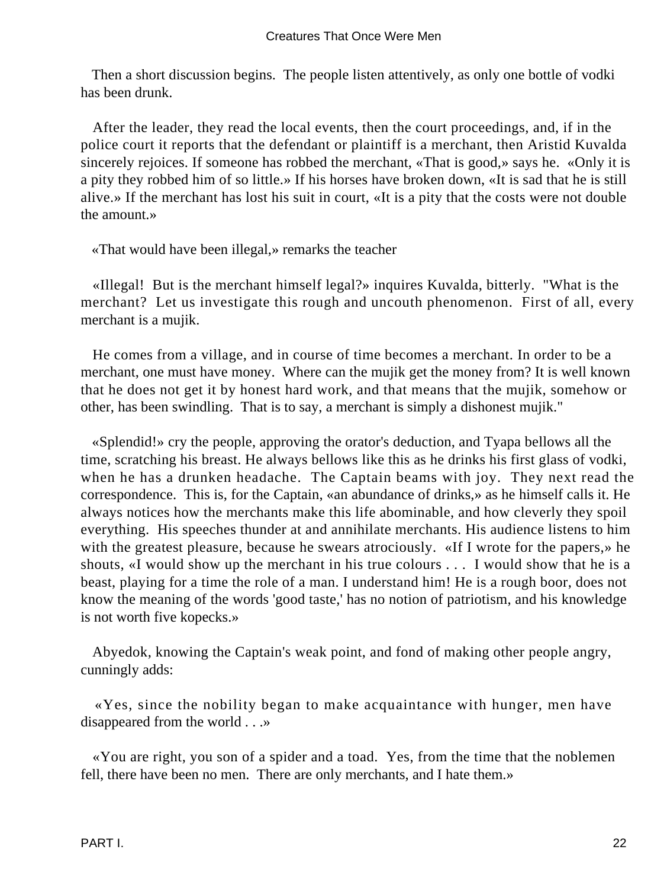Then a short discussion begins. The people listen attentively, as only one bottle of vodki has been drunk.

After the leader, they read the local events, then the court proceedings, and, if in the police court it reports that the defendant or plaintiff is a merchant, then Aristid Kuvalda sincerely rejoices. If someone has robbed the merchant, «That is good,» says he. «Only it is a pity they robbed him of so little.» If his horses have broken down, «It is sad that he is still alive.» If the merchant has lost his suit in court, «It is a pity that the costs were not double the amount.»

«That would have been illegal,» remarks the teacher

«Illegal! But is the merchant himself legal?» inquires Kuvalda, bitterly. "What is the merchant? Let us investigate this rough and uncouth phenomenon. First of all, every merchant is a mujik.

He comes from a village, and in course of time becomes a merchant. In order to be a merchant, one must have money. Where can the mujik get the money from? It is well known that he does not get it by honest hard work, and that means that the mujik, somehow or other, has been swindling. That is to say, a merchant is simply a dishonest mujik."

«Splendid!» cry the people, approving the orator's deduction, and Tyapa bellows all the time, scratching his breast. He always bellows like this as he drinks his first glass of vodki, when he has a drunken headache. The Captain beams with joy. They next read the correspondence. This is, for the Captain, «an abundance of drinks,» as he himself calls it. He always notices how the merchants make this life abominable, and how cleverly they spoil everything. His speeches thunder at and annihilate merchants. His audience listens to him with the greatest pleasure, because he swears atrociously. «If I wrote for the papers,» he shouts, «I would show up the merchant in his true colours . . . I would show that he is a beast, playing for a time the role of a man. I understand him! He is a rough boor, does not know the meaning of the words 'good taste,' has no notion of patriotism, and his knowledge is not worth five kopecks.»

Abyedok, knowing the Captain's weak point, and fond of making other people angry, cunningly adds:

«Yes, since the nobility began to make acquaintance with hunger, men have disappeared from the world . . .»

«You are right, you son of a spider and a toad. Yes, from the time that the noblemen fell, there have been no men. There are only merchants, and I hate them.»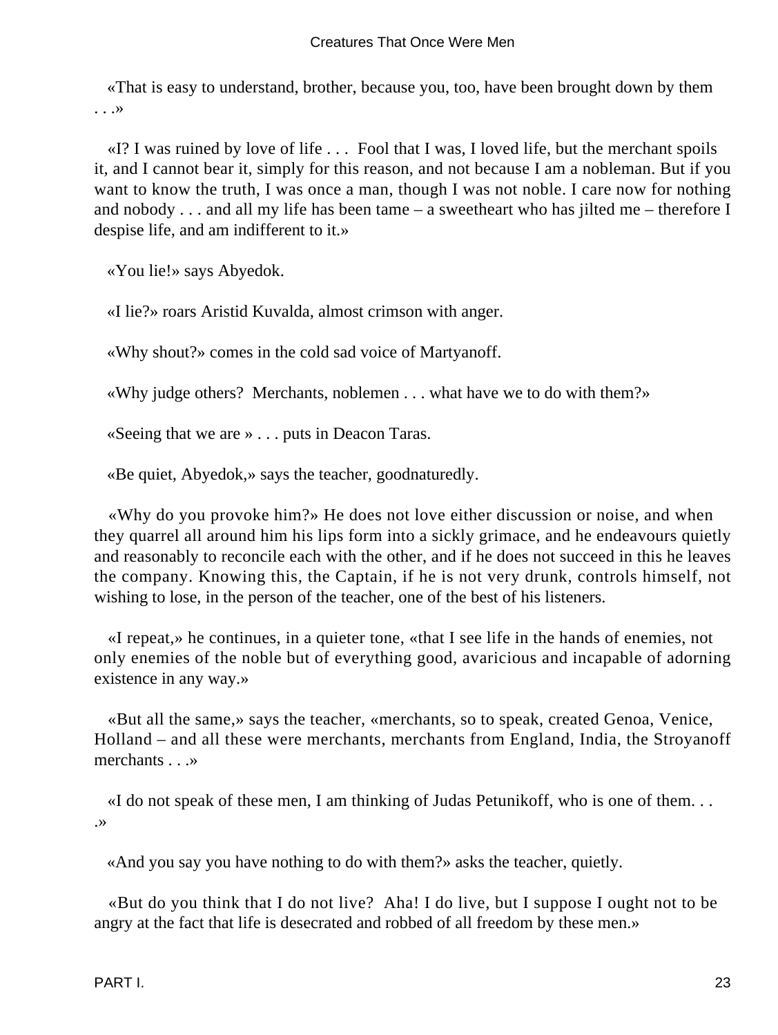«That is easy to understand, brother, because you, too, have been brought down by them . . .»

«I? I was ruined by love of life . . . Fool that I was, I loved life, but the merchant spoils it, and I cannot bear it, simply for this reason, and not because I am a nobleman. But if you want to know the truth, I was once a man, though I was not noble. I care now for nothing and nobody . . . and all my life has been tame – a sweetheart who has jilted me – therefore I despise life, and am indifferent to it.»

«You lie!» says Abyedok.

«I lie?» roars Aristid Kuvalda, almost crimson with anger.

«Why shout?» comes in the cold sad voice of Martyanoff.

«Why judge others? Merchants, noblemen . . . what have we to do with them?»

«Seeing that we are » . . . puts in Deacon Taras.

«Be quiet, Abyedok,» says the teacher, goodnaturedly.

«Why do you provoke him?» He does not love either discussion or noise, and when they quarrel all around him his lips form into a sickly grimace, and he endeavours quietly and reasonably to reconcile each with the other, and if he does not succeed in this he leaves the company. Knowing this, the Captain, if he is not very drunk, controls himself, not wishing to lose, in the person of the teacher, one of the best of his listeners.

«I repeat,» he continues, in a quieter tone, «that I see life in the hands of enemies, not only enemies of the noble but of everything good, avaricious and incapable of adorning existence in any way.»

«But all the same,» says the teacher, «merchants, so to speak, created Genoa, Venice, Holland – and all these were merchants, merchants from England, India, the Stroyanoff merchants . . .»

«I do not speak of these men, I am thinking of Judas Petunikoff, who is one of them. . . .»

«And you say you have nothing to do with them?» asks the teacher, quietly.

«But do you think that I do not live? Aha! I do live, but I suppose I ought not to be angry at the fact that life is desecrated and robbed of all freedom by these men.»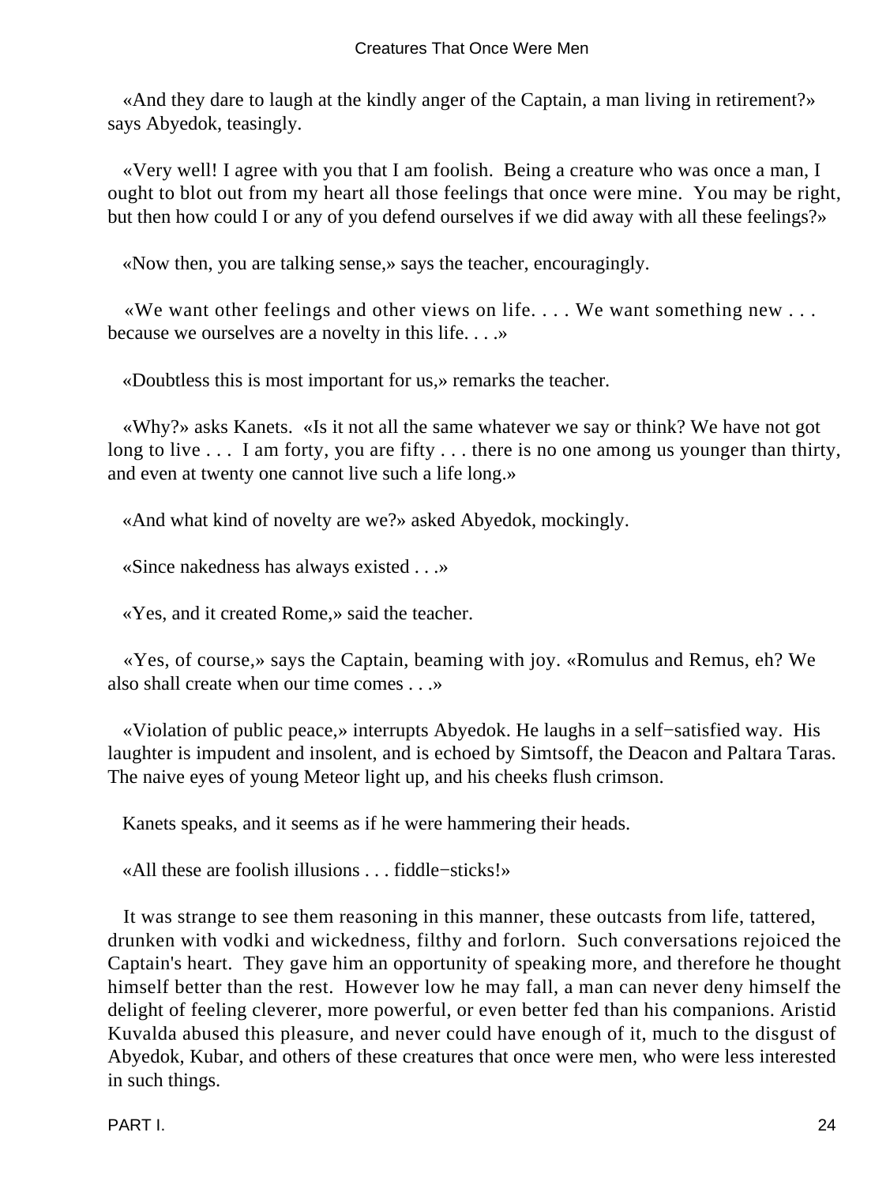«And they dare to laugh at the kindly anger of the Captain, a man living in retirement?» says Abyedok, teasingly.

«Very well! I agree with you that I am foolish. Being a creature who was once a man, I ought to blot out from my heart all those feelings that once were mine. You may be right, but then how could I or any of you defend ourselves if we did away with all these feelings?»

«Now then, you are talking sense,» says the teacher, encouragingly.

«We want other feelings and other views on life. . . . We want something new . . . because we ourselves are a novelty in this life. . . .»

«Doubtless this is most important for us,» remarks the teacher.

«Why?» asks Kanets. «Is it not all the same whatever we say or think? We have not got long to live . . . I am forty, you are fifty . . . there is no one among us younger than thirty, and even at twenty one cannot live such a life long.»

«And what kind of novelty are we?» asked Abyedok, mockingly.

«Since nakedness has always existed . . .»

«Yes, and it created Rome,» said the teacher.

«Yes, of course,» says the Captain, beaming with joy. «Romulus and Remus, eh? We also shall create when our time comes . . .»

«Violation of public peace,» interrupts Abyedok. He laughs in a self−satisfied way. His laughter is impudent and insolent, and is echoed by Simtsoff, the Deacon and Paltara Taras. The naive eyes of young Meteor light up, and his cheeks flush crimson.

Kanets speaks, and it seems as if he were hammering their heads.

«All these are foolish illusions . . . fiddle−sticks!»

It was strange to see them reasoning in this manner, these outcasts from life, tattered, drunken with vodki and wickedness, filthy and forlorn. Such conversations rejoiced the Captain's heart. They gave him an opportunity of speaking more, and therefore he thought himself better than the rest. However low he may fall, a man can never deny himself the delight of feeling cleverer, more powerful, or even better fed than his companions. Aristid Kuvalda abused this pleasure, and never could have enough of it, much to the disgust of Abyedok, Kubar, and others of these creatures that once were men, who were less interested in such things.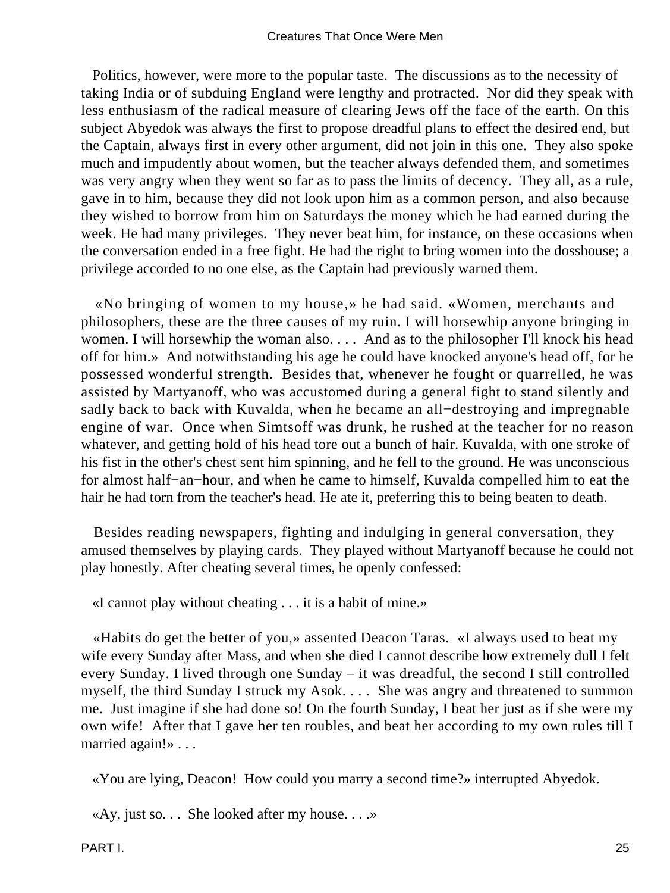Politics, however, were more to the popular taste. The discussions as to the necessity of taking India or of subduing England were lengthy and protracted. Nor did they speak with less enthusiasm of the radical measure of clearing Jews off the face of the earth. On this subject Abyedok was always the first to propose dreadful plans to effect the desired end, but the Captain, always first in every other argument, did not join in this one. They also spoke much and impudently about women, but the teacher always defended them, and sometimes was very angry when they went so far as to pass the limits of decency. They all, as a rule, gave in to him, because they did not look upon him as a common person, and also because they wished to borrow from him on Saturdays the money which he had earned during the week. He had many privileges. They never beat him, for instance, on these occasions when the conversation ended in a free fight. He had the right to bring women into the dosshouse; a privilege accorded to no one else, as the Captain had previously warned them.

«No bringing of women to my house,» he had said. «Women, merchants and philosophers, these are the three causes of my ruin. I will horsewhip anyone bringing in women. I will horsewhip the woman also. . . . And as to the philosopher I'll knock his head off for him.» And notwithstanding his age he could have knocked anyone's head off, for he possessed wonderful strength. Besides that, whenever he fought or quarrelled, he was assisted by Martyanoff, who was accustomed during a general fight to stand silently and sadly back to back with Kuvalda, when he became an all−destroying and impregnable engine of war. Once when Simtsoff was drunk, he rushed at the teacher for no reason whatever, and getting hold of his head tore out a bunch of hair. Kuvalda, with one stroke of his fist in the other's chest sent him spinning, and he fell to the ground. He was unconscious for almost half−an−hour, and when he came to himself, Kuvalda compelled him to eat the hair he had torn from the teacher's head. He ate it, preferring this to being beaten to death.

Besides reading newspapers, fighting and indulging in general conversation, they amused themselves by playing cards. They played without Martyanoff because he could not play honestly. After cheating several times, he openly confessed:

«I cannot play without cheating . . . it is a habit of mine.»

«Habits do get the better of you,» assented Deacon Taras. «I always used to beat my wife every Sunday after Mass, and when she died I cannot describe how extremely dull I felt every Sunday. I lived through one Sunday – it was dreadful, the second I still controlled myself, the third Sunday I struck my Asok. . . . She was angry and threatened to summon me. Just imagine if she had done so! On the fourth Sunday, I beat her just as if she were my own wife! After that I gave her ten roubles, and beat her according to my own rules till I married again!» . . .

«You are lying, Deacon! How could you marry a second time?» interrupted Abyedok.

«Ay, just so. . . She looked after my house. . . .»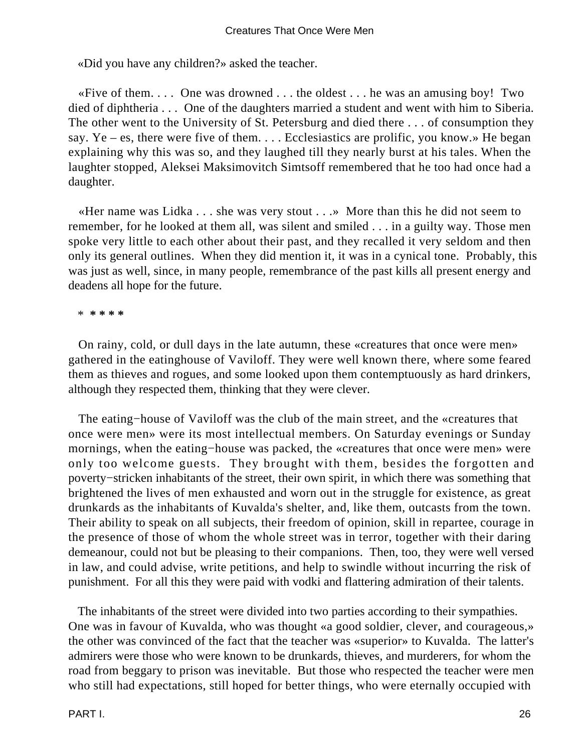«Did you have any children?» asked the teacher.

«Five of them. . . . One was drowned . . . the oldest . . . he was an amusing boy! Two died of diphtheria . . . One of the daughters married a student and went with him to Siberia. The other went to the University of St. Petersburg and died there . . . of consumption they say. Ye – es, there were five of them. . . . Ecclesiastics are prolific, you know.» He began explaining why this was so, and they laughed till they nearly burst at his tales. When the laughter stopped, Aleksei Maksimovitch Simtsoff remembered that he too had once had a daughter.

«Her name was Lidka . . . she was very stout . . .» More than this he did not seem to remember, for he looked at them all, was silent and smiled . . . in a guilty way. Those men spoke very little to each other about their past, and they recalled it very seldom and then only its general outlines. When they did mention it, it was in a cynical tone. Probably, this was just as well, since, in many people, remembrance of the past kills all present energy and deadens all hope for the future.

* * * * *

On rainy, cold, or dull days in the late autumn, these «creatures that once were men» gathered in the eatinghouse of Vaviloff. They were well known there, where some feared them as thieves and rogues, and some looked upon them contemptuously as hard drinkers, although they respected them, thinking that they were clever.

The eating−house of Vaviloff was the club of the main street, and the «creatures that once were men» were its most intellectual members. On Saturday evenings or Sunday mornings, when the eating−house was packed, the «creatures that once were men» were only too welcome guests. They brought with them, besides the forgotten and poverty−stricken inhabitants of the street, their own spirit, in which there was something that brightened the lives of men exhausted and worn out in the struggle for existence, as great drunkards as the inhabitants of Kuvalda's shelter, and, like them, outcasts from the town. Their ability to speak on all subjects, their freedom of opinion, skill in repartee, courage in the presence of those of whom the whole street was in terror, together with their daring demeanour, could not but be pleasing to their companions. Then, too, they were well versed in law, and could advise, write petitions, and help to swindle without incurring the risk of punishment. For all this they were paid with vodki and flattering admiration of their talents.

The inhabitants of the street were divided into two parties according to their sympathies. One was in favour of Kuvalda, who was thought «a good soldier, clever, and courageous,» the other was convinced of the fact that the teacher was «superior» to Kuvalda. The latter's admirers were those who were known to be drunkards, thieves, and murderers, for whom the road from beggary to prison was inevitable. But those who respected the teacher were men who still had expectations, still hoped for better things, who were eternally occupied with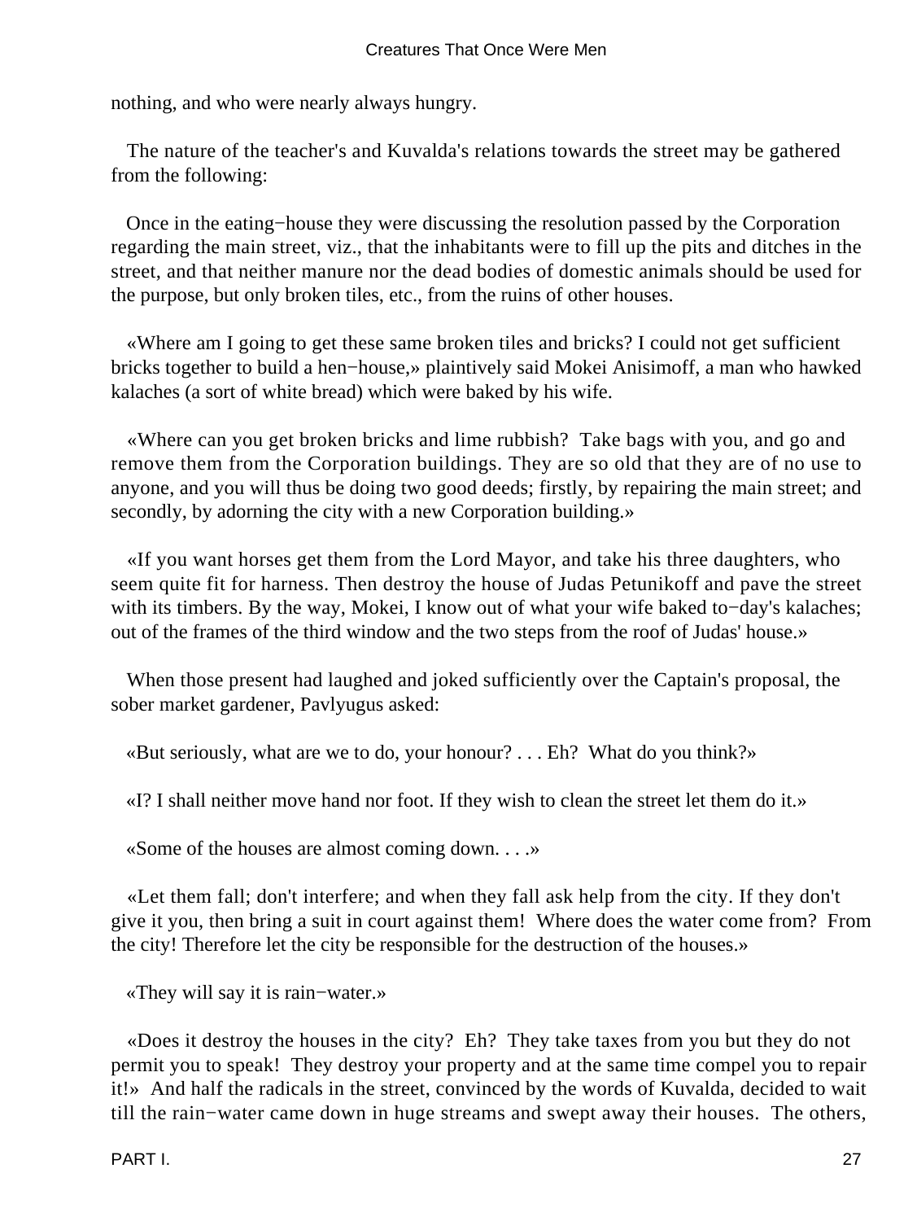nothing, and who were nearly always hungry.

The nature of the teacher's and Kuvalda's relations towards the street may be gathered from the following:

Once in the eating−house they were discussing the resolution passed by the Corporation regarding the main street, viz., that the inhabitants were to fill up the pits and ditches in the street, and that neither manure nor the dead bodies of domestic animals should be used for the purpose, but only broken tiles, etc., from the ruins of other houses.

«Where am I going to get these same broken tiles and bricks? I could not get sufficient bricks together to build a hen−house,» plaintively said Mokei Anisimoff, a man who hawked kalaches (a sort of white bread) which were baked by his wife.

«Where can you get broken bricks and lime rubbish? Take bags with you, and go and remove them from the Corporation buildings. They are so old that they are of no use to anyone, and you will thus be doing two good deeds; firstly, by repairing the main street; and secondly, by adorning the city with a new Corporation building.»

«If you want horses get them from the Lord Mayor, and take his three daughters, who seem quite fit for harness. Then destroy the house of Judas Petunikoff and pave the street with its timbers. By the way, Mokei, I know out of what your wife baked to−day's kalaches; out of the frames of the third window and the two steps from the roof of Judas' house.»

When those present had laughed and joked sufficiently over the Captain's proposal, the sober market gardener, Pavlyugus asked:

«But seriously, what are we to do, your honour? . . . Eh? What do you think?»

«I? I shall neither move hand nor foot. If they wish to clean the street let them do it.»

«Some of the houses are almost coming down. . . .»

«Let them fall; don't interfere; and when they fall ask help from the city. If they don't give it you, then bring a suit in court against them! Where does the water come from? From the city! Therefore let the city be responsible for the destruction of the houses.»

«They will say it is rain−water.»

«Does it destroy the houses in the city? Eh? They take taxes from you but they do not permit you to speak! They destroy your property and at the same time compel you to repair it!» And half the radicals in the street, convinced by the words of Kuvalda, decided to wait till the rain−water came down in huge streams and swept away their houses. The others,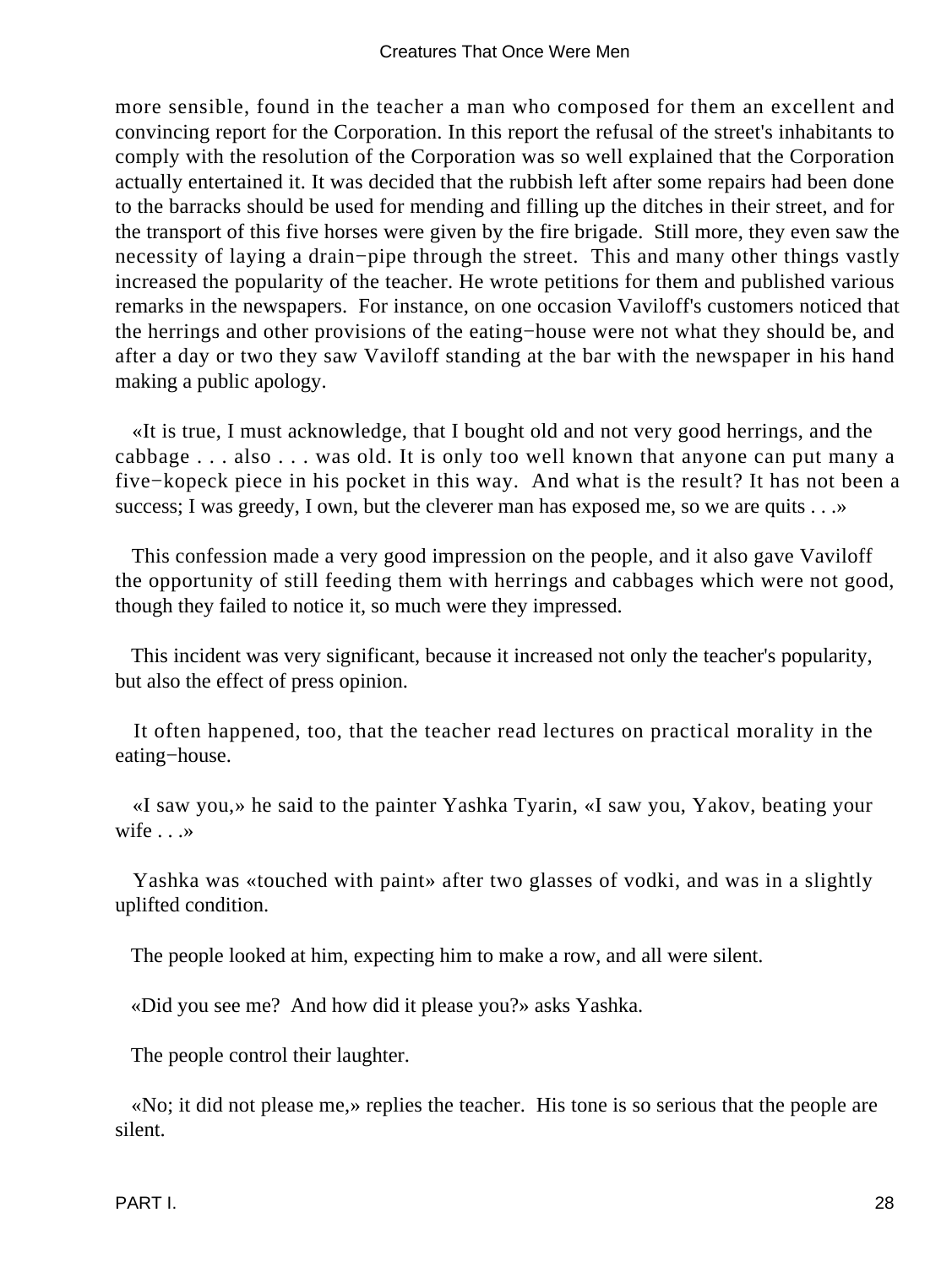more sensible, found in the teacher a man who composed for them an excellent and convincing report for the Corporation. In this report the refusal of the street's inhabitants to comply with the resolution of the Corporation was so well explained that the Corporation actually entertained it. It was decided that the rubbish left after some repairs had been done to the barracks should be used for mending and filling up the ditches in their street, and for the transport of this five horses were given by the fire brigade. Still more, they even saw the necessity of laying a drain−pipe through the street. This and many other things vastly increased the popularity of the teacher. He wrote petitions for them and published various remarks in the newspapers. For instance, on one occasion Vaviloff's customers noticed that the herrings and other provisions of the eating−house were not what they should be, and after a day or two they saw Vaviloff standing at the bar with the newspaper in his hand making a public apology.

«It is true, I must acknowledge, that I bought old and not very good herrings, and the cabbage . . . also . . . was old. It is only too well known that anyone can put many a five−kopeck piece in his pocket in this way. And what is the result? It has not been a success; I was greedy, I own, but the cleverer man has exposed me, so we are quits . . .»

This confession made a very good impression on the people, and it also gave Vaviloff the opportunity of still feeding them with herrings and cabbages which were not good, though they failed to notice it, so much were they impressed.

This incident was very significant, because it increased not only the teacher's popularity, but also the effect of press opinion.

It often happened, too, that the teacher read lectures on practical morality in the eating−house.

«I saw you,» he said to the painter Yashka Tyarin, «I saw you, Yakov, beating your wife . . .»

Yashka was «touched with paint» after two glasses of vodki, and was in a slightly uplifted condition.

The people looked at him, expecting him to make a row, and all were silent.

«Did you see me? And how did it please you?» asks Yashka.

The people control their laughter.

«No; it did not please me,» replies the teacher. His tone is so serious that the people are silent.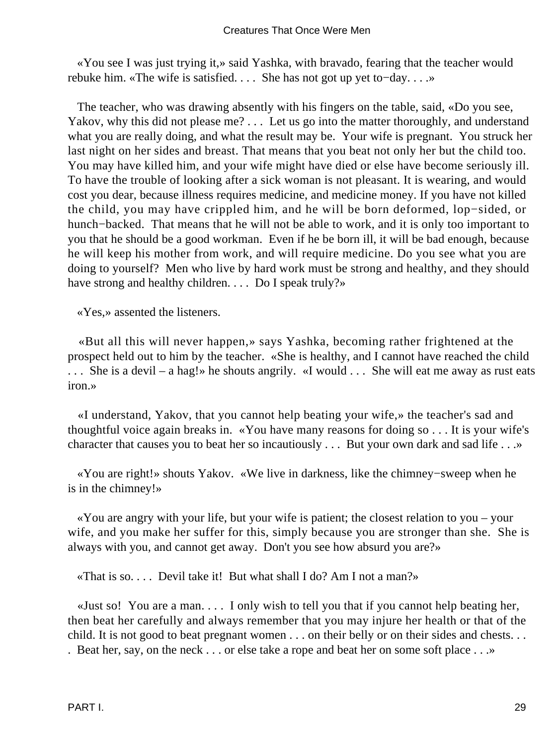«You see I was just trying it,» said Yashka, with bravado, fearing that the teacher would rebuke him. «The wife is satisfied. . . . She has not got up yet to−day. . . .»

The teacher, who was drawing absently with his fingers on the table, said, «Do you see, Yakov, why this did not please me? . . . Let us go into the matter thoroughly, and understand what you are really doing, and what the result may be. Your wife is pregnant. You struck her last night on her sides and breast. That means that you beat not only her but the child too. You may have killed him, and your wife might have died or else have become seriously ill. To have the trouble of looking after a sick woman is not pleasant. It is wearing, and would cost you dear, because illness requires medicine, and medicine money. If you have not killed the child, you may have crippled him, and he will be born deformed, lop−sided, or hunch−backed. That means that he will not be able to work, and it is only too important to you that he should be a good workman. Even if he be born ill, it will be bad enough, because he will keep his mother from work, and will require medicine. Do you see what you are doing to yourself? Men who live by hard work must be strong and healthy, and they should have strong and healthy children. . . . Do I speak truly?»

«Yes,» assented the listeners.

«But all this will never happen,» says Yashka, becoming rather frightened at the prospect held out to him by the teacher. «She is healthy, and I cannot have reached the child . . . She is a devil – a hag!» he shouts angrily. «I would . . . She will eat me away as rust eats iron.»

«I understand, Yakov, that you cannot help beating your wife,» the teacher's sad and thoughtful voice again breaks in. «You have many reasons for doing so . . . It is your wife's character that causes you to beat her so incautiously . . . But your own dark and sad life . . .»

«You are right!» shouts Yakov. «We live in darkness, like the chimney−sweep when he is in the chimney!»

«You are angry with your life, but your wife is patient; the closest relation to you – your wife, and you make her suffer for this, simply because you are stronger than she. She is always with you, and cannot get away. Don't you see how absurd you are?»

«That is so. . . . Devil take it! But what shall I do? Am I not a man?»

«Just so! You are a man. . . . I only wish to tell you that if you cannot help beating her, then beat her carefully and always remember that you may injure her health or that of the child. It is not good to beat pregnant women . . . on their belly or on their sides and chests. . . . Beat her, say, on the neck . . . or else take a rope and beat her on some soft place . . .»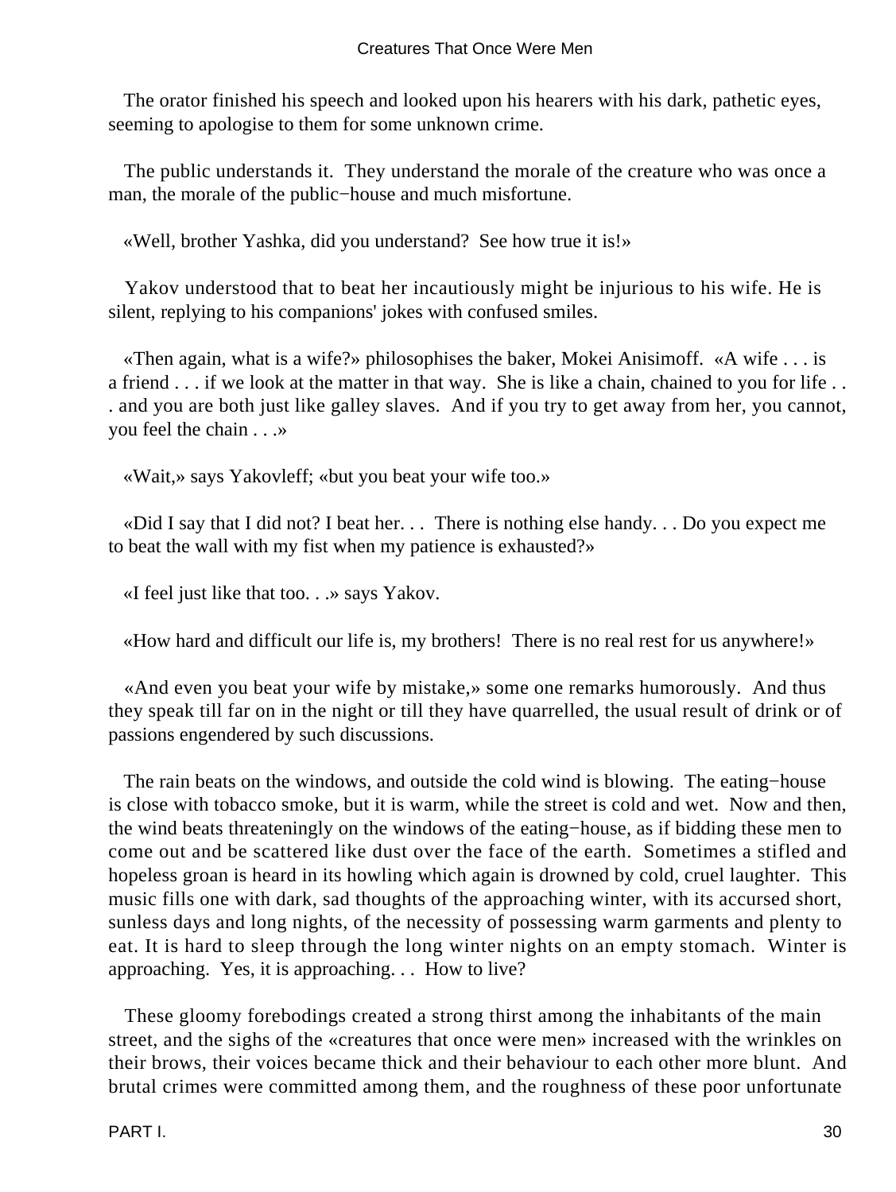The orator finished his speech and looked upon his hearers with his dark, pathetic eyes, seeming to apologise to them for some unknown crime.

The public understands it. They understand the morale of the creature who was once a man, the morale of the public−house and much misfortune.

«Well, brother Yashka, did you understand? See how true it is!»

Yakov understood that to beat her incautiously might be injurious to his wife. He is silent, replying to his companions' jokes with confused smiles.

«Then again, what is a wife?» philosophises the baker, Mokei Anisimoff. «A wife . . . is a friend . . . if we look at the matter in that way. She is like a chain, chained to you for life . . . and you are both just like galley slaves. And if you try to get away from her, you cannot, you feel the chain . . .»

«Wait,» says Yakovleff; «but you beat your wife too.»

«Did I say that I did not? I beat her. . . There is nothing else handy. . . Do you expect me to beat the wall with my fist when my patience is exhausted?»

«I feel just like that too. . .» says Yakov.

«How hard and difficult our life is, my brothers! There is no real rest for us anywhere!»

«And even you beat your wife by mistake,» some one remarks humorously. And thus they speak till far on in the night or till they have quarrelled, the usual result of drink or of passions engendered by such discussions.

The rain beats on the windows, and outside the cold wind is blowing. The eating−house is close with tobacco smoke, but it is warm, while the street is cold and wet. Now and then, the wind beats threateningly on the windows of the eating−house, as if bidding these men to come out and be scattered like dust over the face of the earth. Sometimes a stifled and hopeless groan is heard in its howling which again is drowned by cold, cruel laughter. This music fills one with dark, sad thoughts of the approaching winter, with its accursed short, sunless days and long nights, of the necessity of possessing warm garments and plenty to eat. It is hard to sleep through the long winter nights on an empty stomach. Winter is approaching. Yes, it is approaching. . . How to live?

These gloomy forebodings created a strong thirst among the inhabitants of the main street, and the sighs of the «creatures that once were men» increased with the wrinkles on their brows, their voices became thick and their behaviour to each other more blunt. And brutal crimes were committed among them, and the roughness of these poor unfortunate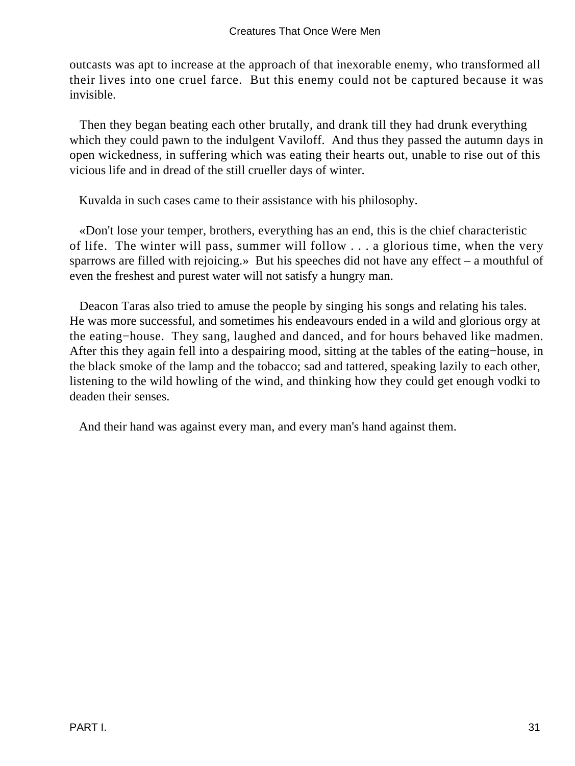outcasts was apt to increase at the approach of that inexorable enemy, who transformed all their lives into one cruel farce. But this enemy could not be captured because it was invisible.

Then they began beating each other brutally, and drank till they had drunk everything which they could pawn to the indulgent Vaviloff. And thus they passed the autumn days in open wickedness, in suffering which was eating their hearts out, unable to rise out of this vicious life and in dread of the still crueller days of winter.

Kuvalda in such cases came to their assistance with his philosophy.

«Don't lose your temper, brothers, everything has an end, this is the chief characteristic of life. The winter will pass, summer will follow . . . a glorious time, when the very sparrows are filled with rejoicing.» But his speeches did not have any effect – a mouthful of even the freshest and purest water will not satisfy a hungry man.

Deacon Taras also tried to amuse the people by singing his songs and relating his tales. He was more successful, and sometimes his endeavours ended in a wild and glorious orgy at the eating−house. They sang, laughed and danced, and for hours behaved like madmen. After this they again fell into a despairing mood, sitting at the tables of the eating−house, in the black smoke of the lamp and the tobacco; sad and tattered, speaking lazily to each other, listening to the wild howling of the wind, and thinking how they could get enough vodki to deaden their senses.

And their hand was against every man, and every man's hand against them.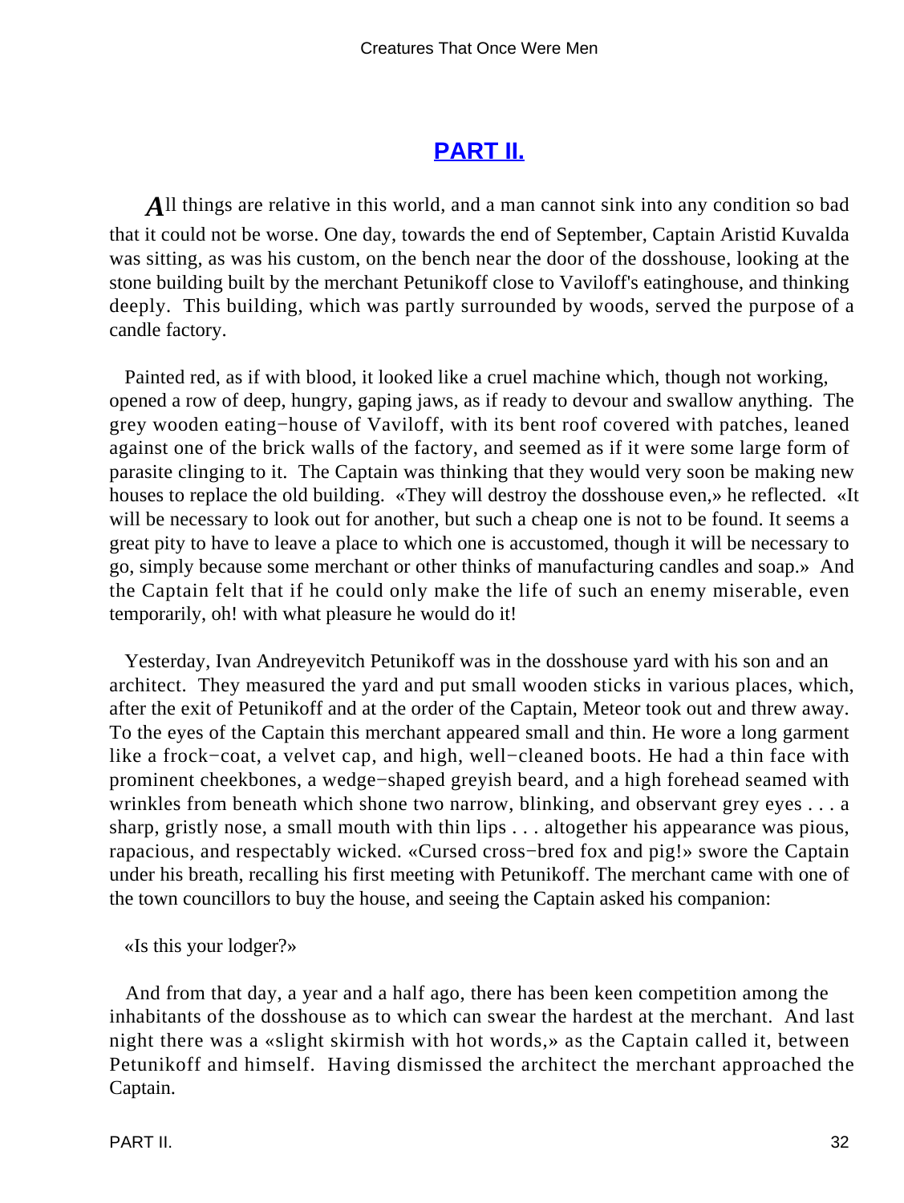## PART II.

*A*ll things are relative in this world, and a man cannot sink into any condition so bad that it could not be worse. One day, towards the end of September, Captain Aristid Kuvalda was sitting, as was his custom, on the bench near the door of the dosshouse, looking at the stone building built by the merchant Petunikoff close to Vaviloff's eatinghouse, and thinking deeply. This building, which was partly surrounded by woods, served the purpose of a candle factory.

Painted red, as if with blood, it looked like a cruel machine which, though not working, opened a row of deep, hungry, gaping jaws, as if ready to devour and swallow anything. The grey wooden eating−house of Vaviloff, with its bent roof covered with patches, leaned against one of the brick walls of the factory, and seemed as if it were some large form of parasite clinging to it. The Captain was thinking that they would very soon be making new houses to replace the old building. «They will destroy the dosshouse even,» he reflected. «It will be necessary to look out for another, but such a cheap one is not to be found. It seems a great pity to have to leave a place to which one is accustomed, though it will be necessary to go, simply because some merchant or other thinks of manufacturing candles and soap.» And the Captain felt that if he could only make the life of such an enemy miserable, even temporarily, oh! with what pleasure he would do it!

Yesterday, Ivan Andreyevitch Petunikoff was in the dosshouse yard with his son and an architect. They measured the yard and put small wooden sticks in various places, which, after the exit of Petunikoff and at the order of the Captain, Meteor took out and threw away. To the eyes of the Captain this merchant appeared small and thin. He wore a long garment like a frock−coat, a velvet cap, and high, well−cleaned boots. He had a thin face with prominent cheekbones, a wedge−shaped greyish beard, and a high forehead seamed with wrinkles from beneath which shone two narrow, blinking, and observant grey eyes . . . a sharp, gristly nose, a small mouth with thin lips . . . altogether his appearance was pious, rapacious, and respectably wicked. «Cursed cross−bred fox and pig!» swore the Captain under his breath, recalling his first meeting with Petunikoff. The merchant came with one of the town councillors to buy the house, and seeing the Captain asked his companion:

«Is this your lodger?»

And from that day, a year and a half ago, there has been keen competition among the inhabitants of the dosshouse as to which can swear the hardest at the merchant. And last night there was a «slight skirmish with hot words,» as the Captain called it, between Petunikoff and himself. Having dismissed the architect the merchant approached the Captain.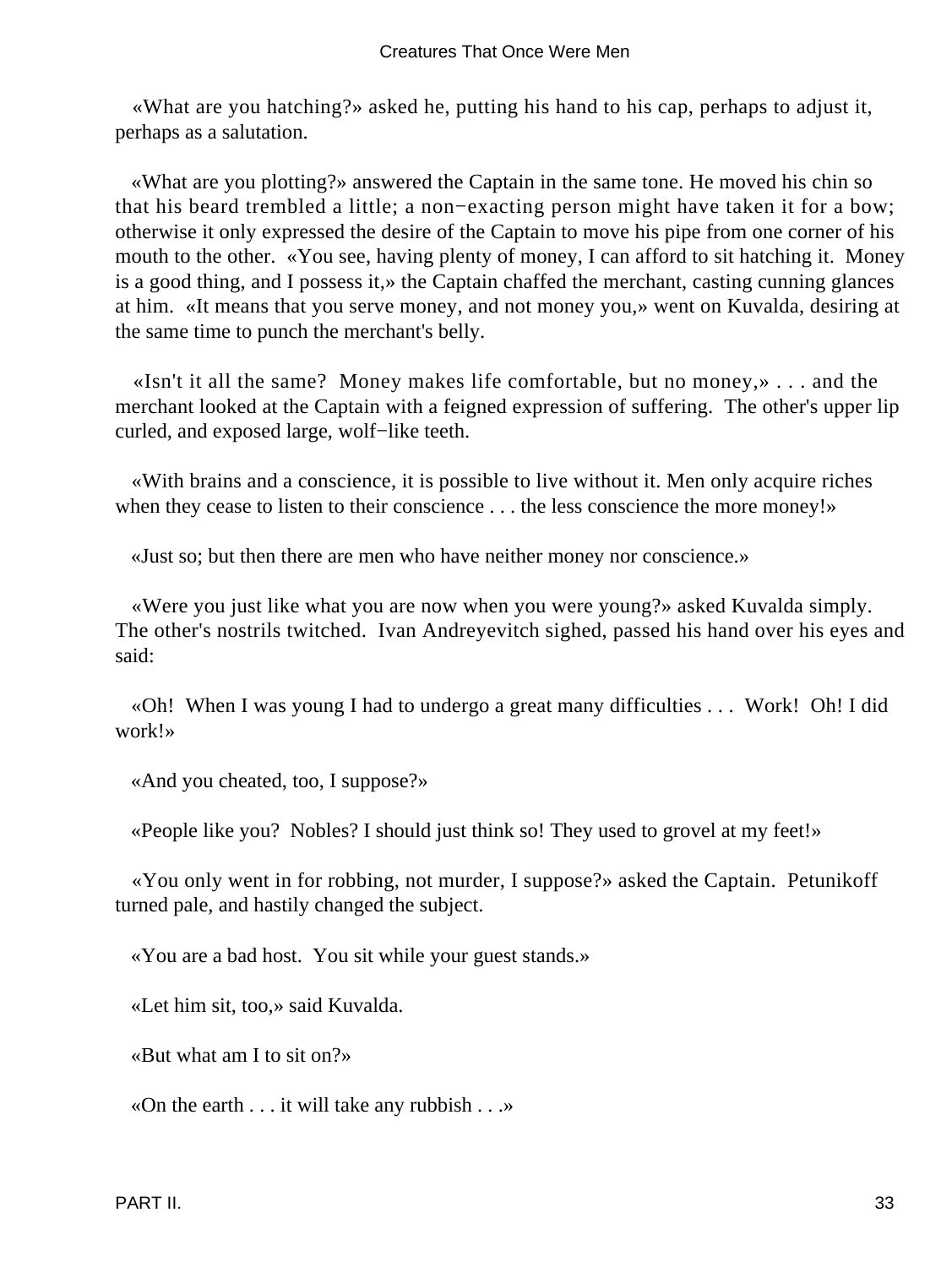«What are you hatching?» asked he, putting his hand to his cap, perhaps to adjust it, perhaps as a salutation.

«What are you plotting?» answered the Captain in the same tone. He moved his chin so that his beard trembled a little; a non−exacting person might have taken it for a bow; otherwise it only expressed the desire of the Captain to move his pipe from one corner of his mouth to the other. «You see, having plenty of money, I can afford to sit hatching it. Money is a good thing, and I possess it,» the Captain chaffed the merchant, casting cunning glances at him. «It means that you serve money, and not money you,» went on Kuvalda, desiring at the same time to punch the merchant's belly.

«Isn't it all the same? Money makes life comfortable, but no money,» . . . and the merchant looked at the Captain with a feigned expression of suffering. The other's upper lip curled, and exposed large, wolf−like teeth.

«With brains and a conscience, it is possible to live without it. Men only acquire riches when they cease to listen to their conscience . . . the less conscience the more money!»

«Just so; but then there are men who have neither money nor conscience.»

«Were you just like what you are now when you were young?» asked Kuvalda simply. The other's nostrils twitched. Ivan Andreyevitch sighed, passed his hand over his eyes and said:

«Oh! When I was young I had to undergo a great many difficulties . . . Work! Oh! I did work!»

«And you cheated, too, I suppose?»

«People like you? Nobles? I should just think so! They used to grovel at my feet!»

«You only went in for robbing, not murder, I suppose?» asked the Captain. Petunikoff turned pale, and hastily changed the subject.

«You are a bad host. You sit while your guest stands.»

«Let him sit, too,» said Kuvalda.

«But what am I to sit on?»

«On the earth . . . it will take any rubbish . . .»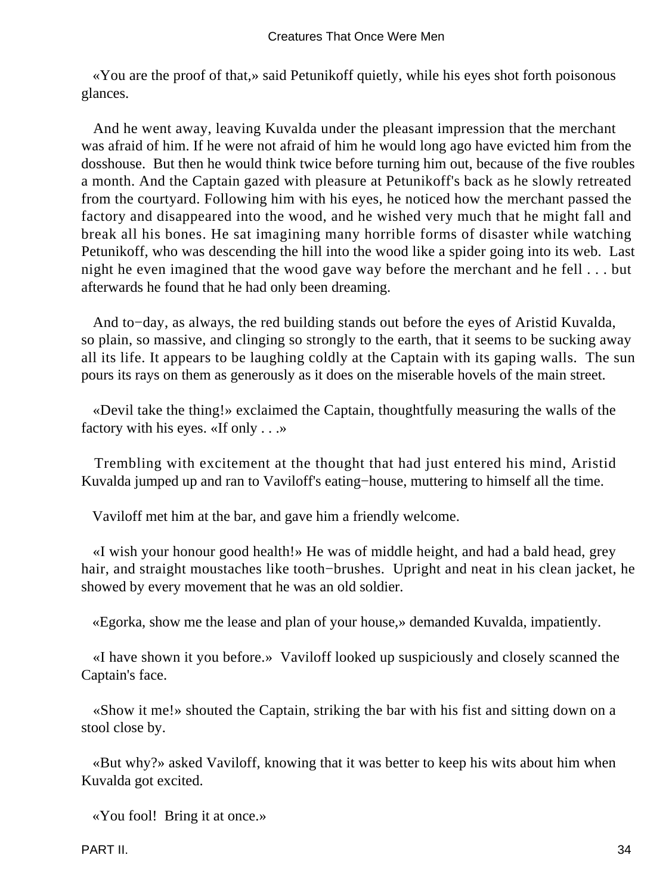«You are the proof of that,» said Petunikoff quietly, while his eyes shot forth poisonous glances.

And he went away, leaving Kuvalda under the pleasant impression that the merchant was afraid of him. If he were not afraid of him he would long ago have evicted him from the dosshouse. But then he would think twice before turning him out, because of the five roubles a month. And the Captain gazed with pleasure at Petunikoff's back as he slowly retreated from the courtyard. Following him with his eyes, he noticed how the merchant passed the factory and disappeared into the wood, and he wished very much that he might fall and break all his bones. He sat imagining many horrible forms of disaster while watching Petunikoff, who was descending the hill into the wood like a spider going into its web. Last night he even imagined that the wood gave way before the merchant and he fell . . . but afterwards he found that he had only been dreaming.

And to−day, as always, the red building stands out before the eyes of Aristid Kuvalda, so plain, so massive, and clinging so strongly to the earth, that it seems to be sucking away all its life. It appears to be laughing coldly at the Captain with its gaping walls. The sun pours its rays on them as generously as it does on the miserable hovels of the main street.

«Devil take the thing!» exclaimed the Captain, thoughtfully measuring the walls of the factory with his eyes. «If only . . .»

Trembling with excitement at the thought that had just entered his mind, Aristid Kuvalda jumped up and ran to Vaviloff's eating−house, muttering to himself all the time.

Vaviloff met him at the bar, and gave him a friendly welcome.

«I wish your honour good health!» He was of middle height, and had a bald head, grey hair, and straight moustaches like tooth−brushes. Upright and neat in his clean jacket, he showed by every movement that he was an old soldier.

«Egorka, show me the lease and plan of your house,» demanded Kuvalda, impatiently.

«I have shown it you before.» Vaviloff looked up suspiciously and closely scanned the Captain's face.

«Show it me!» shouted the Captain, striking the bar with his fist and sitting down on a stool close by.

«But why?» asked Vaviloff, knowing that it was better to keep his wits about him when Kuvalda got excited.

«You fool! Bring it at once.»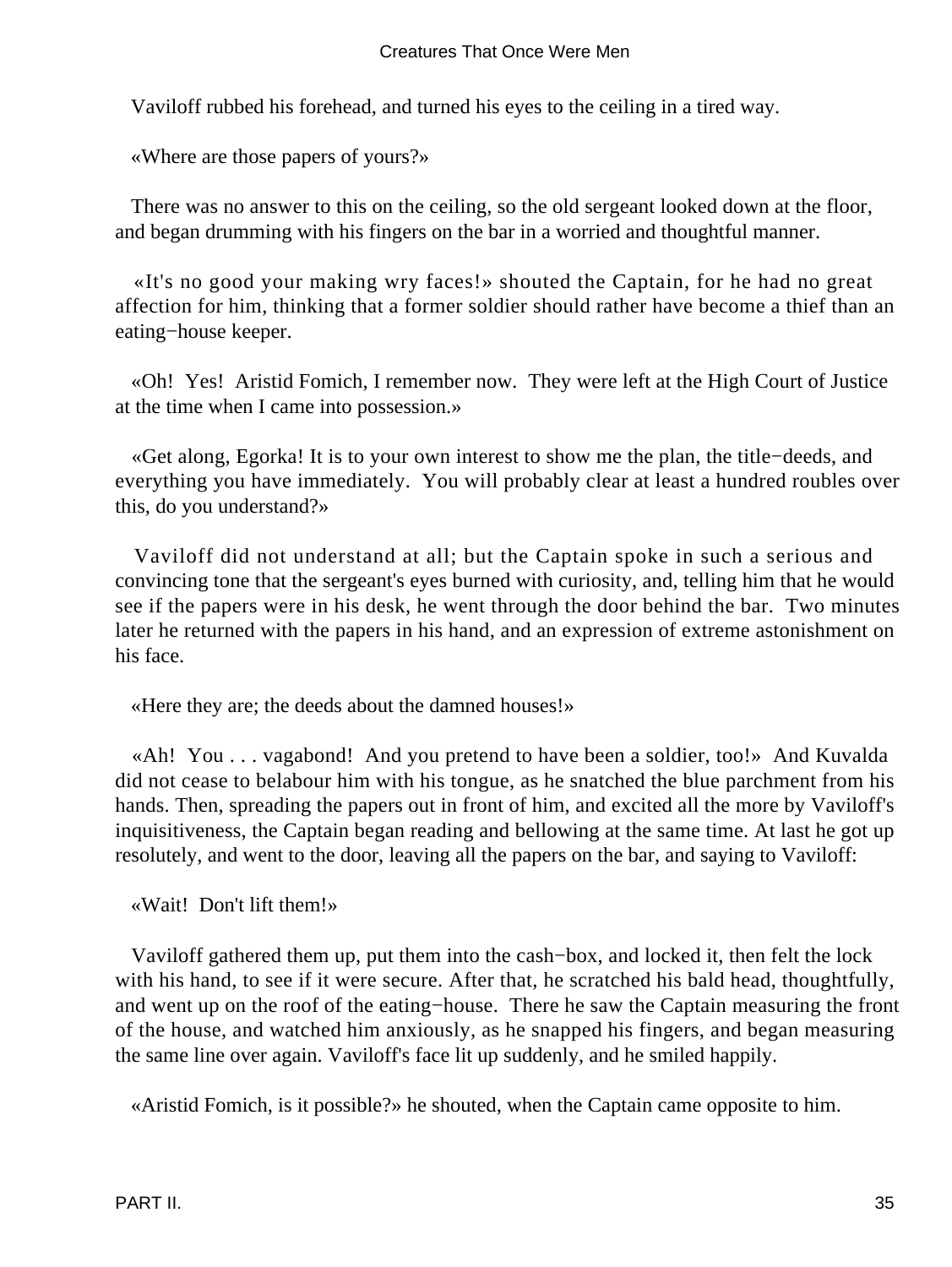Vaviloff rubbed his forehead, and turned his eyes to the ceiling in a tired way.

«Where are those papers of yours?»

There was no answer to this on the ceiling, so the old sergeant looked down at the floor, and began drumming with his fingers on the bar in a worried and thoughtful manner.

«It's no good your making wry faces!» shouted the Captain, for he had no great affection for him, thinking that a former soldier should rather have become a thief than an eating−house keeper.

«Oh! Yes! Aristid Fomich, I remember now. They were left at the High Court of Justice at the time when I came into possession.»

«Get along, Egorka! It is to your own interest to show me the plan, the title−deeds, and everything you have immediately. You will probably clear at least a hundred roubles over this, do you understand?»

Vaviloff did not understand at all; but the Captain spoke in such a serious and convincing tone that the sergeant's eyes burned with curiosity, and, telling him that he would see if the papers were in his desk, he went through the door behind the bar. Two minutes later he returned with the papers in his hand, and an expression of extreme astonishment on his face.

«Here they are; the deeds about the damned houses!»

«Ah! You . . . vagabond! And you pretend to have been a soldier, too!» And Kuvalda did not cease to belabour him with his tongue, as he snatched the blue parchment from his hands. Then, spreading the papers out in front of him, and excited all the more by Vaviloff's inquisitiveness, the Captain began reading and bellowing at the same time. At last he got up resolutely, and went to the door, leaving all the papers on the bar, and saying to Vaviloff:

«Wait! Don't lift them!»

Vaviloff gathered them up, put them into the cash−box, and locked it, then felt the lock with his hand, to see if it were secure. After that, he scratched his bald head, thoughtfully, and went up on the roof of the eating−house. There he saw the Captain measuring the front of the house, and watched him anxiously, as he snapped his fingers, and began measuring the same line over again. Vaviloff's face lit up suddenly, and he smiled happily.

«Aristid Fomich, is it possible?» he shouted, when the Captain came opposite to him.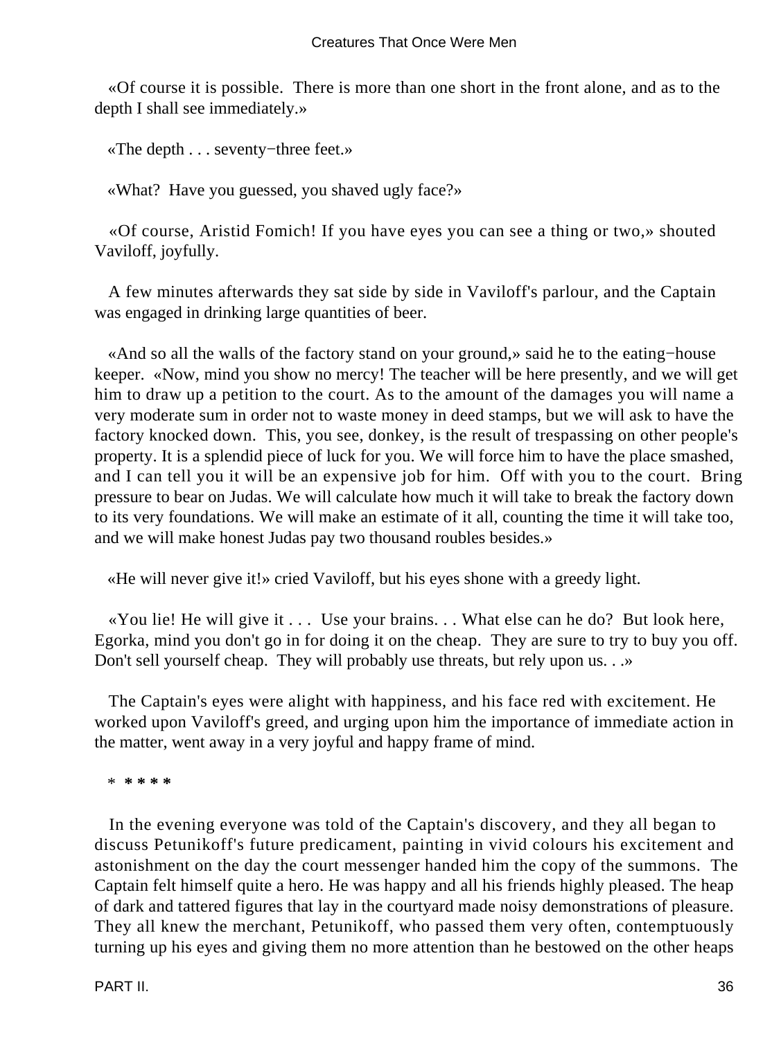«Of course it is possible. There is more than one short in the front alone, and as to the depth I shall see immediately.»

«The depth . . . seventy−three feet.»

«What? Have you guessed, you shaved ugly face?»

«Of course, Aristid Fomich! If you have eyes you can see a thing or two,» shouted Vaviloff, joyfully.

A few minutes afterwards they sat side by side in Vaviloff's parlour, and the Captain was engaged in drinking large quantities of beer.

«And so all the walls of the factory stand on your ground,» said he to the eating−house keeper. «Now, mind you show no mercy! The teacher will be here presently, and we will get him to draw up a petition to the court. As to the amount of the damages you will name a very moderate sum in order not to waste money in deed stamps, but we will ask to have the factory knocked down. This, you see, donkey, is the result of trespassing on other people's property. It is a splendid piece of luck for you. We will force him to have the place smashed, and I can tell you it will be an expensive job for him. Off with you to the court. Bring pressure to bear on Judas. We will calculate how much it will take to break the factory down to its very foundations. We will make an estimate of it all, counting the time it will take too, and we will make honest Judas pay two thousand roubles besides.»

«He will never give it!» cried Vaviloff, but his eyes shone with a greedy light.

«You lie! He will give it . . . Use your brains. . . What else can he do? But look here, Egorka, mind you don't go in for doing it on the cheap. They are sure to try to buy you off. Don't sell yourself cheap. They will probably use threats, but rely upon us. . .»

The Captain's eyes were alight with happiness, and his face red with excitement. He worked upon Vaviloff's greed, and urging upon him the importance of immediate action in the matter, went away in a very joyful and happy frame of mind.

* * * * *

In the evening everyone was told of the Captain's discovery, and they all began to discuss Petunikoff's future predicament, painting in vivid colours his excitement and astonishment on the day the court messenger handed him the copy of the summons. The Captain felt himself quite a hero. He was happy and all his friends highly pleased. The heap of dark and tattered figures that lay in the courtyard made noisy demonstrations of pleasure. They all knew the merchant, Petunikoff, who passed them very often, contemptuously turning up his eyes and giving them no more attention than he bestowed on the other heaps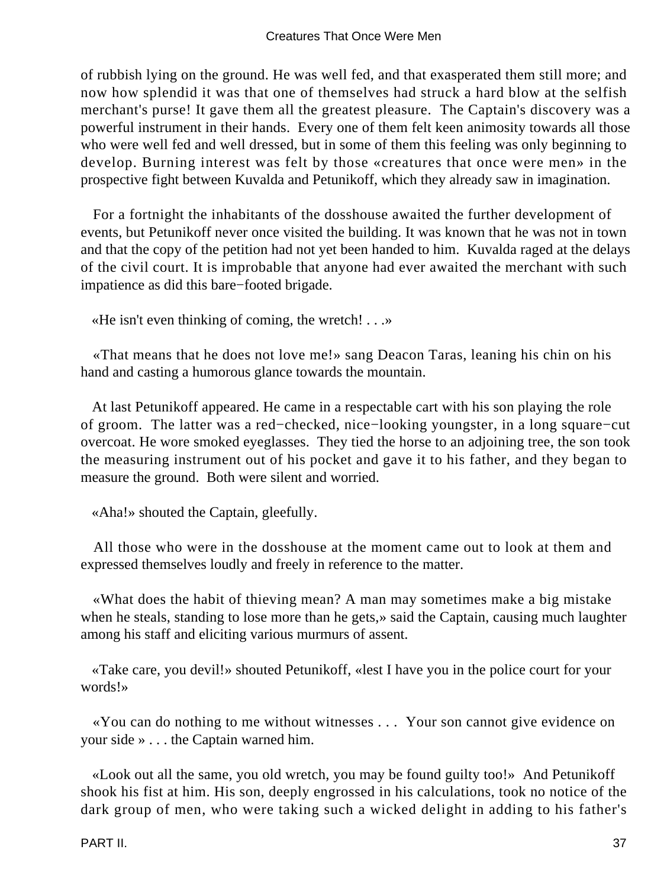of rubbish lying on the ground. He was well fed, and that exasperated them still more; and now how splendid it was that one of themselves had struck a hard blow at the selfish merchant's purse! It gave them all the greatest pleasure. The Captain's discovery was a powerful instrument in their hands. Every one of them felt keen animosity towards all those who were well fed and well dressed, but in some of them this feeling was only beginning to develop. Burning interest was felt by those «creatures that once were men» in the prospective fight between Kuvalda and Petunikoff, which they already saw in imagination.

For a fortnight the inhabitants of the dosshouse awaited the further development of events, but Petunikoff never once visited the building. It was known that he was not in town and that the copy of the petition had not yet been handed to him. Kuvalda raged at the delays of the civil court. It is improbable that anyone had ever awaited the merchant with such impatience as did this bare−footed brigade.

«He isn't even thinking of coming, the wretch! . . .»

«That means that he does not love me!» sang Deacon Taras, leaning his chin on his hand and casting a humorous glance towards the mountain.

At last Petunikoff appeared. He came in a respectable cart with his son playing the role of groom. The latter was a red−checked, nice−looking youngster, in a long square−cut overcoat. He wore smoked eyeglasses. They tied the horse to an adjoining tree, the son took the measuring instrument out of his pocket and gave it to his father, and they began to measure the ground. Both were silent and worried.

«Aha!» shouted the Captain, gleefully.

All those who were in the dosshouse at the moment came out to look at them and expressed themselves loudly and freely in reference to the matter.

«What does the habit of thieving mean? A man may sometimes make a big mistake when he steals, standing to lose more than he gets,» said the Captain, causing much laughter among his staff and eliciting various murmurs of assent.

«Take care, you devil!» shouted Petunikoff, «lest I have you in the police court for your words!»

«You can do nothing to me without witnesses . . . Your son cannot give evidence on your side » . . . the Captain warned him.

«Look out all the same, you old wretch, you may be found guilty too!» And Petunikoff shook his fist at him. His son, deeply engrossed in his calculations, took no notice of the dark group of men, who were taking such a wicked delight in adding to his father's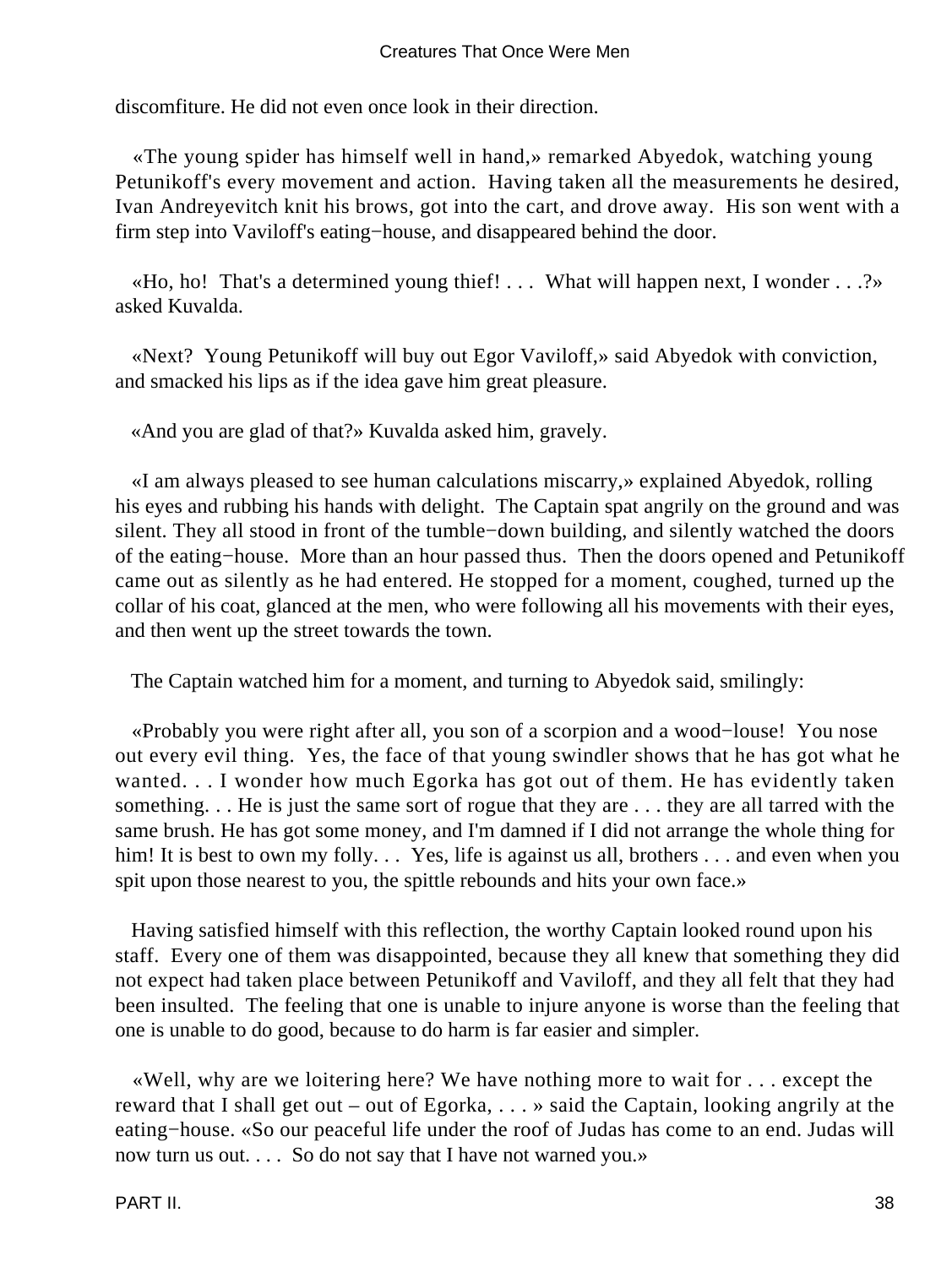discomfiture. He did not even once look in their direction.

«The young spider has himself well in hand,» remarked Abyedok, watching young Petunikoff's every movement and action. Having taken all the measurements he desired, Ivan Andreyevitch knit his brows, got into the cart, and drove away. His son went with a firm step into Vaviloff's eating−house, and disappeared behind the door.

«Ho, ho! That's a determined young thief! . . . What will happen next, I wonder . . .?» asked Kuvalda.

«Next? Young Petunikoff will buy out Egor Vaviloff,» said Abyedok with conviction, and smacked his lips as if the idea gave him great pleasure.

«And you are glad of that?» Kuvalda asked him, gravely.

«I am always pleased to see human calculations miscarry,» explained Abyedok, rolling his eyes and rubbing his hands with delight. The Captain spat angrily on the ground and was silent. They all stood in front of the tumble−down building, and silently watched the doors of the eating−house. More than an hour passed thus. Then the doors opened and Petunikoff came out as silently as he had entered. He stopped for a moment, coughed, turned up the collar of his coat, glanced at the men, who were following all his movements with their eyes, and then went up the street towards the town.

The Captain watched him for a moment, and turning to Abyedok said, smilingly:

«Probably you were right after all, you son of a scorpion and a wood−louse! You nose out every evil thing. Yes, the face of that young swindler shows that he has got what he wanted. . . I wonder how much Egorka has got out of them. He has evidently taken something. . . He is just the same sort of rogue that they are . . . they are all tarred with the same brush. He has got some money, and I'm damned if I did not arrange the whole thing for him! It is best to own my folly. . . Yes, life is against us all, brothers . . . and even when you spit upon those nearest to you, the spittle rebounds and hits your own face.»

Having satisfied himself with this reflection, the worthy Captain looked round upon his staff. Every one of them was disappointed, because they all knew that something they did not expect had taken place between Petunikoff and Vaviloff, and they all felt that they had been insulted. The feeling that one is unable to injure anyone is worse than the feeling that one is unable to do good, because to do harm is far easier and simpler.

«Well, why are we loitering here? We have nothing more to wait for . . . except the reward that I shall get out – out of Egorka, . . . » said the Captain, looking angrily at the eating−house. «So our peaceful life under the roof of Judas has come to an end. Judas will now turn us out. . . . So do not say that I have not warned you.»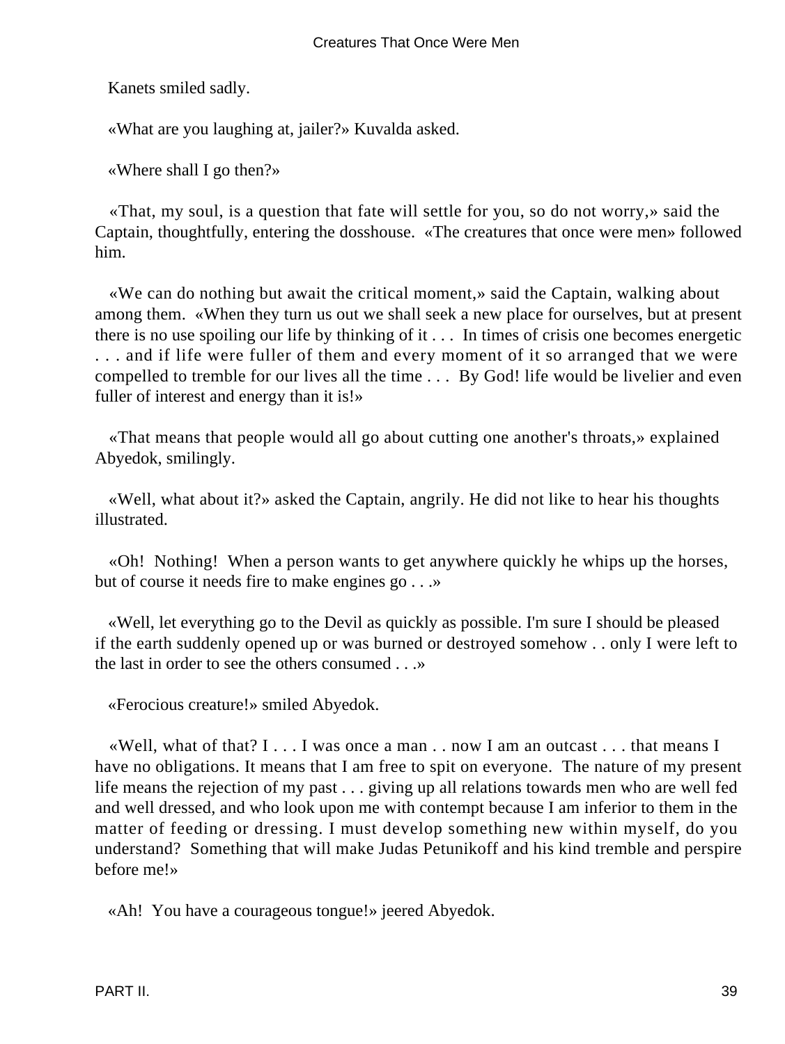Kanets smiled sadly.

«What are you laughing at, jailer?» Kuvalda asked.

«Where shall I go then?»

«That, my soul, is a question that fate will settle for you, so do not worry,» said the Captain, thoughtfully, entering the dosshouse. «The creatures that once were men» followed him.

«We can do nothing but await the critical moment,» said the Captain, walking about among them. «When they turn us out we shall seek a new place for ourselves, but at present there is no use spoiling our life by thinking of it . . . In times of crisis one becomes energetic . . . and if life were fuller of them and every moment of it so arranged that we were compelled to tremble for our lives all the time . . . By God! life would be livelier and even fuller of interest and energy than it is!»

«That means that people would all go about cutting one another's throats,» explained Abyedok, smilingly.

«Well, what about it?» asked the Captain, angrily. He did not like to hear his thoughts illustrated.

«Oh! Nothing! When a person wants to get anywhere quickly he whips up the horses, but of course it needs fire to make engines go . . .»

«Well, let everything go to the Devil as quickly as possible. I'm sure I should be pleased if the earth suddenly opened up or was burned or destroyed somehow . . only I were left to the last in order to see the others consumed . . .»

«Ferocious creature!» smiled Abyedok.

«Well, what of that? I . . . I was once a man . . now I am an outcast . . . that means I have no obligations. It means that I am free to spit on everyone. The nature of my present life means the rejection of my past . . . giving up all relations towards men who are well fed and well dressed, and who look upon me with contempt because I am inferior to them in the matter of feeding or dressing. I must develop something new within myself, do you understand? Something that will make Judas Petunikoff and his kind tremble and perspire before me!»

«Ah! You have a courageous tongue!» jeered Abyedok.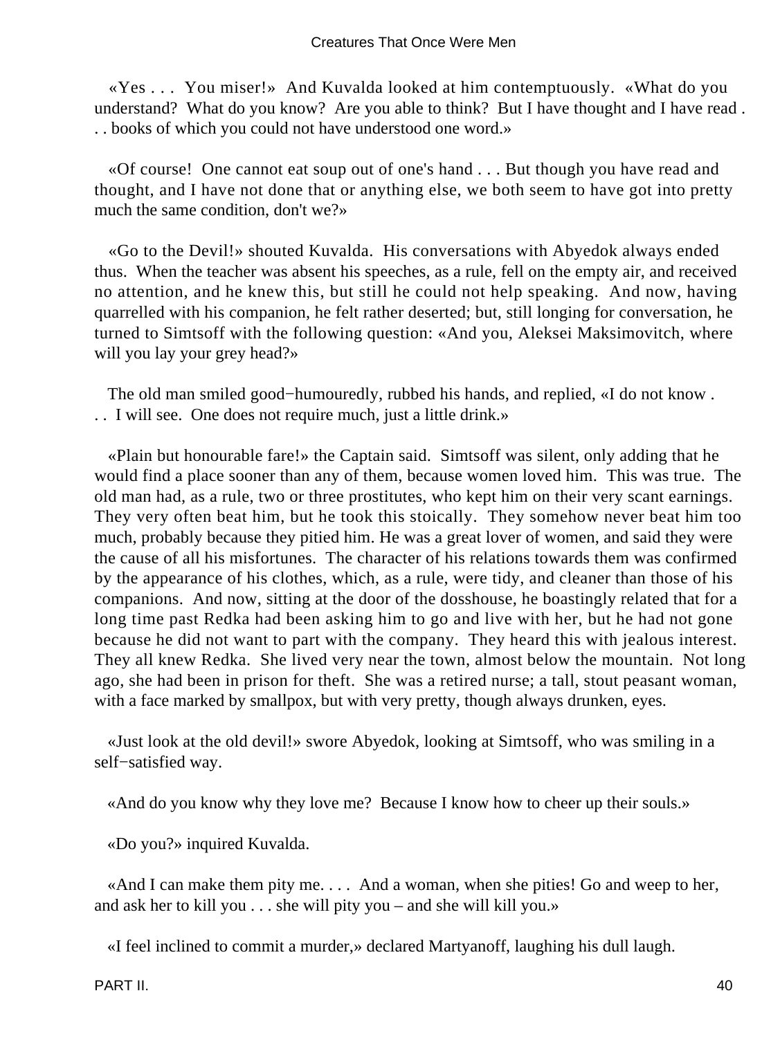«Yes . . . You miser!» And Kuvalda looked at him contemptuously. «What do you understand? What do you know? Are you able to think? But I have thought and I have read . . . books of which you could not have understood one word.»

«Of course! One cannot eat soup out of one's hand . . . But though you have read and thought, and I have not done that or anything else, we both seem to have got into pretty much the same condition, don't we?»

«Go to the Devil!» shouted Kuvalda. His conversations with Abyedok always ended thus. When the teacher was absent his speeches, as a rule, fell on the empty air, and received no attention, and he knew this, but still he could not help speaking. And now, having quarrelled with his companion, he felt rather deserted; but, still longing for conversation, he turned to Simtsoff with the following question: «And you, Aleksei Maksimovitch, where will you lay your grey head?»

The old man smiled good−humouredly, rubbed his hands, and replied, «I do not know . . . I will see. One does not require much, just a little drink.»

«Plain but honourable fare!» the Captain said. Simtsoff was silent, only adding that he would find a place sooner than any of them, because women loved him. This was true. The old man had, as a rule, two or three prostitutes, who kept him on their very scant earnings. They very often beat him, but he took this stoically. They somehow never beat him too much, probably because they pitied him. He was a great lover of women, and said they were the cause of all his misfortunes. The character of his relations towards them was confirmed by the appearance of his clothes, which, as a rule, were tidy, and cleaner than those of his companions. And now, sitting at the door of the dosshouse, he boastingly related that for a long time past Redka had been asking him to go and live with her, but he had not gone because he did not want to part with the company. They heard this with jealous interest. They all knew Redka. She lived very near the town, almost below the mountain. Not long ago, she had been in prison for theft. She was a retired nurse; a tall, stout peasant woman, with a face marked by smallpox, but with very pretty, though always drunken, eyes.

«Just look at the old devil!» swore Abyedok, looking at Simtsoff, who was smiling in a self−satisfied way.

«And do you know why they love me? Because I know how to cheer up their souls.»

«Do you?» inquired Kuvalda.

«And I can make them pity me. . . . And a woman, when she pities! Go and weep to her, and ask her to kill you . . . she will pity you – and she will kill you.»

«I feel inclined to commit a murder,» declared Martyanoff, laughing his dull laugh.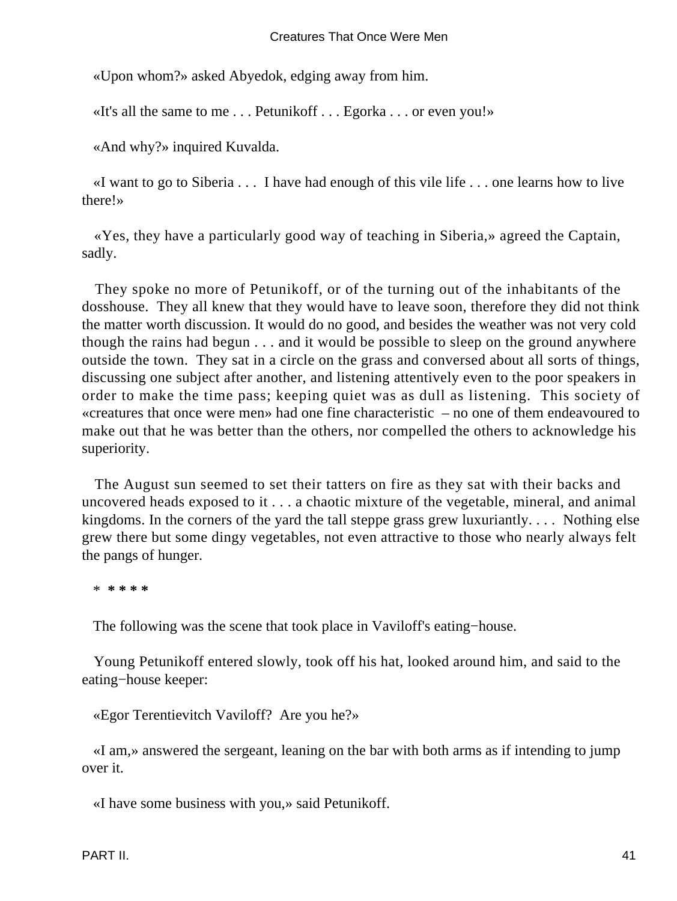«Upon whom?» asked Abyedok, edging away from him.

«It's all the same to me . . . Petunikoff . . . Egorka . . . or even you!»

«And why?» inquired Kuvalda.

«I want to go to Siberia . . . I have had enough of this vile life . . . one learns how to live there!»

«Yes, they have a particularly good way of teaching in Siberia,» agreed the Captain, sadly.

They spoke no more of Petunikoff, or of the turning out of the inhabitants of the dosshouse. They all knew that they would have to leave soon, therefore they did not think the matter worth discussion. It would do no good, and besides the weather was not very cold though the rains had begun . . . and it would be possible to sleep on the ground anywhere outside the town. They sat in a circle on the grass and conversed about all sorts of things, discussing one subject after another, and listening attentively even to the poor speakers in order to make the time pass; keeping quiet was as dull as listening. This society of «creatures that once were men» had one fine characteristic – no one of them endeavoured to make out that he was better than the others, nor compelled the others to acknowledge his superiority.

The August sun seemed to set their tatters on fire as they sat with their backs and uncovered heads exposed to it . . . a chaotic mixture of the vegetable, mineral, and animal kingdoms. In the corners of the yard the tall steppe grass grew luxuriantly. . . . Nothing else grew there but some dingy vegetables, not even attractive to those who nearly always felt the pangs of hunger.

* * * * *

The following was the scene that took place in Vaviloff's eating−house.

Young Petunikoff entered slowly, took off his hat, looked around him, and said to the eating−house keeper:

«Egor Terentievitch Vaviloff? Are you he?»

«I am,» answered the sergeant, leaning on the bar with both arms as if intending to jump over it.

«I have some business with you,» said Petunikoff.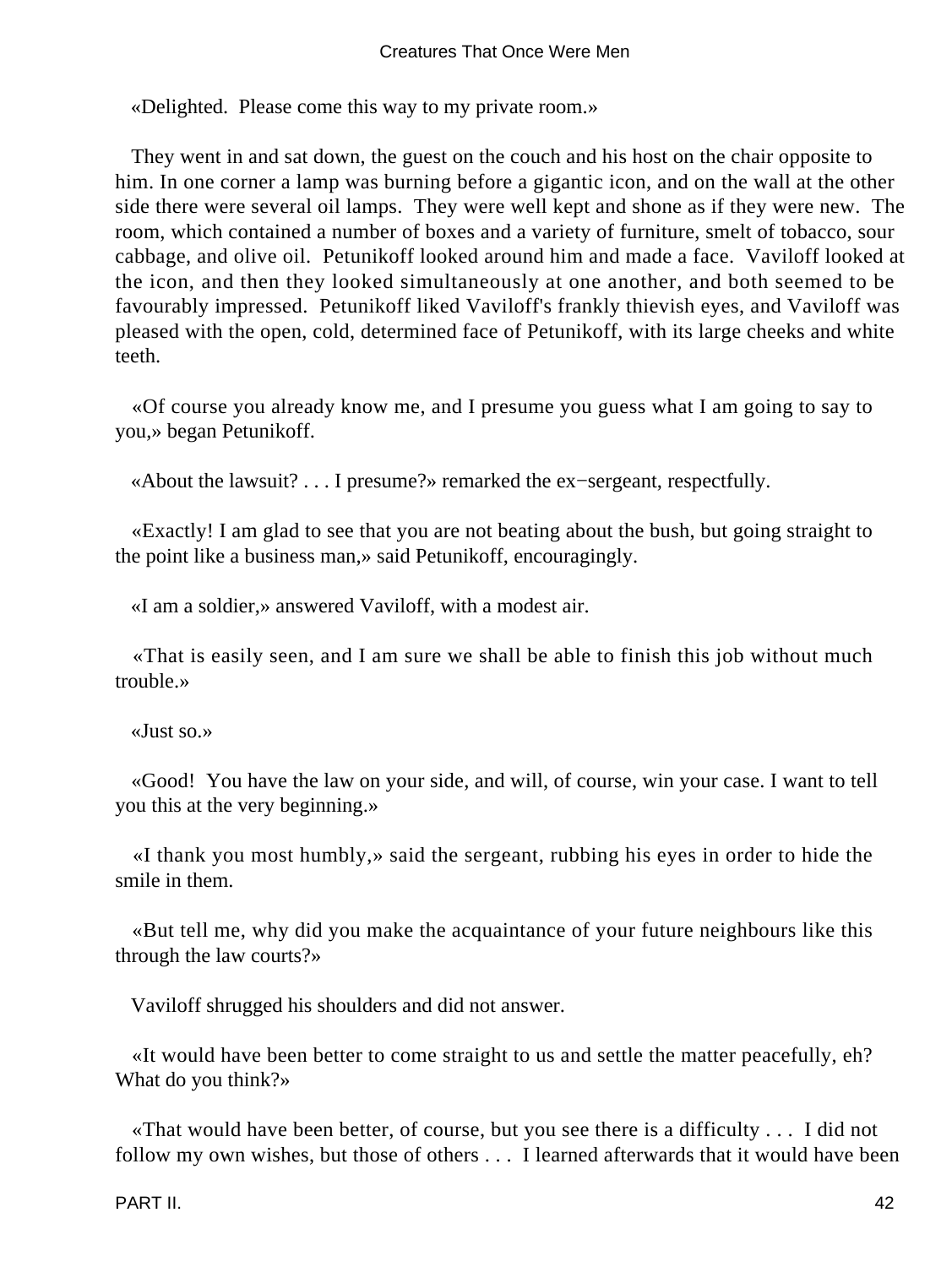«Delighted. Please come this way to my private room.»

They went in and sat down, the guest on the couch and his host on the chair opposite to him. In one corner a lamp was burning before a gigantic icon, and on the wall at the other side there were several oil lamps. They were well kept and shone as if they were new. The room, which contained a number of boxes and a variety of furniture, smelt of tobacco, sour cabbage, and olive oil. Petunikoff looked around him and made a face. Vaviloff looked at the icon, and then they looked simultaneously at one another, and both seemed to be favourably impressed. Petunikoff liked Vaviloff's frankly thievish eyes, and Vaviloff was pleased with the open, cold, determined face of Petunikoff, with its large cheeks and white teeth.

«Of course you already know me, and I presume you guess what I am going to say to you,» began Petunikoff.

«About the lawsuit? . . . I presume?» remarked the ex−sergeant, respectfully.

«Exactly! I am glad to see that you are not beating about the bush, but going straight to the point like a business man,» said Petunikoff, encouragingly.

«I am a soldier,» answered Vaviloff, with a modest air.

«That is easily seen, and I am sure we shall be able to finish this job without much trouble.»

«Just so.»

«Good! You have the law on your side, and will, of course, win your case. I want to tell you this at the very beginning.»

«I thank you most humbly,» said the sergeant, rubbing his eyes in order to hide the smile in them.

«But tell me, why did you make the acquaintance of your future neighbours like this through the law courts?»

Vaviloff shrugged his shoulders and did not answer.

«It would have been better to come straight to us and settle the matter peacefully, eh? What do you think?»

«That would have been better, of course, but you see there is a difficulty . . . I did not follow my own wishes, but those of others . . . I learned afterwards that it would have been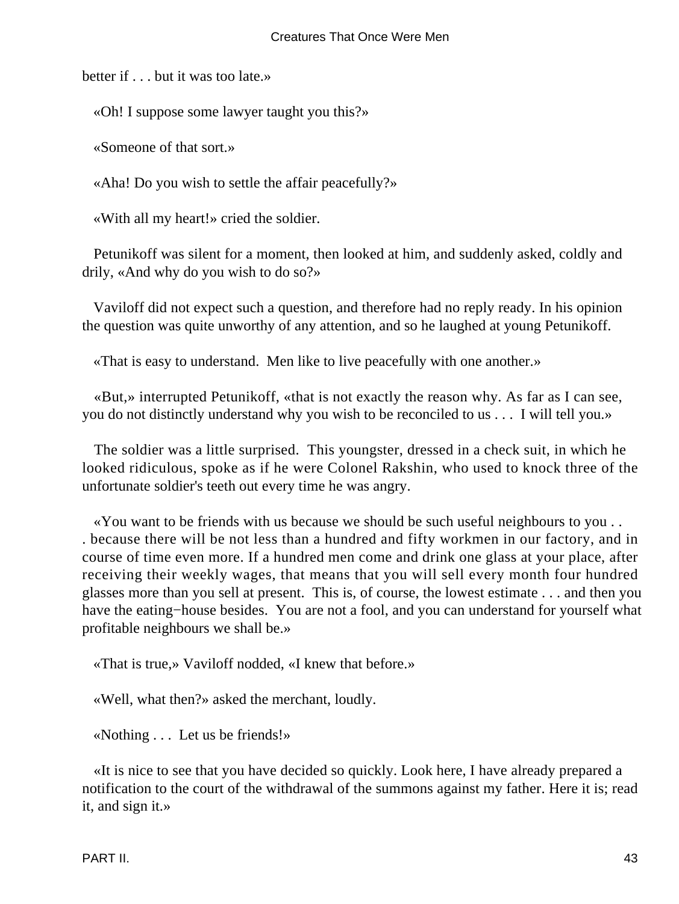better if . . . but it was too late.»

«Oh! I suppose some lawyer taught you this?»

«Someone of that sort.»

«Aha! Do you wish to settle the affair peacefully?»

«With all my heart!» cried the soldier.

Petunikoff was silent for a moment, then looked at him, and suddenly asked, coldly and drily, «And why do you wish to do so?»

Vaviloff did not expect such a question, and therefore had no reply ready. In his opinion the question was quite unworthy of any attention, and so he laughed at young Petunikoff.

«That is easy to understand. Men like to live peacefully with one another.»

«But,» interrupted Petunikoff, «that is not exactly the reason why. As far as I can see, you do not distinctly understand why you wish to be reconciled to us . . . I will tell you.»

The soldier was a little surprised. This youngster, dressed in a check suit, in which he looked ridiculous, spoke as if he were Colonel Rakshin, who used to knock three of the unfortunate soldier's teeth out every time he was angry.

«You want to be friends with us because we should be such useful neighbours to you . . . because there will be not less than a hundred and fifty workmen in our factory, and in course of time even more. If a hundred men come and drink one glass at your place, after receiving their weekly wages, that means that you will sell every month four hundred glasses more than you sell at present. This is, of course, the lowest estimate . . . and then you have the eating−house besides. You are not a fool, and you can understand for yourself what profitable neighbours we shall be.»

«That is true,» Vaviloff nodded, «I knew that before.»

«Well, what then?» asked the merchant, loudly.

«Nothing . . . Let us be friends!»

«It is nice to see that you have decided so quickly. Look here, I have already prepared a notification to the court of the withdrawal of the summons against my father. Here it is; read it, and sign it.»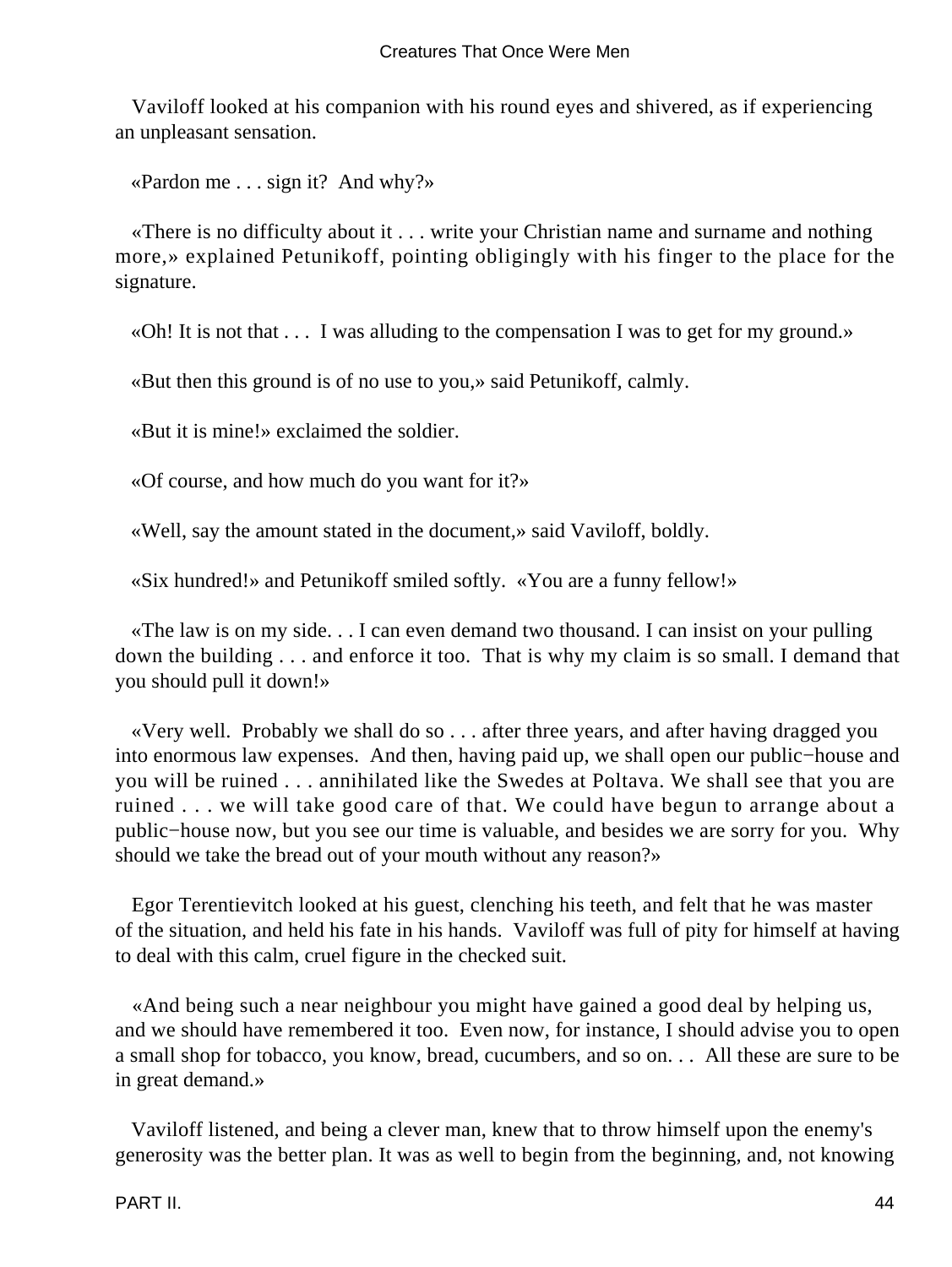Vaviloff looked at his companion with his round eyes and shivered, as if experiencing an unpleasant sensation.

«Pardon me . . . sign it? And why?»

«There is no difficulty about it . . . write your Christian name and surname and nothing more,» explained Petunikoff, pointing obligingly with his finger to the place for the signature.

«Oh! It is not that . . . I was alluding to the compensation I was to get for my ground.»

«But then this ground is of no use to you,» said Petunikoff, calmly.

«But it is mine!» exclaimed the soldier.

«Of course, and how much do you want for it?»

«Well, say the amount stated in the document,» said Vaviloff, boldly.

«Six hundred!» and Petunikoff smiled softly. «You are a funny fellow!»

«The law is on my side. . . I can even demand two thousand. I can insist on your pulling down the building . . . and enforce it too. That is why my claim is so small. I demand that you should pull it down!»

«Very well. Probably we shall do so . . . after three years, and after having dragged you into enormous law expenses. And then, having paid up, we shall open our public−house and you will be ruined . . . annihilated like the Swedes at Poltava. We shall see that you are ruined . . . we will take good care of that. We could have begun to arrange about a public−house now, but you see our time is valuable, and besides we are sorry for you. Why should we take the bread out of your mouth without any reason?»

Egor Terentievitch looked at his guest, clenching his teeth, and felt that he was master of the situation, and held his fate in his hands. Vaviloff was full of pity for himself at having to deal with this calm, cruel figure in the checked suit.

«And being such a near neighbour you might have gained a good deal by helping us, and we should have remembered it too. Even now, for instance, I should advise you to open a small shop for tobacco, you know, bread, cucumbers, and so on. . . All these are sure to be in great demand.»

Vaviloff listened, and being a clever man, knew that to throw himself upon the enemy's generosity was the better plan. It was as well to begin from the beginning, and, not knowing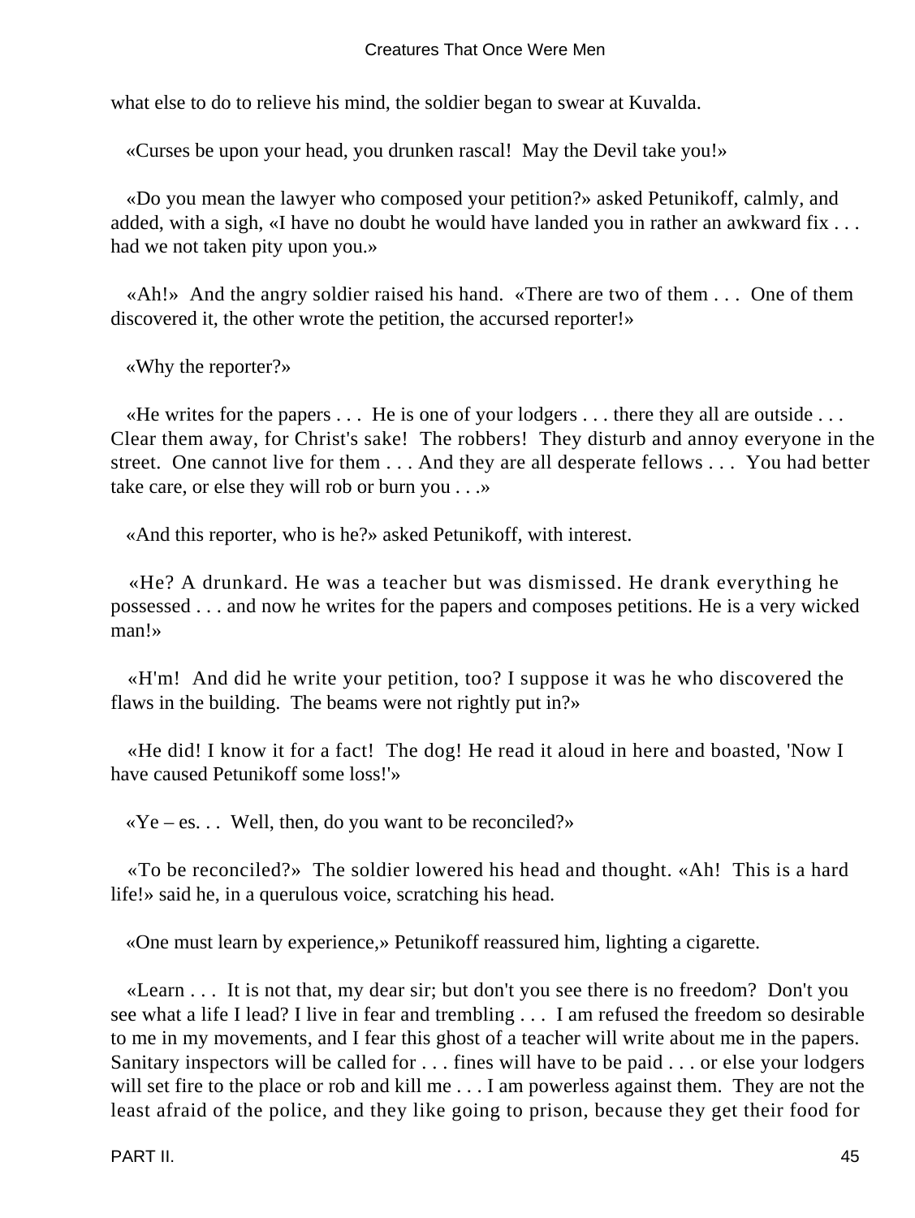what else to do to relieve his mind, the soldier began to swear at Kuvalda.

«Curses be upon your head, you drunken rascal! May the Devil take you!»

«Do you mean the lawyer who composed your petition?» asked Petunikoff, calmly, and added, with a sigh, «I have no doubt he would have landed you in rather an awkward fix . . . had we not taken pity upon you.»

«Ah!» And the angry soldier raised his hand. «There are two of them . . . One of them discovered it, the other wrote the petition, the accursed reporter!»

«Why the reporter?»

«He writes for the papers . . . He is one of your lodgers . . . there they all are outside . . . Clear them away, for Christ's sake! The robbers! They disturb and annoy everyone in the street. One cannot live for them . . . And they are all desperate fellows . . . You had better take care, or else they will rob or burn you . . .»

«And this reporter, who is he?» asked Petunikoff, with interest.

«He? A drunkard. He was a teacher but was dismissed. He drank everything he possessed . . . and now he writes for the papers and composes petitions. He is a very wicked man!»

«H'm! And did he write your petition, too? I suppose it was he who discovered the flaws in the building. The beams were not rightly put in?»

«He did! I know it for a fact! The dog! He read it aloud in here and boasted, 'Now I have caused Petunikoff some loss!'»

«Ye – es. . . Well, then, do you want to be reconciled?»

«To be reconciled?» The soldier lowered his head and thought. «Ah! This is a hard life!» said he, in a querulous voice, scratching his head.

«One must learn by experience,» Petunikoff reassured him, lighting a cigarette.

«Learn . . . It is not that, my dear sir; but don't you see there is no freedom? Don't you see what a life I lead? I live in fear and trembling . . . I am refused the freedom so desirable to me in my movements, and I fear this ghost of a teacher will write about me in the papers. Sanitary inspectors will be called for . . . fines will have to be paid . . . or else your lodgers will set fire to the place or rob and kill me . . . I am powerless against them. They are not the least afraid of the police, and they like going to prison, because they get their food for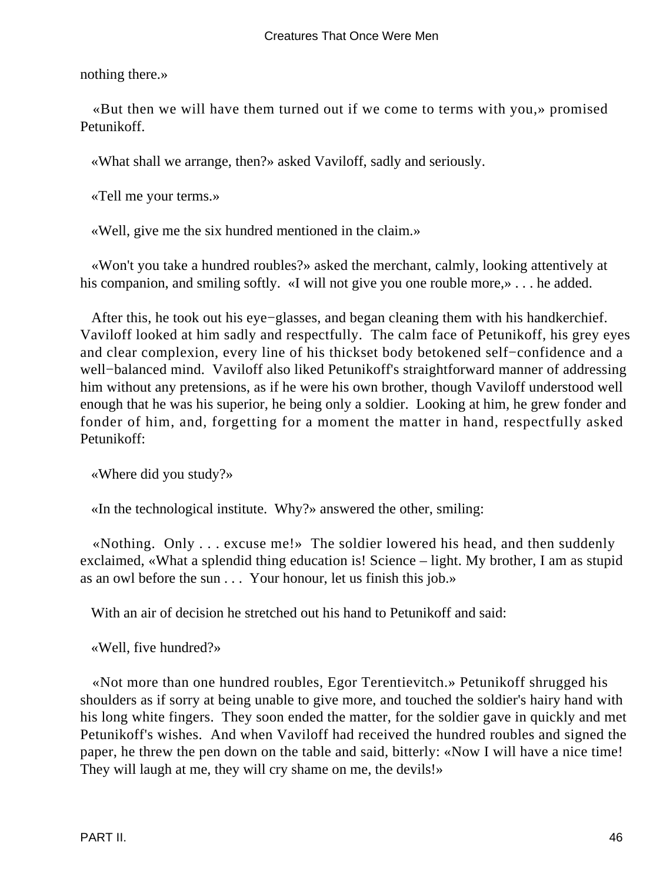nothing there.»

«But then we will have them turned out if we come to terms with you,» promised Petunikoff.

«What shall we arrange, then?» asked Vaviloff, sadly and seriously.

«Tell me your terms.»

«Well, give me the six hundred mentioned in the claim.»

«Won't you take a hundred roubles?» asked the merchant, calmly, looking attentively at his companion, and smiling softly. «I will not give you one rouble more,» . . . he added.

After this, he took out his eye−glasses, and began cleaning them with his handkerchief. Vaviloff looked at him sadly and respectfully. The calm face of Petunikoff, his grey eyes and clear complexion, every line of his thickset body betokened self−confidence and a well−balanced mind. Vaviloff also liked Petunikoff's straightforward manner of addressing him without any pretensions, as if he were his own brother, though Vaviloff understood well enough that he was his superior, he being only a soldier. Looking at him, he grew fonder and fonder of him, and, forgetting for a moment the matter in hand, respectfully asked Petunikoff:

«Where did you study?»

«In the technological institute. Why?» answered the other, smiling:

«Nothing. Only . . . excuse me!» The soldier lowered his head, and then suddenly exclaimed, «What a splendid thing education is! Science – light. My brother, I am as stupid as an owl before the sun . . . Your honour, let us finish this job.»

With an air of decision he stretched out his hand to Petunikoff and said:

«Well, five hundred?»

«Not more than one hundred roubles, Egor Terentievitch.» Petunikoff shrugged his shoulders as if sorry at being unable to give more, and touched the soldier's hairy hand with his long white fingers. They soon ended the matter, for the soldier gave in quickly and met Petunikoff's wishes. And when Vaviloff had received the hundred roubles and signed the paper, he threw the pen down on the table and said, bitterly: «Now I will have a nice time! They will laugh at me, they will cry shame on me, the devils!»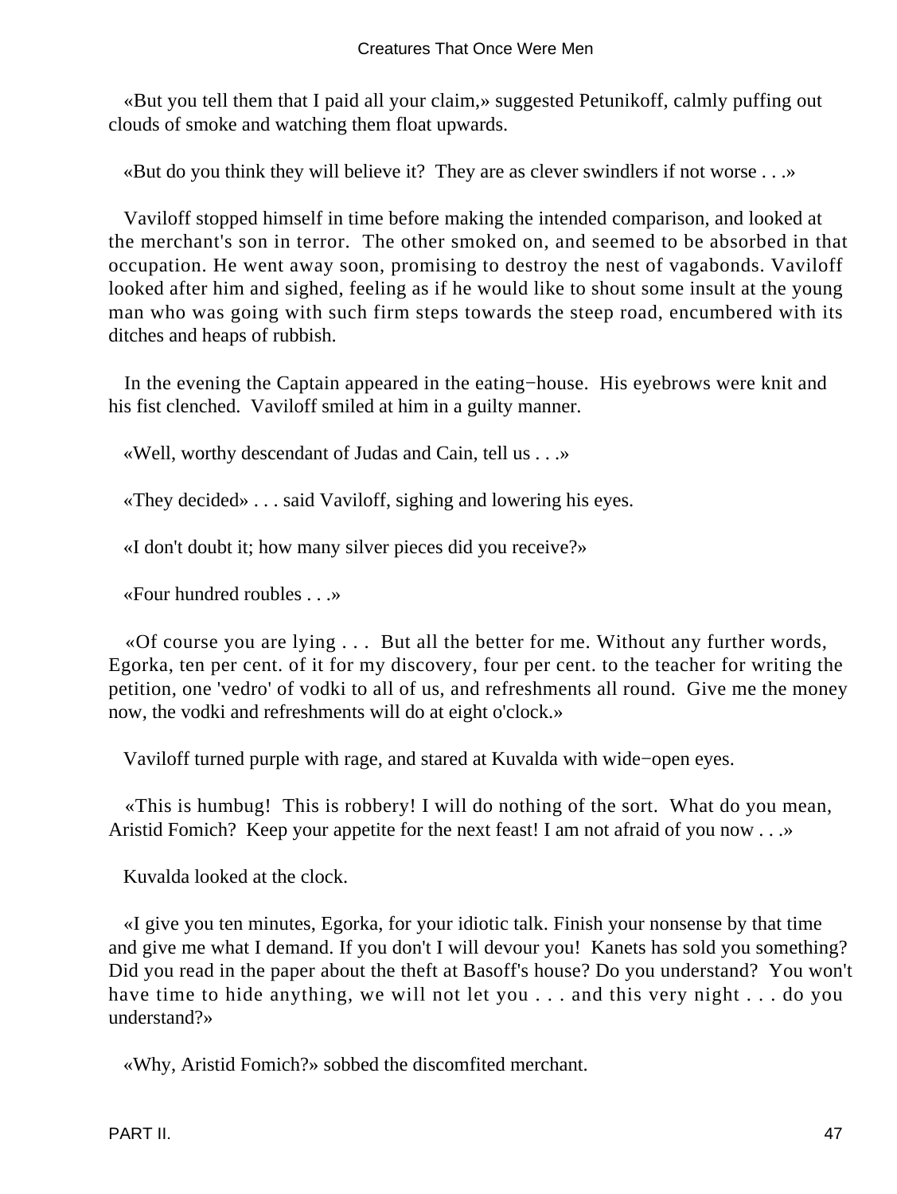«But you tell them that I paid all your claim,» suggested Petunikoff, calmly puffing out clouds of smoke and watching them float upwards.

«But do you think they will believe it? They are as clever swindlers if not worse . . .»

Vaviloff stopped himself in time before making the intended comparison, and looked at the merchant's son in terror. The other smoked on, and seemed to be absorbed in that occupation. He went away soon, promising to destroy the nest of vagabonds. Vaviloff looked after him and sighed, feeling as if he would like to shout some insult at the young man who was going with such firm steps towards the steep road, encumbered with its ditches and heaps of rubbish.

In the evening the Captain appeared in the eating−house. His eyebrows were knit and his fist clenched. Vaviloff smiled at him in a guilty manner.

«Well, worthy descendant of Judas and Cain, tell us . . .»

«They decided» . . . said Vaviloff, sighing and lowering his eyes.

«I don't doubt it; how many silver pieces did you receive?»

«Four hundred roubles . . .»

«Of course you are lying . . . But all the better for me. Without any further words, Egorka, ten per cent. of it for my discovery, four per cent. to the teacher for writing the petition, one 'vedro' of vodki to all of us, and refreshments all round. Give me the money now, the vodki and refreshments will do at eight o'clock.»

Vaviloff turned purple with rage, and stared at Kuvalda with wide−open eyes.

«This is humbug! This is robbery! I will do nothing of the sort. What do you mean, Aristid Fomich? Keep your appetite for the next feast! I am not afraid of you now . . .»

Kuvalda looked at the clock.

«I give you ten minutes, Egorka, for your idiotic talk. Finish your nonsense by that time and give me what I demand. If you don't I will devour you! Kanets has sold you something? Did you read in the paper about the theft at Basoff's house? Do you understand? You won't have time to hide anything, we will not let you . . . and this very night . . . do you understand?»

«Why, Aristid Fomich?» sobbed the discomfited merchant.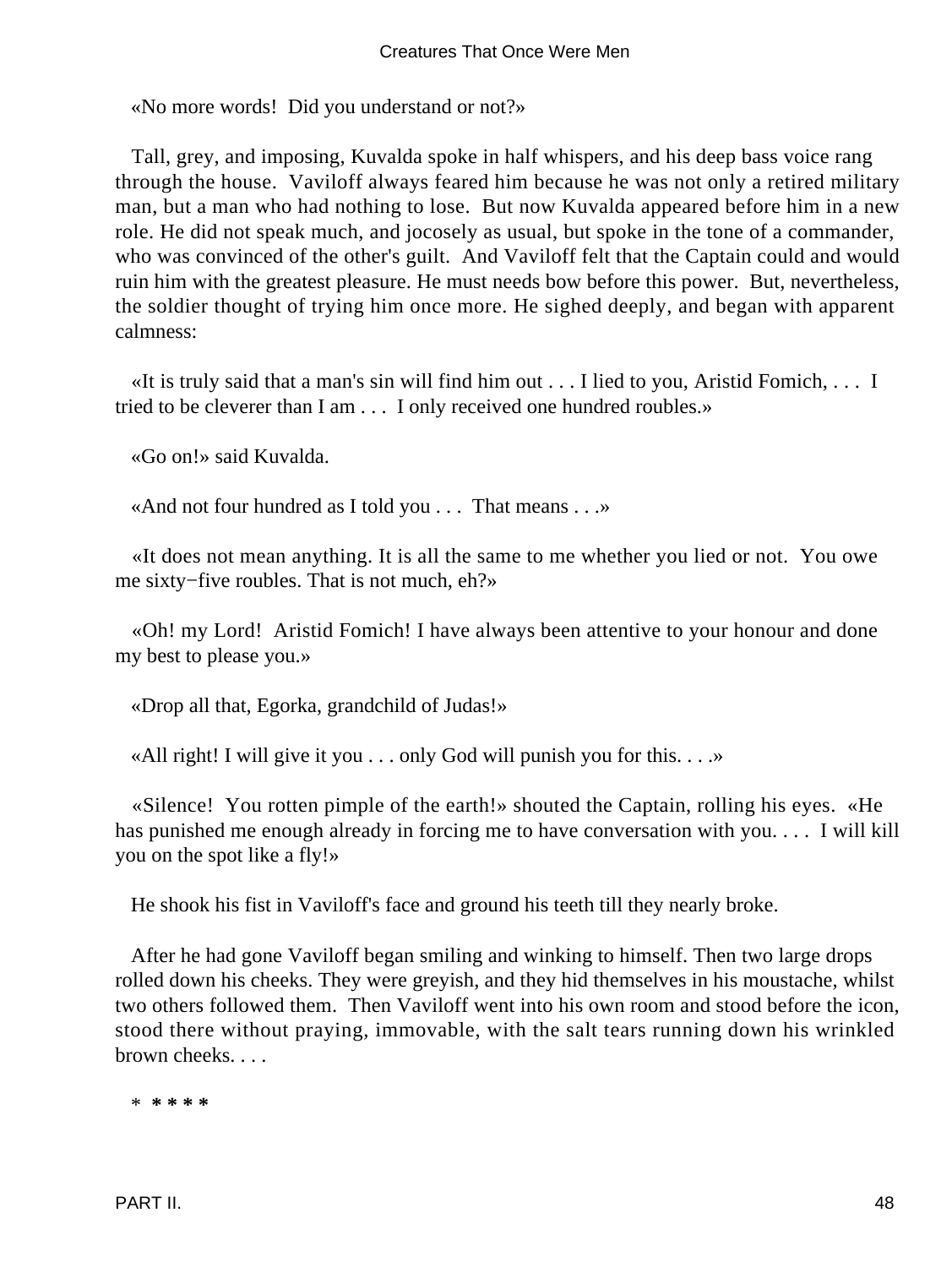«No more words!  Did you understand or not?»

Tall, grey, and imposing, Kuvalda spoke in half whispers, and his deep bass voice rang through the house.  Vaviloff always feared him because he was not only a retired military man, but a man who had nothing to lose.  But now Kuvalda appeared before him in a new role. He did not speak much, and jocosely as usual, but spoke in the tone of a commander, who was convinced of the other's guilt.  And Vaviloff felt that the Captain could and would ruin him with the greatest pleasure. He must needs bow before this power.  But, nevertheless, the soldier thought of trying him once more. He sighed deeply, and began with apparent calmness:

«It is truly said that a man's sin will find him out . . . I lied to you, Aristid Fomich, . . .  I tried to be cleverer than I am . . .  I only received one hundred roubles.»

«Go on!» said Kuvalda.

«And not four hundred as I told you . . .  That means . . .»

«It does not mean anything. It is all the same to me whether you lied or not.  You owe me sixty−five roubles. That is not much, eh?»

«Oh! my Lord!  Aristid Fomich! I have always been attentive to your honour and done my best to please you.»

«Drop all that, Egorka, grandchild of Judas!»

«All right! I will give it you . . . only God will punish you for this. . . .»

«Silence!  You rotten pimple of the earth!» shouted the Captain, rolling his eyes.  «He has punished me enough already in forcing me to have conversation with you. . . .  I will kill you on the spot like a fly!»

He shook his fist in Vaviloff's face and ground his teeth till they nearly broke.

After he had gone Vaviloff began smiling and winking to himself. Then two large drops rolled down his cheeks. They were greyish, and they hid themselves in his moustache, whilst two others followed them.  Then Vaviloff went into his own room and stood before the icon, stood there without praying, immovable, with the salt tears running down his wrinkled brown cheeks. . . .

* * * * *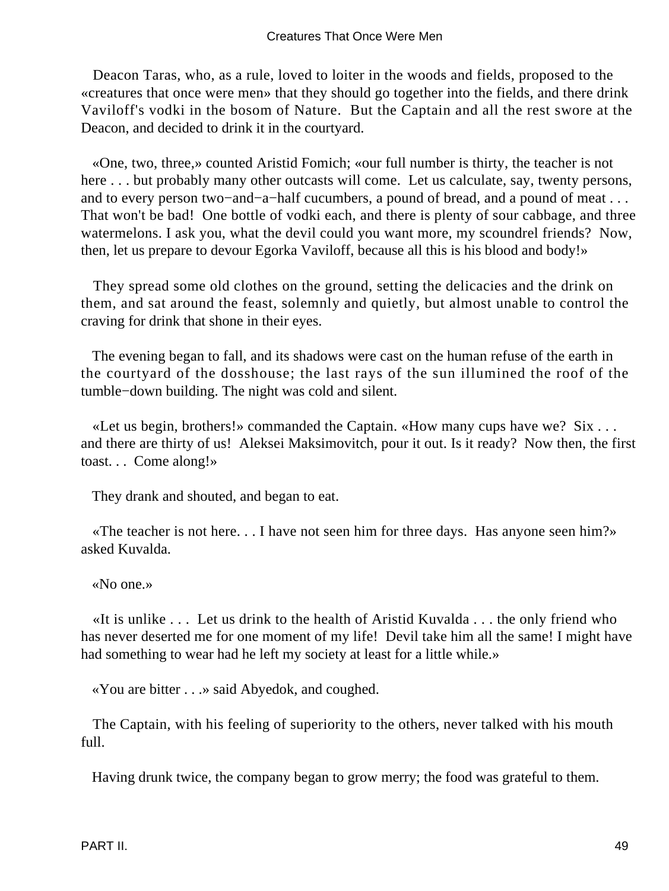Deacon Taras, who, as a rule, loved to loiter in the woods and fields, proposed to the «creatures that once were men» that they should go together into the fields, and there drink Vaviloff's vodki in the bosom of Nature. But the Captain and all the rest swore at the Deacon, and decided to drink it in the courtyard.

«One, two, three,» counted Aristid Fomich; «our full number is thirty, the teacher is not here . . . but probably many other outcasts will come. Let us calculate, say, twenty persons, and to every person two−and−a−half cucumbers, a pound of bread, and a pound of meat . . . That won't be bad! One bottle of vodki each, and there is plenty of sour cabbage, and three watermelons. I ask you, what the devil could you want more, my scoundrel friends? Now, then, let us prepare to devour Egorka Vaviloff, because all this is his blood and body!»

They spread some old clothes on the ground, setting the delicacies and the drink on them, and sat around the feast, solemnly and quietly, but almost unable to control the craving for drink that shone in their eyes.

The evening began to fall, and its shadows were cast on the human refuse of the earth in the courtyard of the dosshouse; the last rays of the sun illumined the roof of the tumble−down building. The night was cold and silent.

«Let us begin, brothers!» commanded the Captain. «How many cups have we? Six . . . and there are thirty of us! Aleksei Maksimovitch, pour it out. Is it ready? Now then, the first toast. . . Come along!»

They drank and shouted, and began to eat.

«The teacher is not here. . . I have not seen him for three days. Has anyone seen him?» asked Kuvalda.

«No one.»

«It is unlike . . . Let us drink to the health of Aristid Kuvalda . . . the only friend who has never deserted me for one moment of my life! Devil take him all the same! I might have had something to wear had he left my society at least for a little while.»

«You are bitter . . .» said Abyedok, and coughed.

The Captain, with his feeling of superiority to the others, never talked with his mouth full.

Having drunk twice, the company began to grow merry; the food was grateful to them.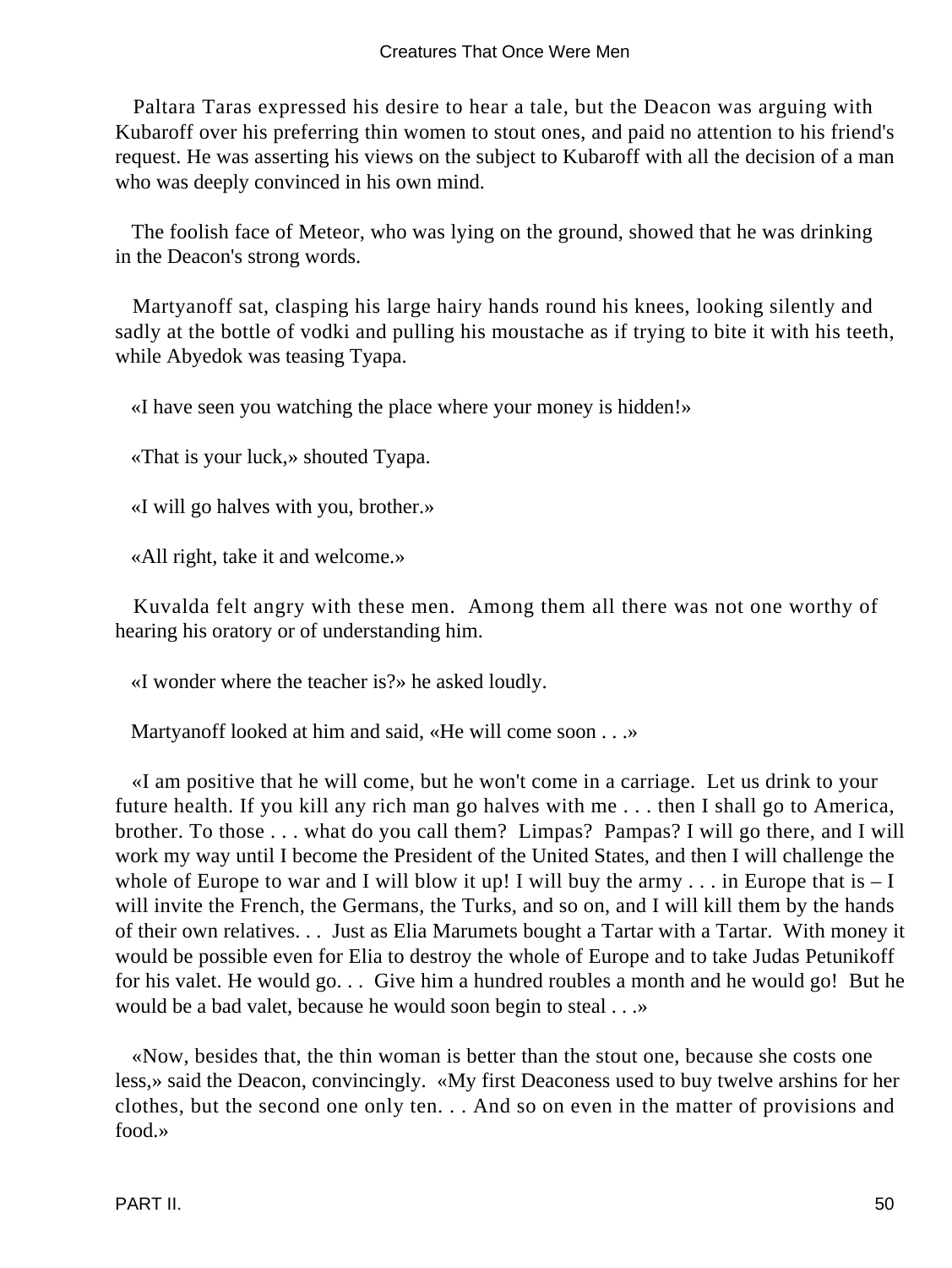Paltara Taras expressed his desire to hear a tale, but the Deacon was arguing with Kubaroff over his preferring thin women to stout ones, and paid no attention to his friend's request. He was asserting his views on the subject to Kubaroff with all the decision of a man who was deeply convinced in his own mind.

The foolish face of Meteor, who was lying on the ground, showed that he was drinking in the Deacon's strong words.

Martyanoff sat, clasping his large hairy hands round his knees, looking silently and sadly at the bottle of vodki and pulling his moustache as if trying to bite it with his teeth, while Abyedok was teasing Tyapa.

«I have seen you watching the place where your money is hidden!»

«That is your luck,» shouted Tyapa.

«I will go halves with you, brother.»

«All right, take it and welcome.»

Kuvalda felt angry with these men. Among them all there was not one worthy of hearing his oratory or of understanding him.

«I wonder where the teacher is?» he asked loudly.

Martyanoff looked at him and said, «He will come soon . . .»

«I am positive that he will come, but he won't come in a carriage. Let us drink to your future health. If you kill any rich man go halves with me . . . then I shall go to America, brother. To those . . . what do you call them? Limpas? Pampas? I will go there, and I will work my way until I become the President of the United States, and then I will challenge the whole of Europe to war and I will blow it up! I will buy the army . . . in Europe that is – I will invite the French, the Germans, the Turks, and so on, and I will kill them by the hands of their own relatives. . . Just as Elia Marumets bought a Tartar with a Tartar. With money it would be possible even for Elia to destroy the whole of Europe and to take Judas Petunikoff for his valet. He would go. . . Give him a hundred roubles a month and he would go! But he would be a bad valet, because he would soon begin to steal . . .»

«Now, besides that, the thin woman is better than the stout one, because she costs one less,» said the Deacon, convincingly. «My first Deaconess used to buy twelve arshins for her clothes, but the second one only ten. . . And so on even in the matter of provisions and food.»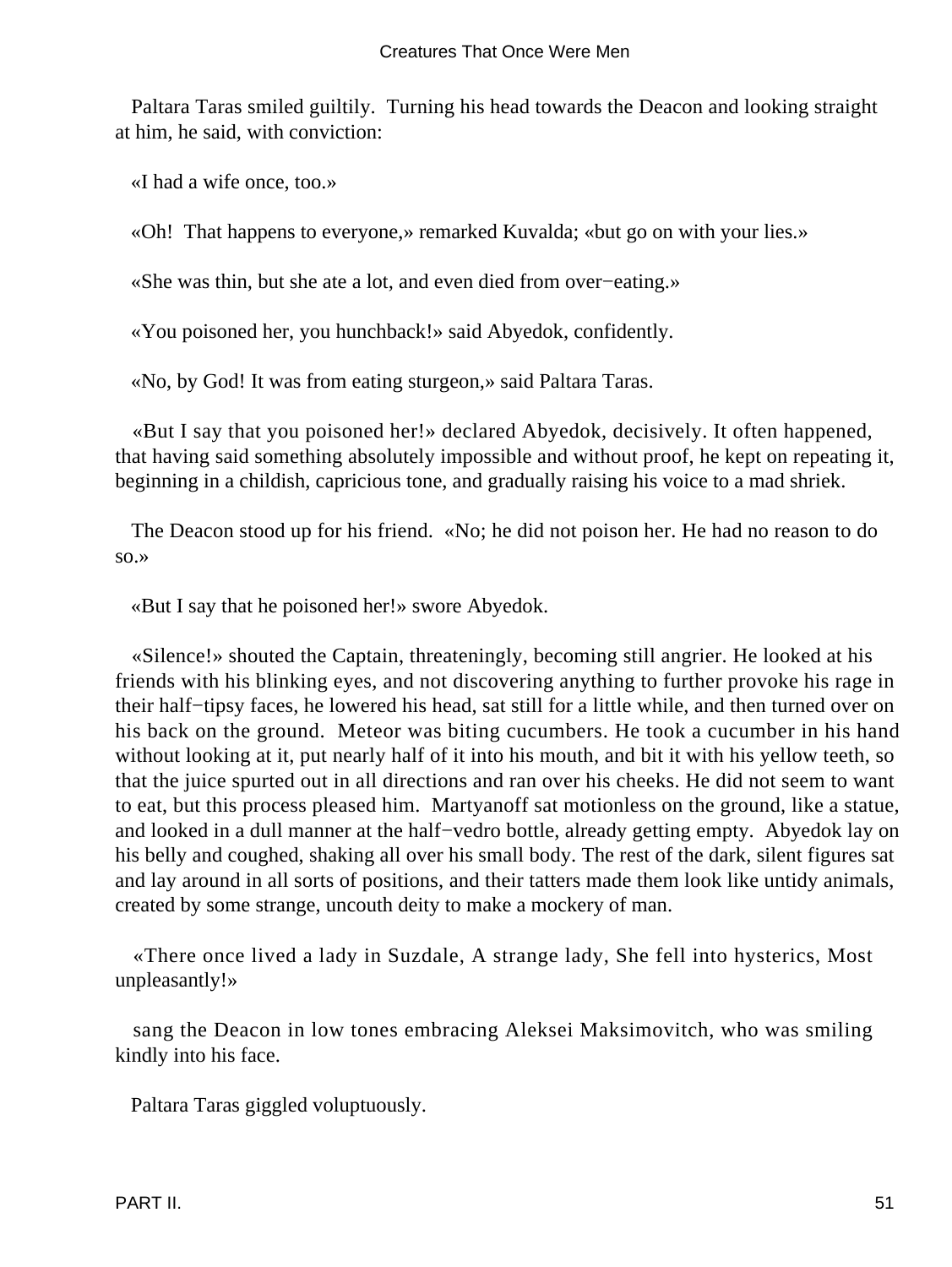Paltara Taras smiled guiltily. Turning his head towards the Deacon and looking straight at him, he said, with conviction:

«I had a wife once, too.»

«Oh! That happens to everyone,» remarked Kuvalda; «but go on with your lies.»

«She was thin, but she ate a lot, and even died from over−eating.»

«You poisoned her, you hunchback!» said Abyedok, confidently.

«No, by God! It was from eating sturgeon,» said Paltara Taras.

«But I say that you poisoned her!» declared Abyedok, decisively. It often happened, that having said something absolutely impossible and without proof, he kept on repeating it, beginning in a childish, capricious tone, and gradually raising his voice to a mad shriek.

The Deacon stood up for his friend. «No; he did not poison her. He had no reason to do so.»

«But I say that he poisoned her!» swore Abyedok.

«Silence!» shouted the Captain, threateningly, becoming still angrier. He looked at his friends with his blinking eyes, and not discovering anything to further provoke his rage in their half−tipsy faces, he lowered his head, sat still for a little while, and then turned over on his back on the ground. Meteor was biting cucumbers. He took a cucumber in his hand without looking at it, put nearly half of it into his mouth, and bit it with his yellow teeth, so that the juice spurted out in all directions and ran over his cheeks. He did not seem to want to eat, but this process pleased him. Martyanoff sat motionless on the ground, like a statue, and looked in a dull manner at the half−vedro bottle, already getting empty. Abyedok lay on his belly and coughed, shaking all over his small body. The rest of the dark, silent figures sat and lay around in all sorts of positions, and their tatters made them look like untidy animals, created by some strange, uncouth deity to make a mockery of man.

«There once lived a lady in Suzdale, A strange lady, She fell into hysterics, Most unpleasantly!»

sang the Deacon in low tones embracing Aleksei Maksimovitch, who was smiling kindly into his face.

Paltara Taras giggled voluptuously.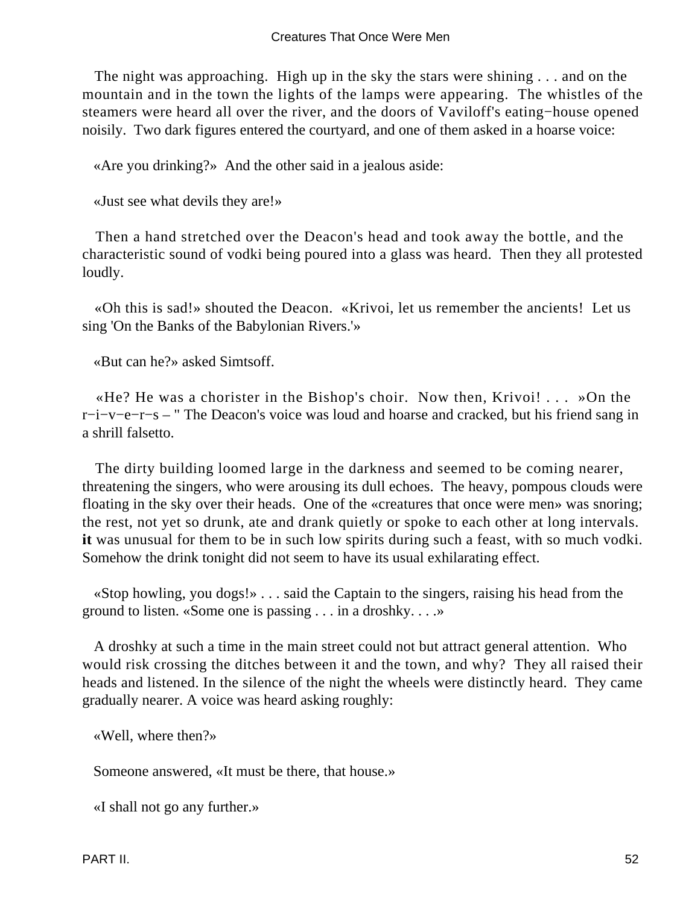The night was approaching. High up in the sky the stars were shining . . . and on the mountain and in the town the lights of the lamps were appearing. The whistles of the steamers were heard all over the river, and the doors of Vaviloff's eating−house opened noisily. Two dark figures entered the courtyard, and one of them asked in a hoarse voice:

«Are you drinking?» And the other said in a jealous aside:

«Just see what devils they are!»

Then a hand stretched over the Deacon's head and took away the bottle, and the characteristic sound of vodki being poured into a glass was heard. Then they all protested loudly.

«Oh this is sad!» shouted the Deacon. «Krivoi, let us remember the ancients! Let us sing 'On the Banks of the Babylonian Rivers.'»

«But can he?» asked Simtsoff.

«He? He was a chorister in the Bishop's choir. Now then, Krivoi! . . . »On the r−i−v−e−r−s – " The Deacon's voice was loud and hoarse and cracked, but his friend sang in a shrill falsetto.

The dirty building loomed large in the darkness and seemed to be coming nearer, threatening the singers, who were arousing its dull echoes. The heavy, pompous clouds were floating in the sky over their heads. One of the «creatures that once were men» was snoring; the rest, not yet so drunk, ate and drank quietly or spoke to each other at long intervals. **it** was unusual for them to be in such low spirits during such a feast, with so much vodki. Somehow the drink tonight did not seem to have its usual exhilarating effect.

«Stop howling, you dogs!» . . . said the Captain to the singers, raising his head from the ground to listen. «Some one is passing . . . in a droshky. . . .»

A droshky at such a time in the main street could not but attract general attention. Who would risk crossing the ditches between it and the town, and why? They all raised their heads and listened. In the silence of the night the wheels were distinctly heard. They came gradually nearer. A voice was heard asking roughly:

«Well, where then?»

Someone answered, «It must be there, that house.»

«I shall not go any further.»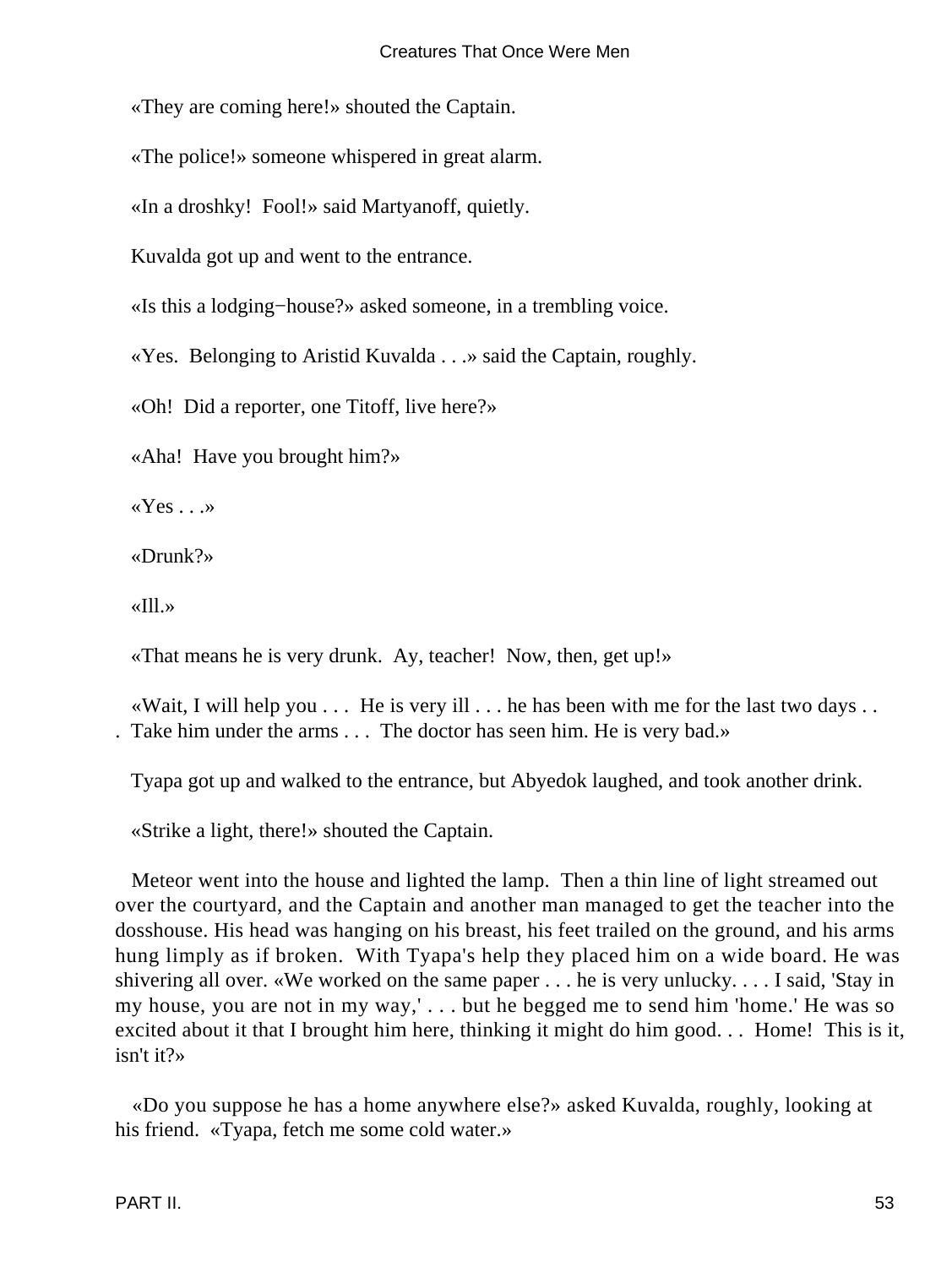«They are coming here!» shouted the Captain.

«The police!» someone whispered in great alarm.

«In a droshky!  Fool!» said Martyanoff, quietly.

Kuvalda got up and went to the entrance.

«Is this a lodging−house?» asked someone, in a trembling voice.

«Yes.  Belonging to Aristid Kuvalda . . .» said the Captain, roughly.

«Oh!  Did a reporter, one Titoff, live here?»

«Aha!  Have you brought him?»

«Yes . . .»

«Drunk?»

«Ill.»

«That means he is very drunk.  Ay, teacher!  Now, then, get up!»

«Wait, I will help you . . .  He is very ill . . . he has been with me for the last two days . . .  Take him under the arms . . .  The doctor has seen him. He is very bad.»

Tyapa got up and walked to the entrance, but Abyedok laughed, and took another drink.

«Strike a light, there!» shouted the Captain.

Meteor went into the house and lighted the lamp.  Then a thin line of light streamed out over the courtyard, and the Captain and another man managed to get the teacher into the dosshouse. His head was hanging on his breast, his feet trailed on the ground, and his arms hung limply as if broken.  With Tyapa's help they placed him on a wide board. He was shivering all over. «We worked on the same paper . . . he is very unlucky. . . . I said, 'Stay in my house, you are not in my way,' . . . but he begged me to send him 'home.' He was so excited about it that I brought him here, thinking it might do him good. . .  Home!  This is it, isn't it?»

«Do you suppose he has a home anywhere else?» asked Kuvalda, roughly, looking at his friend.  «Tyapa, fetch me some cold water.»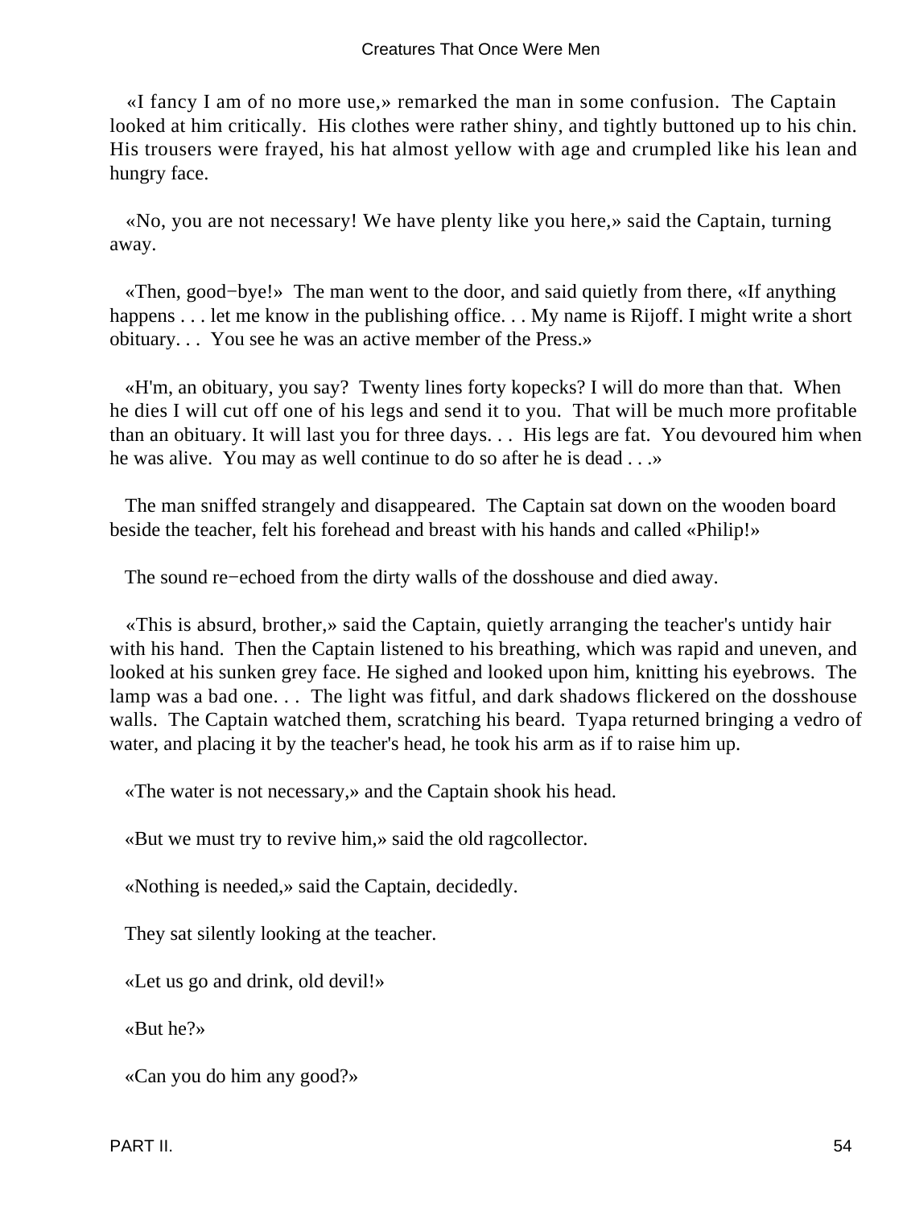«I fancy I am of no more use,» remarked the man in some confusion. The Captain looked at him critically. His clothes were rather shiny, and tightly buttoned up to his chin. His trousers were frayed, his hat almost yellow with age and crumpled like his lean and hungry face.

«No, you are not necessary! We have plenty like you here,» said the Captain, turning away.

«Then, good−bye!» The man went to the door, and said quietly from there, «If anything happens . . . let me know in the publishing office. . . My name is Rijoff. I might write a short obituary. . . You see he was an active member of the Press.»

«H'm, an obituary, you say? Twenty lines forty kopecks? I will do more than that. When he dies I will cut off one of his legs and send it to you. That will be much more profitable than an obituary. It will last you for three days. . . His legs are fat. You devoured him when he was alive. You may as well continue to do so after he is dead . . .»

The man sniffed strangely and disappeared. The Captain sat down on the wooden board beside the teacher, felt his forehead and breast with his hands and called «Philip!»

The sound re−echoed from the dirty walls of the dosshouse and died away.

«This is absurd, brother,» said the Captain, quietly arranging the teacher's untidy hair with his hand. Then the Captain listened to his breathing, which was rapid and uneven, and looked at his sunken grey face. He sighed and looked upon him, knitting his eyebrows. The lamp was a bad one. . . The light was fitful, and dark shadows flickered on the dosshouse walls. The Captain watched them, scratching his beard. Tyapa returned bringing a vedro of water, and placing it by the teacher's head, he took his arm as if to raise him up.

«The water is not necessary,» and the Captain shook his head.

«But we must try to revive him,» said the old ragcollector.

«Nothing is needed,» said the Captain, decidedly.

They sat silently looking at the teacher.

«Let us go and drink, old devil!»

«But he?»

«Can you do him any good?»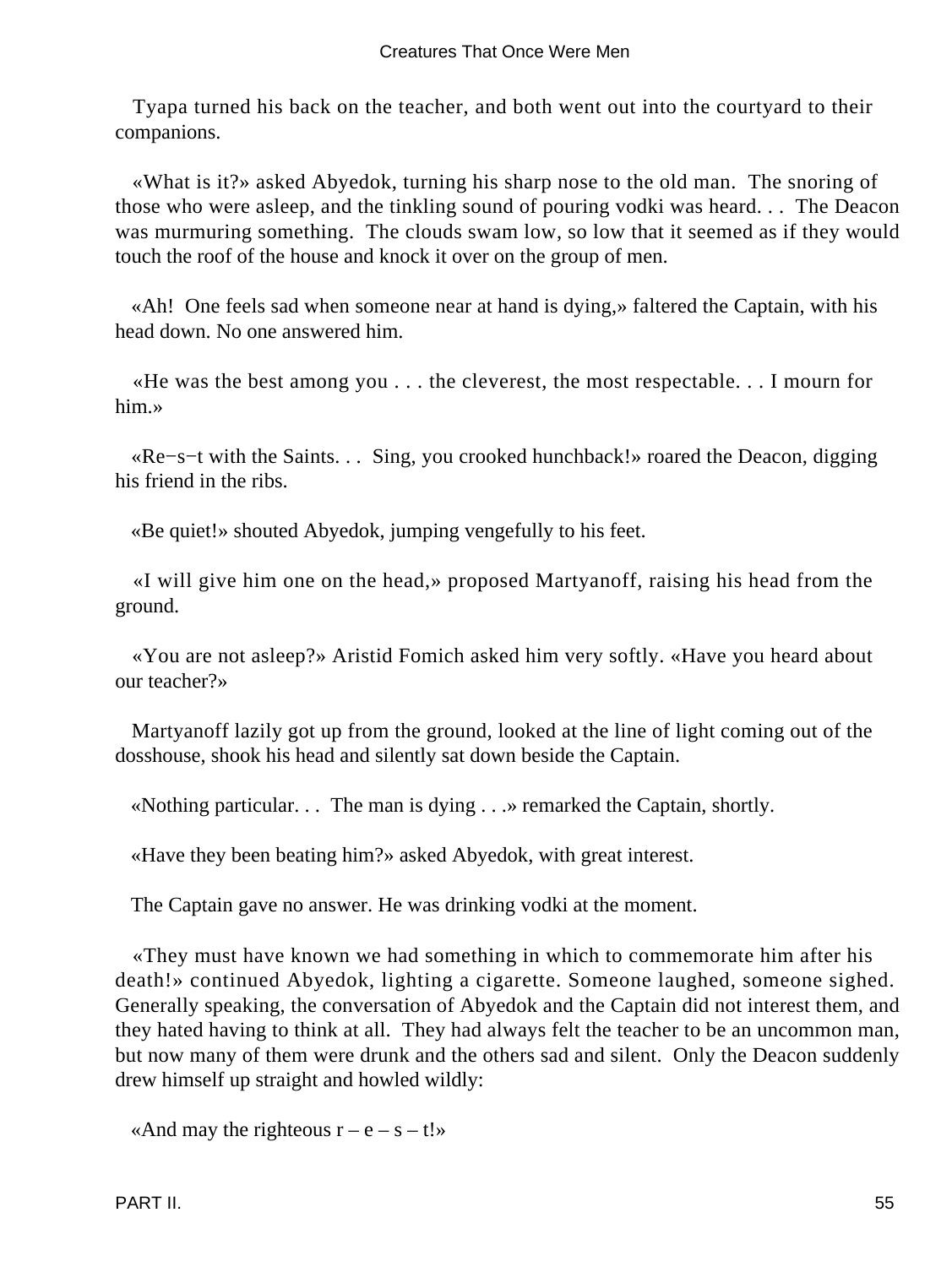Tyapa turned his back on the teacher, and both went out into the courtyard to their companions.

«What is it?» asked Abyedok, turning his sharp nose to the old man. The snoring of those who were asleep, and the tinkling sound of pouring vodki was heard. . . The Deacon was murmuring something. The clouds swam low, so low that it seemed as if they would touch the roof of the house and knock it over on the group of men.

«Ah! One feels sad when someone near at hand is dying,» faltered the Captain, with his head down. No one answered him.

«He was the best among you . . . the cleverest, the most respectable. . . I mourn for him.»

«Re−s−t with the Saints. . . Sing, you crooked hunchback!» roared the Deacon, digging his friend in the ribs.

«Be quiet!» shouted Abyedok, jumping vengefully to his feet.

«I will give him one on the head,» proposed Martyanoff, raising his head from the ground.

«You are not asleep?» Aristid Fomich asked him very softly. «Have you heard about our teacher?»

Martyanoff lazily got up from the ground, looked at the line of light coming out of the dosshouse, shook his head and silently sat down beside the Captain.

«Nothing particular. . . The man is dying . . .» remarked the Captain, shortly.

«Have they been beating him?» asked Abyedok, with great interest.

The Captain gave no answer. He was drinking vodki at the moment.

«They must have known we had something in which to commemorate him after his death!» continued Abyedok, lighting a cigarette. Someone laughed, someone sighed. Generally speaking, the conversation of Abyedok and the Captain did not interest them, and they hated having to think at all. They had always felt the teacher to be an uncommon man, but now many of them were drunk and the others sad and silent. Only the Deacon suddenly drew himself up straight and howled wildly:

«And may the righteous r – e – s – t!»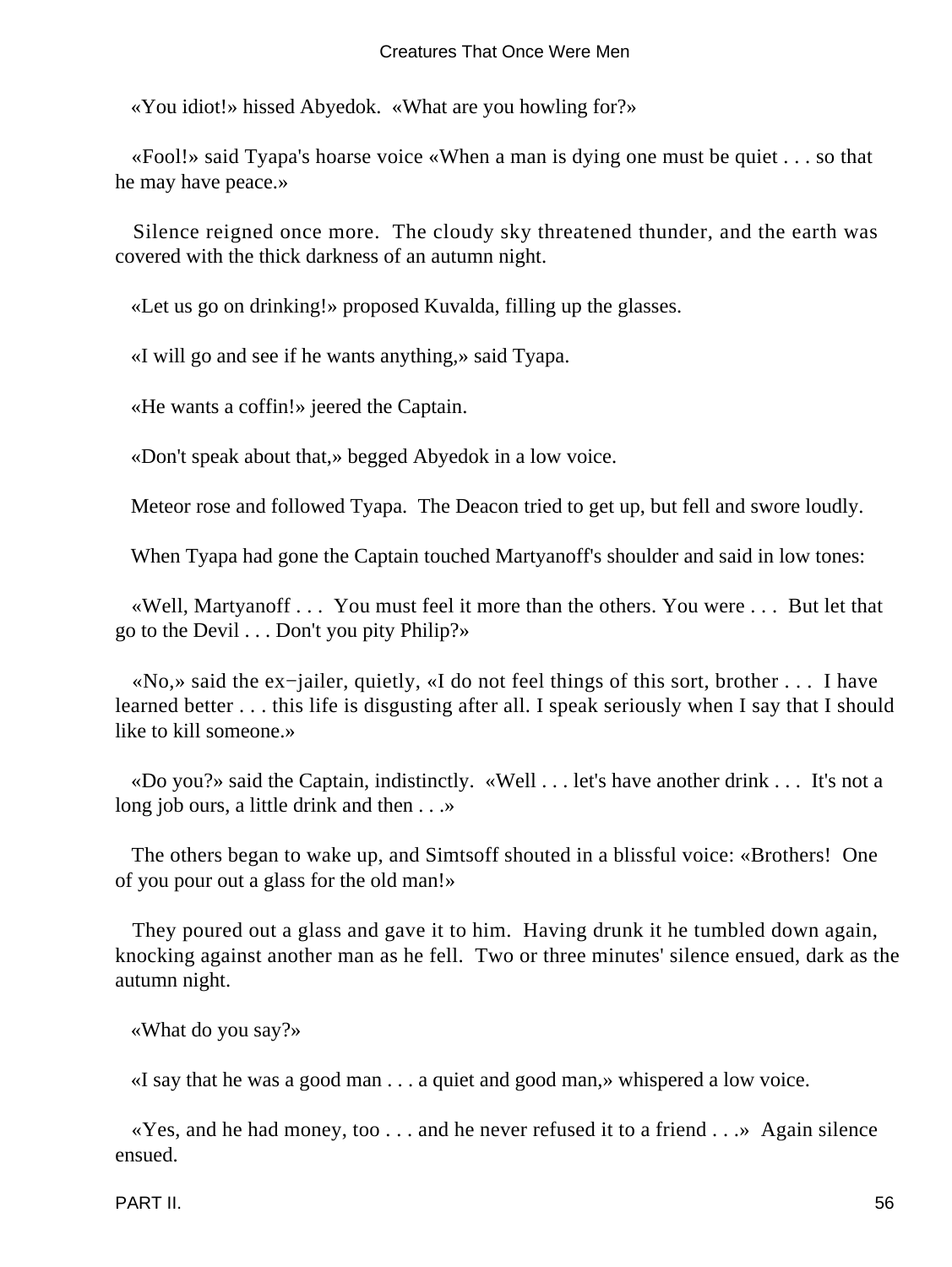«You idiot!» hissed Abyedok. «What are you howling for?»

«Fool!» said Tyapa's hoarse voice «When a man is dying one must be quiet . . . so that he may have peace.»

Silence reigned once more. The cloudy sky threatened thunder, and the earth was covered with the thick darkness of an autumn night.

«Let us go on drinking!» proposed Kuvalda, filling up the glasses.

«I will go and see if he wants anything,» said Tyapa.

«He wants a coffin!» jeered the Captain.

«Don't speak about that,» begged Abyedok in a low voice.

Meteor rose and followed Tyapa. The Deacon tried to get up, but fell and swore loudly.

When Tyapa had gone the Captain touched Martyanoff's shoulder and said in low tones:

«Well, Martyanoff . . . You must feel it more than the others. You were . . . But let that go to the Devil . . . Don't you pity Philip?»

«No,» said the ex−jailer, quietly, «I do not feel things of this sort, brother . . . I have learned better . . . this life is disgusting after all. I speak seriously when I say that I should like to kill someone.»

«Do you?» said the Captain, indistinctly. «Well . . . let's have another drink . . . It's not a long job ours, a little drink and then . . .»

The others began to wake up, and Simtsoff shouted in a blissful voice: «Brothers! One of you pour out a glass for the old man!»

They poured out a glass and gave it to him. Having drunk it he tumbled down again, knocking against another man as he fell. Two or three minutes' silence ensued, dark as the autumn night.

«What do you say?»

«I say that he was a good man . . . a quiet and good man,» whispered a low voice.

«Yes, and he had money, too . . . and he never refused it to a friend . . .» Again silence ensued.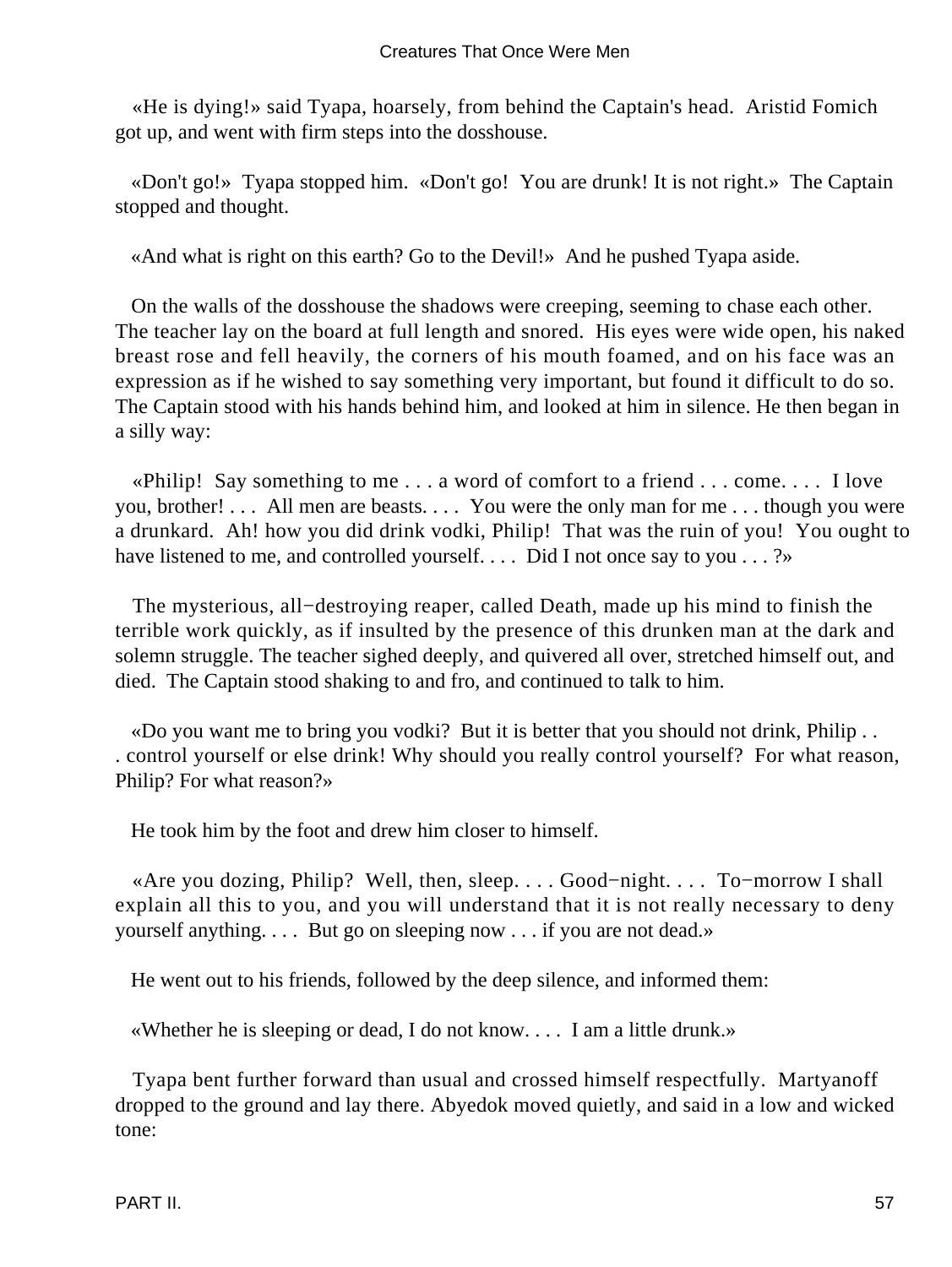«He is dying!» said Tyapa, hoarsely, from behind the Captain's head. Aristid Fomich got up, and went with firm steps into the dosshouse.

«Don't go!» Tyapa stopped him. «Don't go! You are drunk! It is not right.» The Captain stopped and thought.

«And what is right on this earth? Go to the Devil!» And he pushed Tyapa aside.

On the walls of the dosshouse the shadows were creeping, seeming to chase each other. The teacher lay on the board at full length and snored. His eyes were wide open, his naked breast rose and fell heavily, the corners of his mouth foamed, and on his face was an expression as if he wished to say something very important, but found it difficult to do so. The Captain stood with his hands behind him, and looked at him in silence. He then began in a silly way:

«Philip! Say something to me . . . a word of comfort to a friend . . . come. . . . I love you, brother! . . . All men are beasts. . . . You were the only man for me . . . though you were a drunkard. Ah! how you did drink vodki, Philip! That was the ruin of you! You ought to have listened to me, and controlled yourself. . . . Did I not once say to you . . . ?»

The mysterious, all−destroying reaper, called Death, made up his mind to finish the terrible work quickly, as if insulted by the presence of this drunken man at the dark and solemn struggle. The teacher sighed deeply, and quivered all over, stretched himself out, and died. The Captain stood shaking to and fro, and continued to talk to him.

«Do you want me to bring you vodki? But it is better that you should not drink, Philip . . . control yourself or else drink! Why should you really control yourself? For what reason, Philip? For what reason?»

He took him by the foot and drew him closer to himself.

«Are you dozing, Philip? Well, then, sleep. . . . Good−night. . . . To−morrow I shall explain all this to you, and you will understand that it is not really necessary to deny yourself anything. . . . But go on sleeping now . . . if you are not dead.»

He went out to his friends, followed by the deep silence, and informed them:

«Whether he is sleeping or dead, I do not know. . . . I am a little drunk.»

Tyapa bent further forward than usual and crossed himself respectfully. Martyanoff dropped to the ground and lay there. Abyedok moved quietly, and said in a low and wicked tone: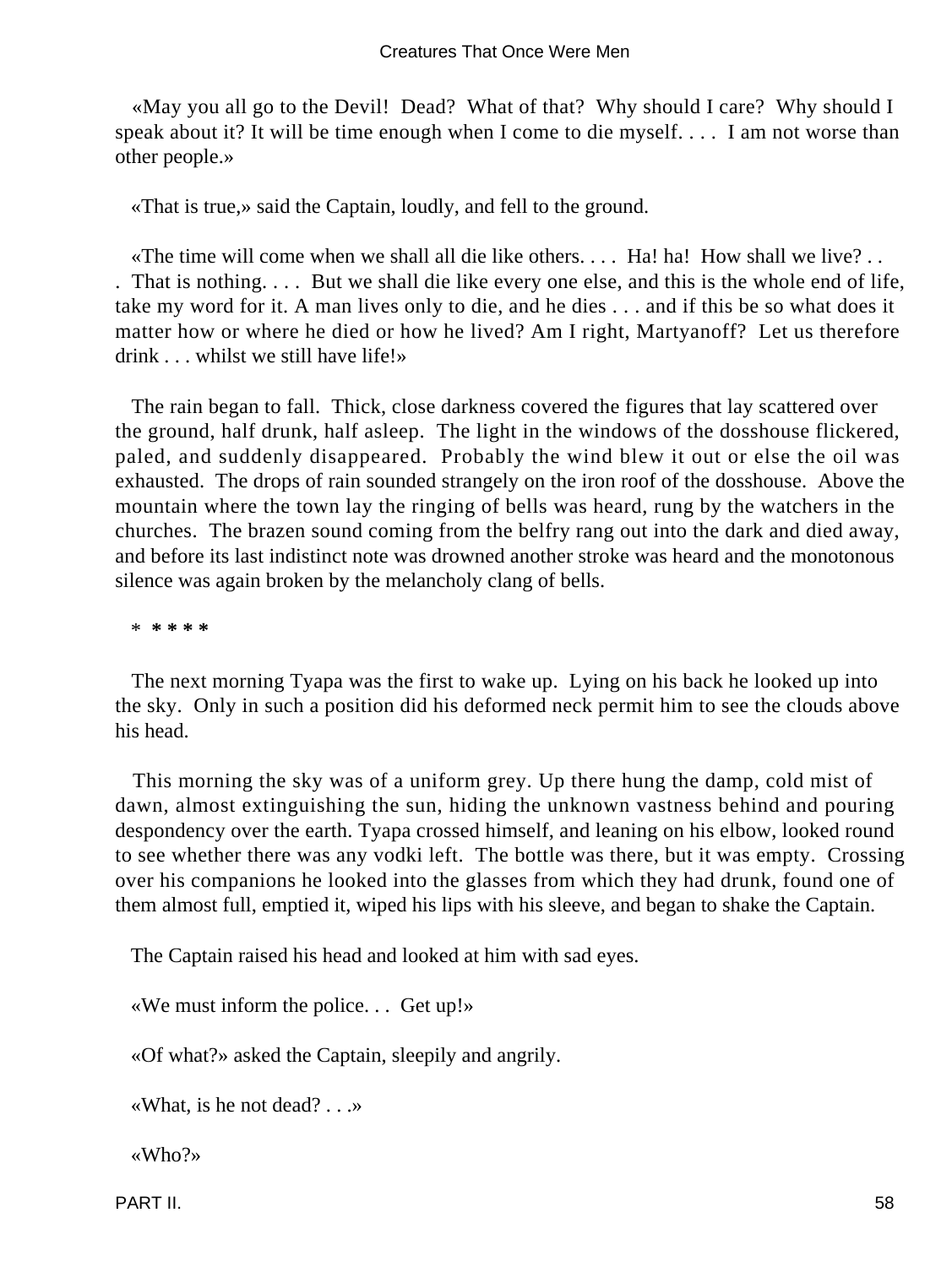«May you all go to the Devil!  Dead?  What of that?  Why should I care?  Why should I speak about it? It will be time enough when I come to die myself. . . .  I am not worse than other people.»

«That is true,» said the Captain, loudly, and fell to the ground.

«The time will come when we shall all die like others. . . .  Ha! ha!  How shall we live? . . .  That is nothing. . . .  But we shall die like every one else, and this is the whole end of life, take my word for it. A man lives only to die, and he dies . . . and if this be so what does it matter how or where he died or how he lived? Am I right, Martyanoff?  Let us therefore drink . . . whilst we still have life!»

The rain began to fall.  Thick, close darkness covered the figures that lay scattered over the ground, half drunk, half asleep.  The light in the windows of the dosshouse flickered, paled, and suddenly disappeared.  Probably the wind blew it out or else the oil was exhausted.  The drops of rain sounded strangely on the iron roof of the dosshouse.  Above the mountain where the town lay the ringing of bells was heard, rung by the watchers in the churches.  The brazen sound coming from the belfry rang out into the dark and died away, and before its last indistinct note was drowned another stroke was heard and the monotonous silence was again broken by the melancholy clang of bells.

* * * * *

The next morning Tyapa was the first to wake up.  Lying on his back he looked up into the sky.  Only in such a position did his deformed neck permit him to see the clouds above his head.

This morning the sky was of a uniform grey. Up there hung the damp, cold mist of dawn, almost extinguishing the sun, hiding the unknown vastness behind and pouring despondency over the earth. Tyapa crossed himself, and leaning on his elbow, looked round to see whether there was any vodki left.  The bottle was there, but it was empty.  Crossing over his companions he looked into the glasses from which they had drunk, found one of them almost full, emptied it, wiped his lips with his sleeve, and began to shake the Captain.

The Captain raised his head and looked at him with sad eyes.

«We must inform the police. . .  Get up!»

«Of what?» asked the Captain, sleepily and angrily.

«What, is he not dead? . . .»

«Who?»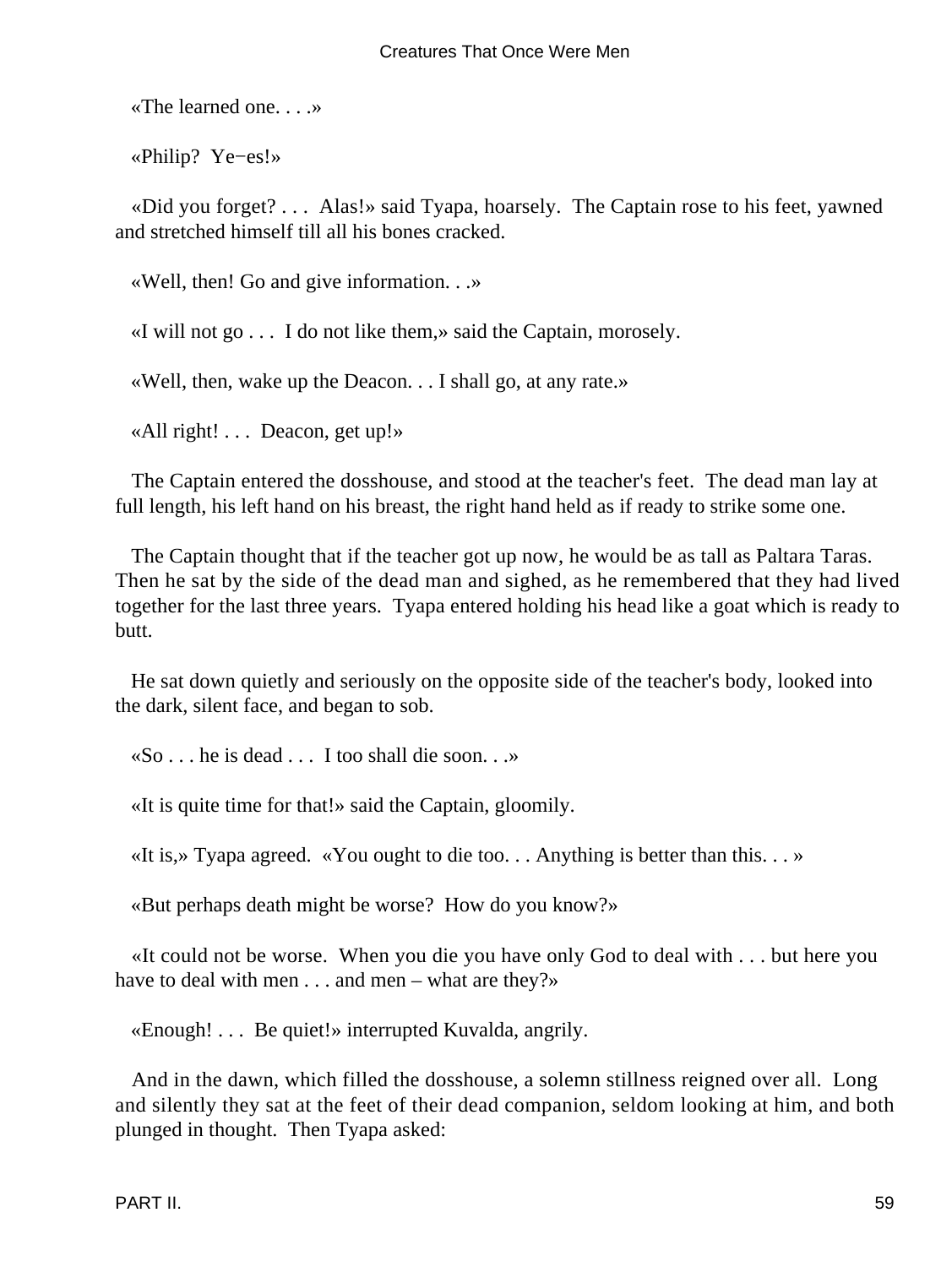«The learned one. . . .»

«Philip? Ye−es!»

«Did you forget? . . . Alas!» said Tyapa, hoarsely. The Captain rose to his feet, yawned and stretched himself till all his bones cracked.

«Well, then! Go and give information. . .»

«I will not go . . . I do not like them,» said the Captain, morosely.

«Well, then, wake up the Deacon. . . I shall go, at any rate.»

«All right! . . . Deacon, get up!»

The Captain entered the dosshouse, and stood at the teacher's feet. The dead man lay at full length, his left hand on his breast, the right hand held as if ready to strike some one.

The Captain thought that if the teacher got up now, he would be as tall as Paltara Taras. Then he sat by the side of the dead man and sighed, as he remembered that they had lived together for the last three years. Tyapa entered holding his head like a goat which is ready to butt.

He sat down quietly and seriously on the opposite side of the teacher's body, looked into the dark, silent face, and began to sob.

«So . . . he is dead . . . I too shall die soon. . .»

«It is quite time for that!» said the Captain, gloomily.

«It is,» Tyapa agreed. «You ought to die too. . . Anything is better than this. . . »

«But perhaps death might be worse? How do you know?»

«It could not be worse. When you die you have only God to deal with . . . but here you have to deal with men . . . and men – what are they?»

«Enough! . . . Be quiet!» interrupted Kuvalda, angrily.

And in the dawn, which filled the dosshouse, a solemn stillness reigned over all. Long and silently they sat at the feet of their dead companion, seldom looking at him, and both plunged in thought. Then Tyapa asked: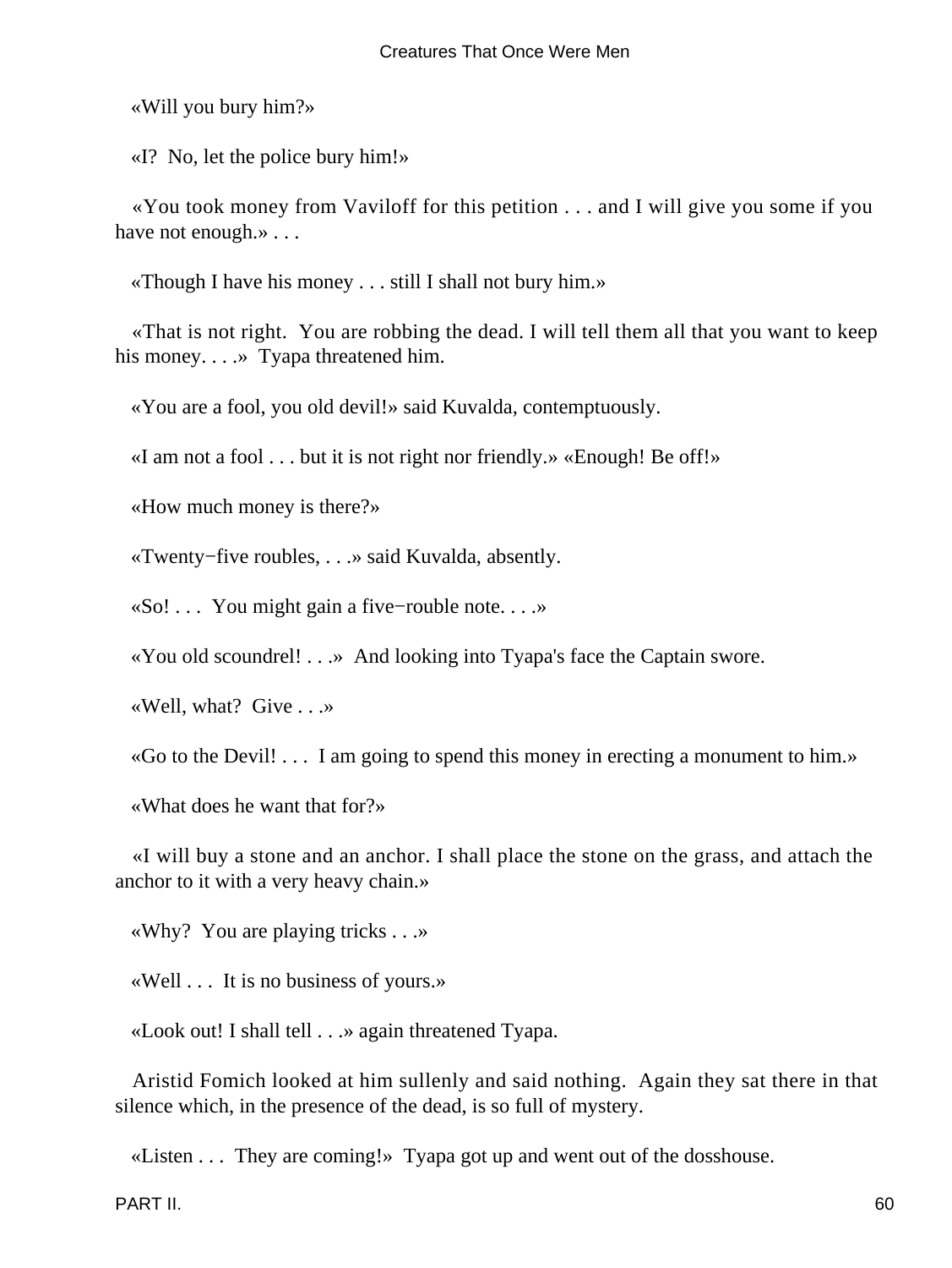«Will you bury him?»

«I? No, let the police bury him!»

«You took money from Vaviloff for this petition . . . and I will give you some if you have not enough.» . . .

«Though I have his money . . . still I shall not bury him.»

«That is not right. You are robbing the dead. I will tell them all that you want to keep his money. . . .» Tyapa threatened him.

«You are a fool, you old devil!» said Kuvalda, contemptuously.

«I am not a fool . . . but it is not right nor friendly.» «Enough! Be off!»

«How much money is there?»

«Twenty−five roubles, . . .» said Kuvalda, absently.

«So! . . . You might gain a five−rouble note. . . .»

«You old scoundrel! . . .» And looking into Tyapa's face the Captain swore.

«Well, what? Give . . .»

«Go to the Devil! . . . I am going to spend this money in erecting a monument to him.»

«What does he want that for?»

«I will buy a stone and an anchor. I shall place the stone on the grass, and attach the anchor to it with a very heavy chain.»

«Why? You are playing tricks . . .»

«Well . . . It is no business of yours.»

«Look out! I shall tell . . .» again threatened Tyapa.

Aristid Fomich looked at him sullenly and said nothing. Again they sat there in that silence which, in the presence of the dead, is so full of mystery.

«Listen . . . They are coming!» Tyapa got up and went out of the dosshouse.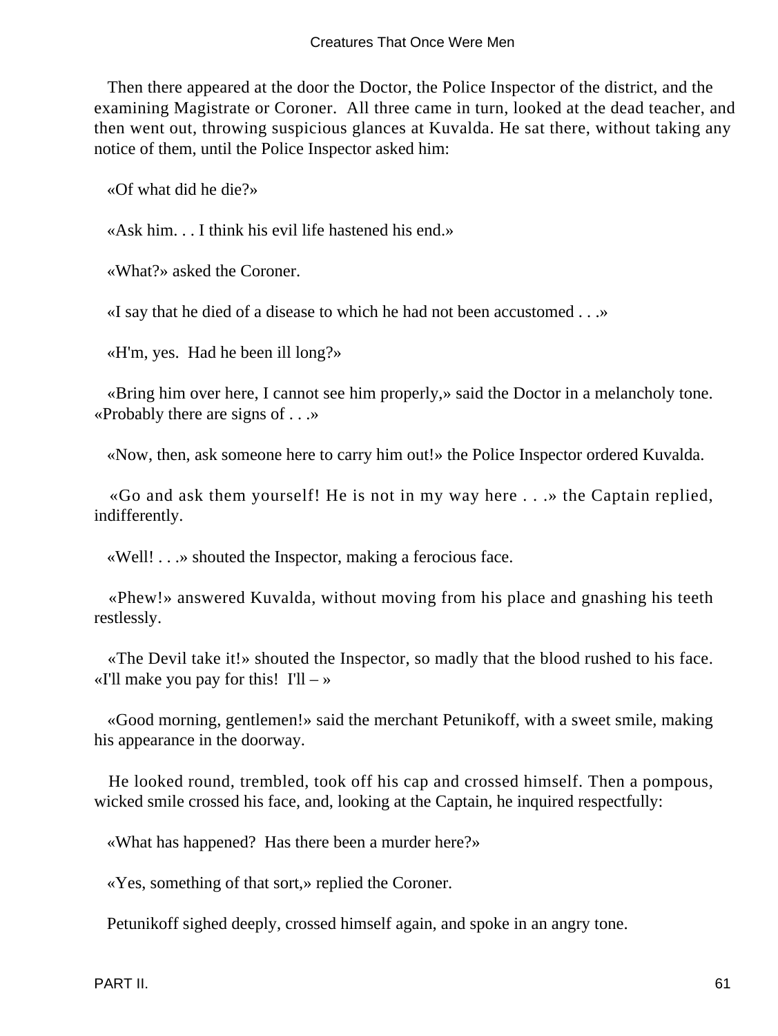Then there appeared at the door the Doctor, the Police Inspector of the district, and the examining Magistrate or Coroner. All three came in turn, looked at the dead teacher, and then went out, throwing suspicious glances at Kuvalda. He sat there, without taking any notice of them, until the Police Inspector asked him:

«Of what did he die?»

«Ask him. . . I think his evil life hastened his end.»

«What?» asked the Coroner.

«I say that he died of a disease to which he had not been accustomed . . .»

«H'm, yes. Had he been ill long?»

«Bring him over here, I cannot see him properly,» said the Doctor in a melancholy tone. «Probably there are signs of . . .»

«Now, then, ask someone here to carry him out!» the Police Inspector ordered Kuvalda.

«Go and ask them yourself! He is not in my way here . . .» the Captain replied, indifferently.

«Well! . . .» shouted the Inspector, making a ferocious face.

«Phew!» answered Kuvalda, without moving from his place and gnashing his teeth restlessly.

«The Devil take it!» shouted the Inspector, so madly that the blood rushed to his face. «I'll make you pay for this! I'll – »

«Good morning, gentlemen!» said the merchant Petunikoff, with a sweet smile, making his appearance in the doorway.

He looked round, trembled, took off his cap and crossed himself. Then a pompous, wicked smile crossed his face, and, looking at the Captain, he inquired respectfully:

«What has happened? Has there been a murder here?»

«Yes, something of that sort,» replied the Coroner.

Petunikoff sighed deeply, crossed himself again, and spoke in an angry tone.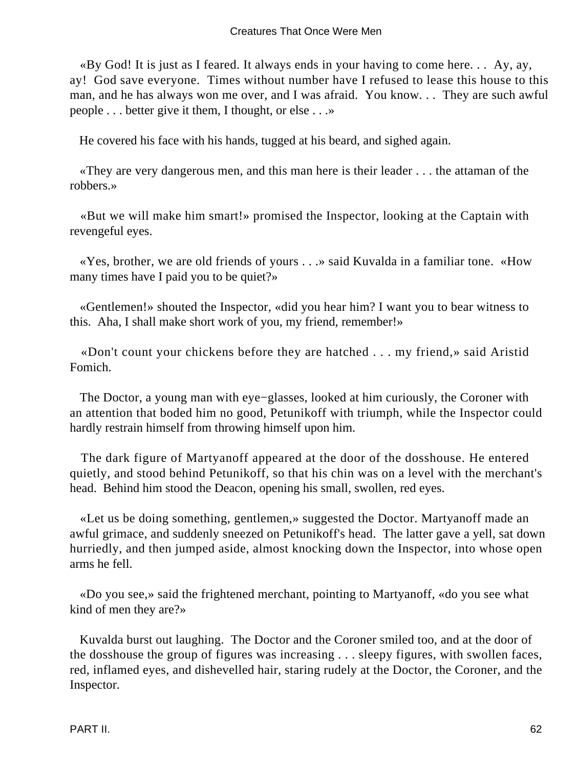«By God! It is just as I feared. It always ends in your having to come here. . . Ay, ay, ay! God save everyone. Times without number have I refused to lease this house to this man, and he has always won me over, and I was afraid. You know. . . They are such awful people . . . better give it them, I thought, or else . . .»

He covered his face with his hands, tugged at his beard, and sighed again.

«They are very dangerous men, and this man here is their leader . . . the attaman of the robbers.»

«But we will make him smart!» promised the Inspector, looking at the Captain with revengeful eyes.

«Yes, brother, we are old friends of yours . . .» said Kuvalda in a familiar tone. «How many times have I paid you to be quiet?»

«Gentlemen!» shouted the Inspector, «did you hear him? I want you to bear witness to this. Aha, I shall make short work of you, my friend, remember!»

«Don't count your chickens before they are hatched . . . my friend,» said Aristid Fomich.

The Doctor, a young man with eye−glasses, looked at him curiously, the Coroner with an attention that boded him no good, Petunikoff with triumph, while the Inspector could hardly restrain himself from throwing himself upon him.

The dark figure of Martyanoff appeared at the door of the dosshouse. He entered quietly, and stood behind Petunikoff, so that his chin was on a level with the merchant's head. Behind him stood the Deacon, opening his small, swollen, red eyes.

«Let us be doing something, gentlemen,» suggested the Doctor. Martyanoff made an awful grimace, and suddenly sneezed on Petunikoff's head. The latter gave a yell, sat down hurriedly, and then jumped aside, almost knocking down the Inspector, into whose open arms he fell.

«Do you see,» said the frightened merchant, pointing to Martyanoff, «do you see what kind of men they are?»

Kuvalda burst out laughing. The Doctor and the Coroner smiled too, and at the door of the dosshouse the group of figures was increasing . . . sleepy figures, with swollen faces, red, inflamed eyes, and dishevelled hair, staring rudely at the Doctor, the Coroner, and the Inspector.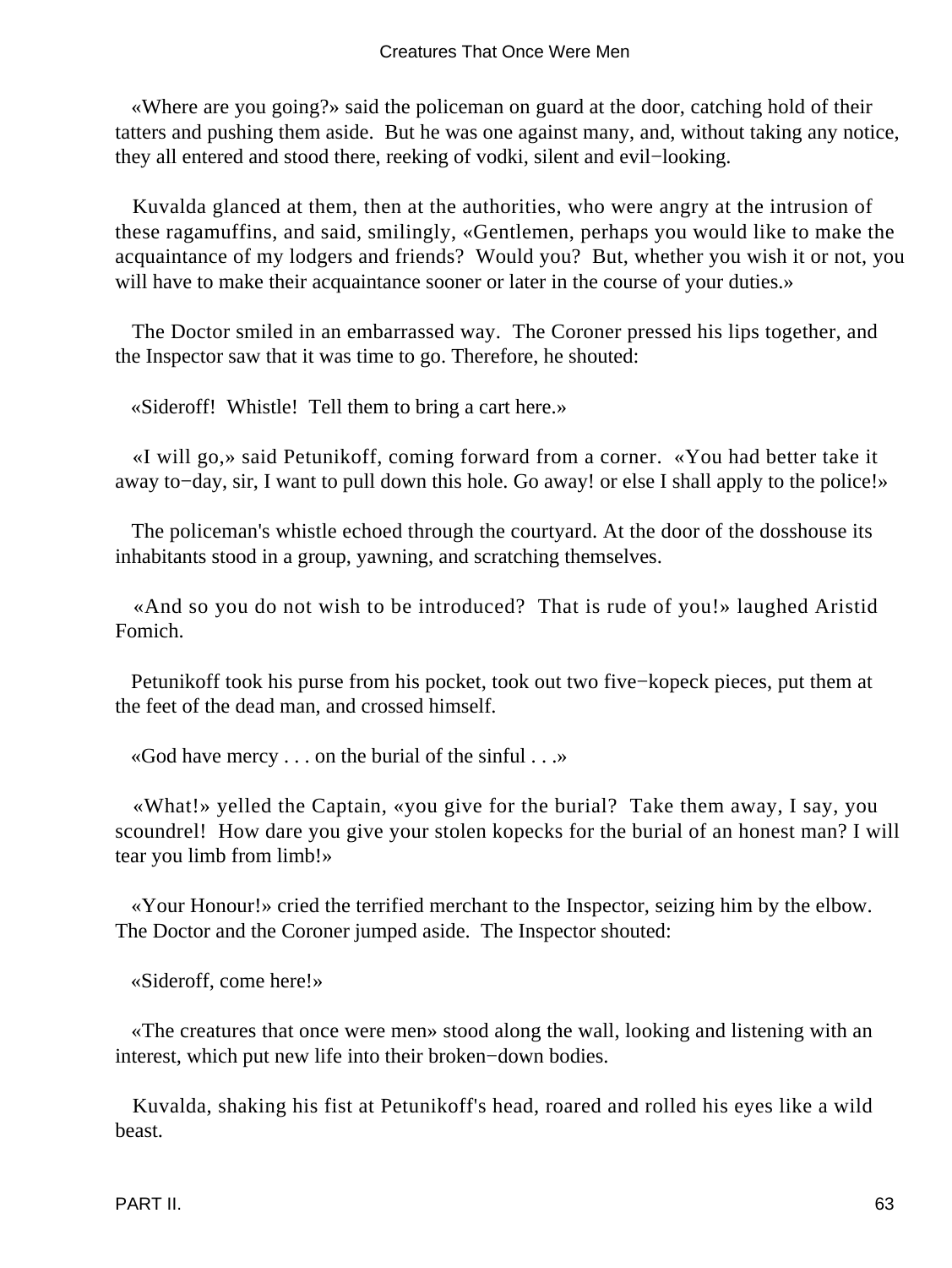«Where are you going?» said the policeman on guard at the door, catching hold of their tatters and pushing them aside. But he was one against many, and, without taking any notice, they all entered and stood there, reeking of vodki, silent and evil−looking.

Kuvalda glanced at them, then at the authorities, who were angry at the intrusion of these ragamuffins, and said, smilingly, «Gentlemen, perhaps you would like to make the acquaintance of my lodgers and friends? Would you? But, whether you wish it or not, you will have to make their acquaintance sooner or later in the course of your duties.»

The Doctor smiled in an embarrassed way. The Coroner pressed his lips together, and the Inspector saw that it was time to go. Therefore, he shouted:

«Sideroff! Whistle! Tell them to bring a cart here.»

«I will go,» said Petunikoff, coming forward from a corner. «You had better take it away to−day, sir, I want to pull down this hole. Go away! or else I shall apply to the police!»

The policeman's whistle echoed through the courtyard. At the door of the dosshouse its inhabitants stood in a group, yawning, and scratching themselves.

«And so you do not wish to be introduced? That is rude of you!» laughed Aristid Fomich.

Petunikoff took his purse from his pocket, took out two five−kopeck pieces, put them at the feet of the dead man, and crossed himself.

«God have mercy . . . on the burial of the sinful . . .»

«What!» yelled the Captain, «you give for the burial? Take them away, I say, you scoundrel! How dare you give your stolen kopecks for the burial of an honest man? I will tear you limb from limb!»

«Your Honour!» cried the terrified merchant to the Inspector, seizing him by the elbow. The Doctor and the Coroner jumped aside. The Inspector shouted:

«Sideroff, come here!»

«The creatures that once were men» stood along the wall, looking and listening with an interest, which put new life into their broken−down bodies.

Kuvalda, shaking his fist at Petunikoff's head, roared and rolled his eyes like a wild beast.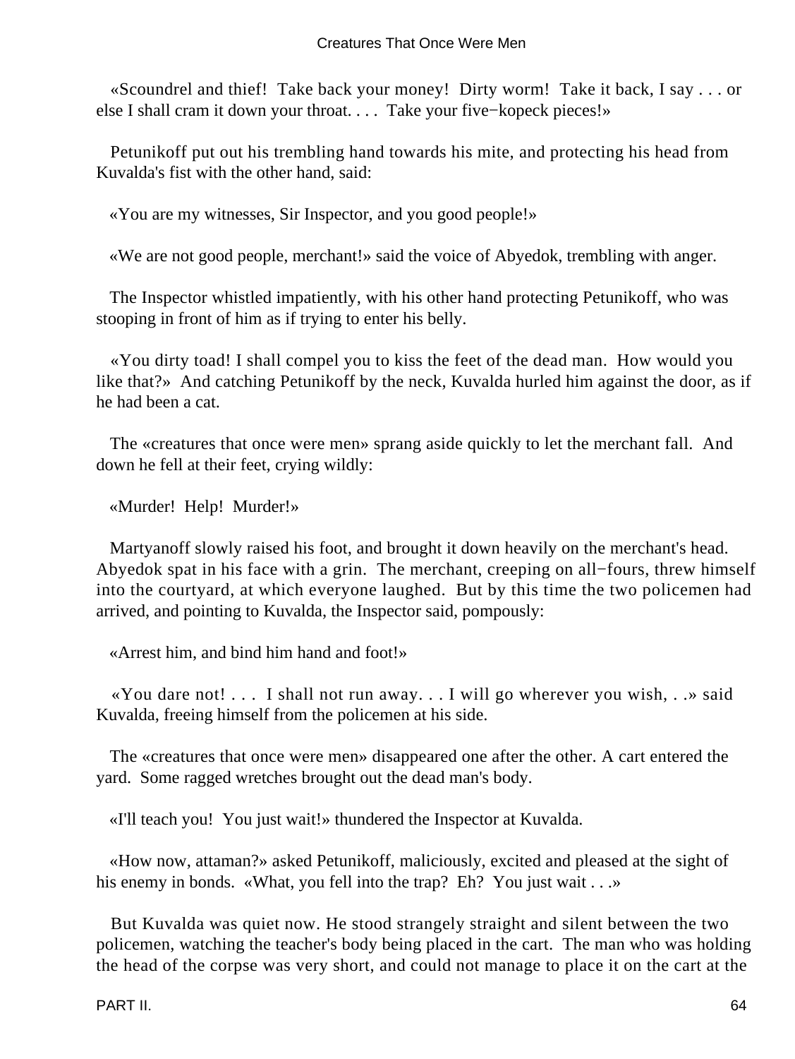«Scoundrel and thief! Take back your money! Dirty worm! Take it back, I say . . . or else I shall cram it down your throat. . . . Take your five−kopeck pieces!»

Petunikoff put out his trembling hand towards his mite, and protecting his head from Kuvalda's fist with the other hand, said:

«You are my witnesses, Sir Inspector, and you good people!»

«We are not good people, merchant!» said the voice of Abyedok, trembling with anger.

The Inspector whistled impatiently, with his other hand protecting Petunikoff, who was stooping in front of him as if trying to enter his belly.

«You dirty toad! I shall compel you to kiss the feet of the dead man. How would you like that?» And catching Petunikoff by the neck, Kuvalda hurled him against the door, as if he had been a cat.

The «creatures that once were men» sprang aside quickly to let the merchant fall. And down he fell at their feet, crying wildly:

«Murder! Help! Murder!»

Martyanoff slowly raised his foot, and brought it down heavily on the merchant's head. Abyedok spat in his face with a grin. The merchant, creeping on all−fours, threw himself into the courtyard, at which everyone laughed. But by this time the two policemen had arrived, and pointing to Kuvalda, the Inspector said, pompously:

«Arrest him, and bind him hand and foot!»

«You dare not! . . . I shall not run away. . . I will go wherever you wish, . .» said Kuvalda, freeing himself from the policemen at his side.

The «creatures that once were men» disappeared one after the other. A cart entered the yard. Some ragged wretches brought out the dead man's body.

«I'll teach you! You just wait!» thundered the Inspector at Kuvalda.

«How now, attaman?» asked Petunikoff, maliciously, excited and pleased at the sight of his enemy in bonds. «What, you fell into the trap? Eh? You just wait . . .»

But Kuvalda was quiet now. He stood strangely straight and silent between the two policemen, watching the teacher's body being placed in the cart. The man who was holding the head of the corpse was very short, and could not manage to place it on the cart at the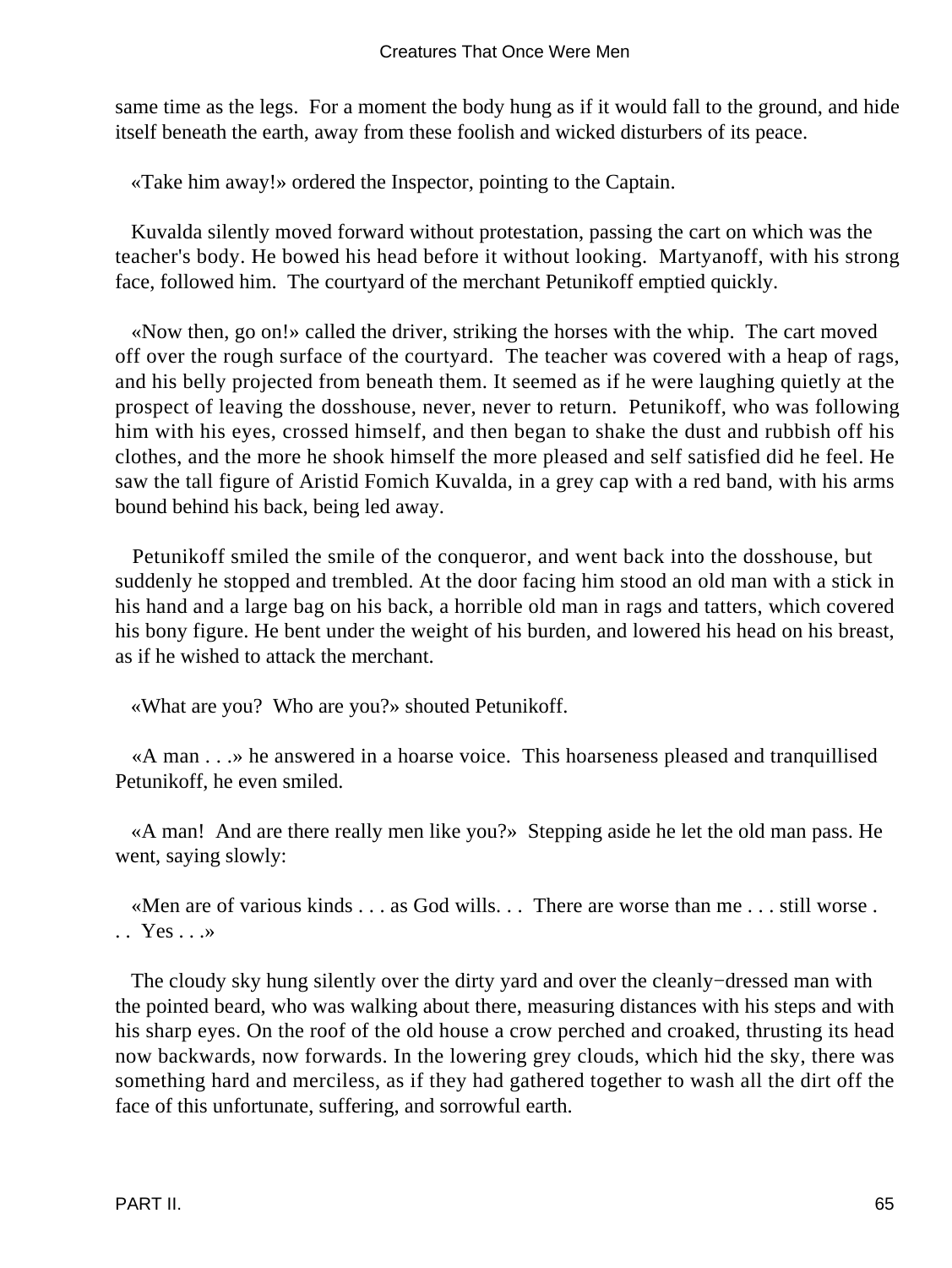same time as the legs. For a moment the body hung as if it would fall to the ground, and hide itself beneath the earth, away from these foolish and wicked disturbers of its peace.

«Take him away!» ordered the Inspector, pointing to the Captain.

Kuvalda silently moved forward without protestation, passing the cart on which was the teacher's body. He bowed his head before it without looking. Martyanoff, with his strong face, followed him. The courtyard of the merchant Petunikoff emptied quickly.

«Now then, go on!» called the driver, striking the horses with the whip. The cart moved off over the rough surface of the courtyard. The teacher was covered with a heap of rags, and his belly projected from beneath them. It seemed as if he were laughing quietly at the prospect of leaving the dosshouse, never, never to return. Petunikoff, who was following him with his eyes, crossed himself, and then began to shake the dust and rubbish off his clothes, and the more he shook himself the more pleased and self satisfied did he feel. He saw the tall figure of Aristid Fomich Kuvalda, in a grey cap with a red band, with his arms bound behind his back, being led away.

Petunikoff smiled the smile of the conqueror, and went back into the dosshouse, but suddenly he stopped and trembled. At the door facing him stood an old man with a stick in his hand and a large bag on his back, a horrible old man in rags and tatters, which covered his bony figure. He bent under the weight of his burden, and lowered his head on his breast, as if he wished to attack the merchant.

«What are you? Who are you?» shouted Petunikoff.

«A man . . .» he answered in a hoarse voice. This hoarseness pleased and tranquillised Petunikoff, he even smiled.

«A man! And are there really men like you?» Stepping aside he let the old man pass. He went, saying slowly:

«Men are of various kinds . . . as God wills. . . There are worse than me . . . still worse . . . Yes . . .»

The cloudy sky hung silently over the dirty yard and over the cleanly−dressed man with the pointed beard, who was walking about there, measuring distances with his steps and with his sharp eyes. On the roof of the old house a crow perched and croaked, thrusting its head now backwards, now forwards. In the lowering grey clouds, which hid the sky, there was something hard and merciless, as if they had gathered together to wash all the dirt off the face of this unfortunate, suffering, and sorrowful earth.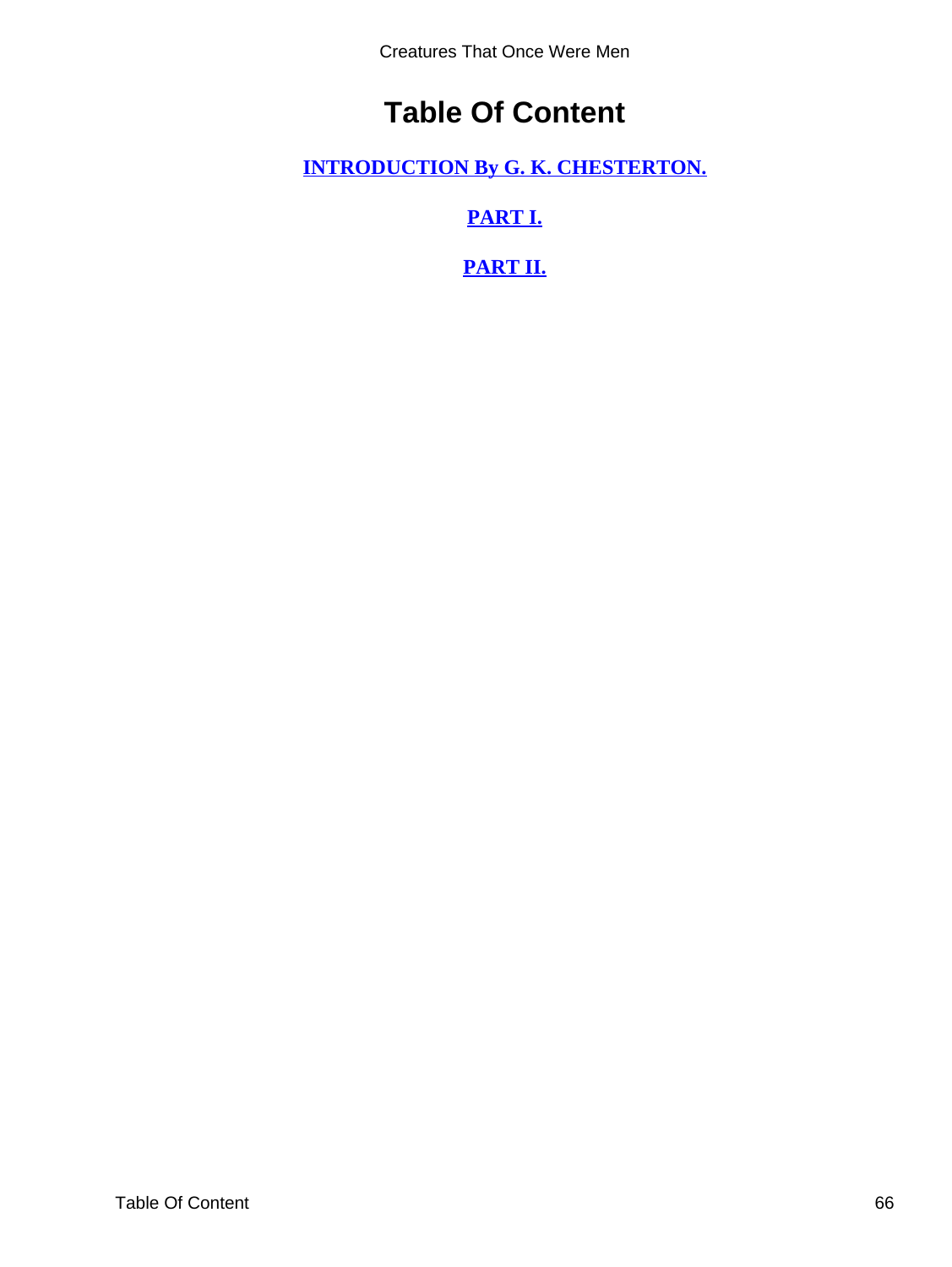# Table Of Content

**INTRODUCTION By G. K. CHESTERTON.**

**PART I.**

**PART II.**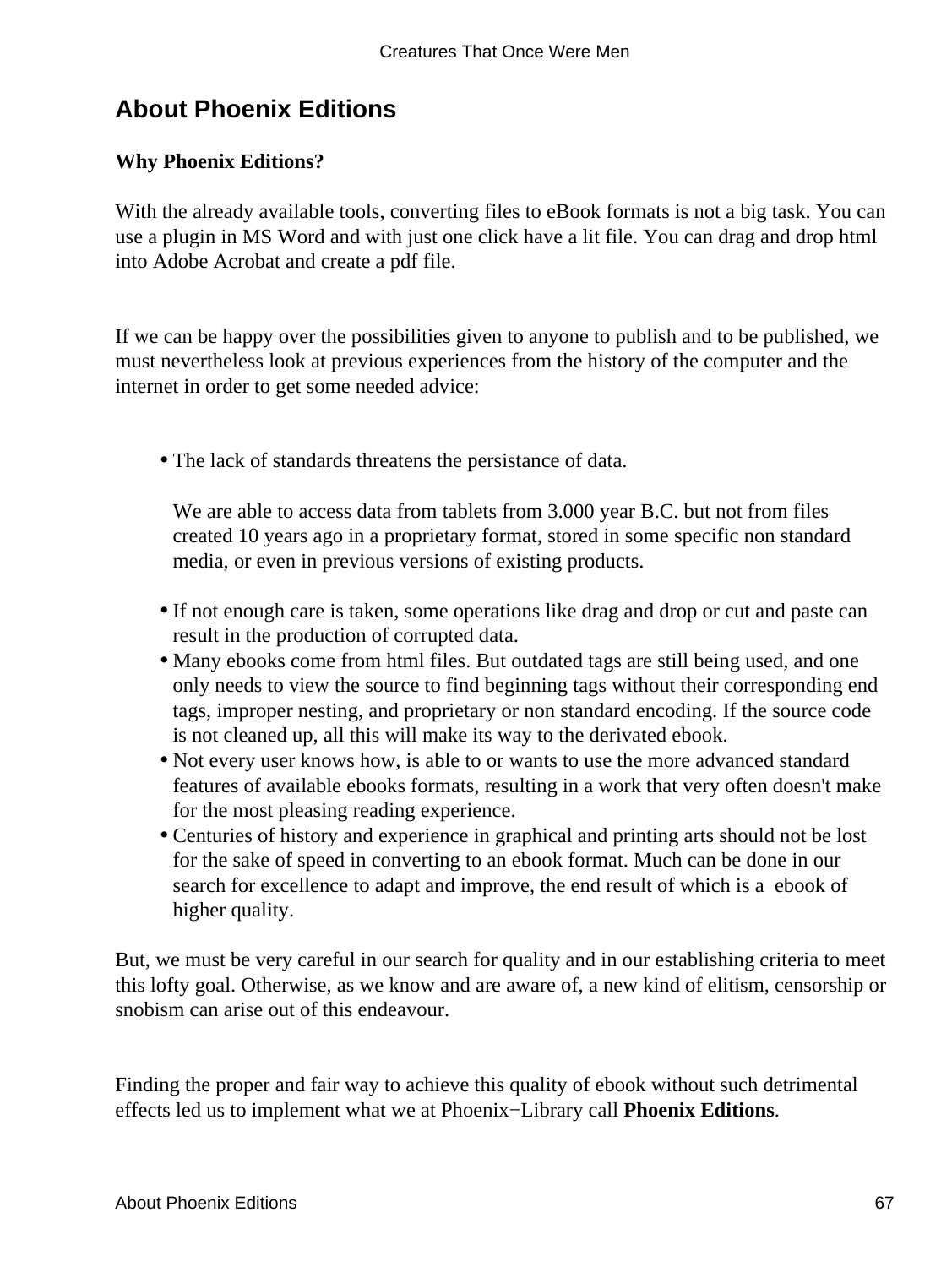## About Phoenix Editions

**Why Phoenix Editions?**

With the already available tools, converting files to eBook formats is not a big task. You can use a plugin in MS Word and with just one click have a lit file. You can drag and drop html into Adobe Acrobat and create a pdf file.

If we can be happy over the possibilities given to anyone to publish and to be published, we must nevertheless look at previous experiences from the history of the computer and the internet in order to get some needed advice:

- The lack of standards threatens the persistance of data.

  We are able to access data from tablets from 3.000 year B.C. but not from files created 10 years ago in a proprietary format, stored in some specific non standard media, or even in previous versions of existing products.
- If not enough care is taken, some operations like drag and drop or cut and paste can result in the production of corrupted data.
- Many ebooks come from html files. But outdated tags are still being used, and one only needs to view the source to find beginning tags without their corresponding end tags, improper nesting, and proprietary or non standard encoding. If the source code is not cleaned up, all this will make its way to the derivated ebook.
- Not every user knows how, is able to or wants to use the more advanced standard features of available ebooks formats, resulting in a work that very often doesn't make for the most pleasing reading experience.
- Centuries of history and experience in graphical and printing arts should not be lost for the sake of speed in converting to an ebook format. Much can be done in our search for excellence to adapt and improve, the end result of which is a ebook of higher quality.

But, we must be very careful in our search for quality and in our establishing criteria to meet this lofty goal. Otherwise, as we know and are aware of, a new kind of elitism, censorship or snobism can arise out of this endeavour.

Finding the proper and fair way to achieve this quality of ebook without such detrimental effects led us to implement what we at Phoenix−Library call **Phoenix Editions**.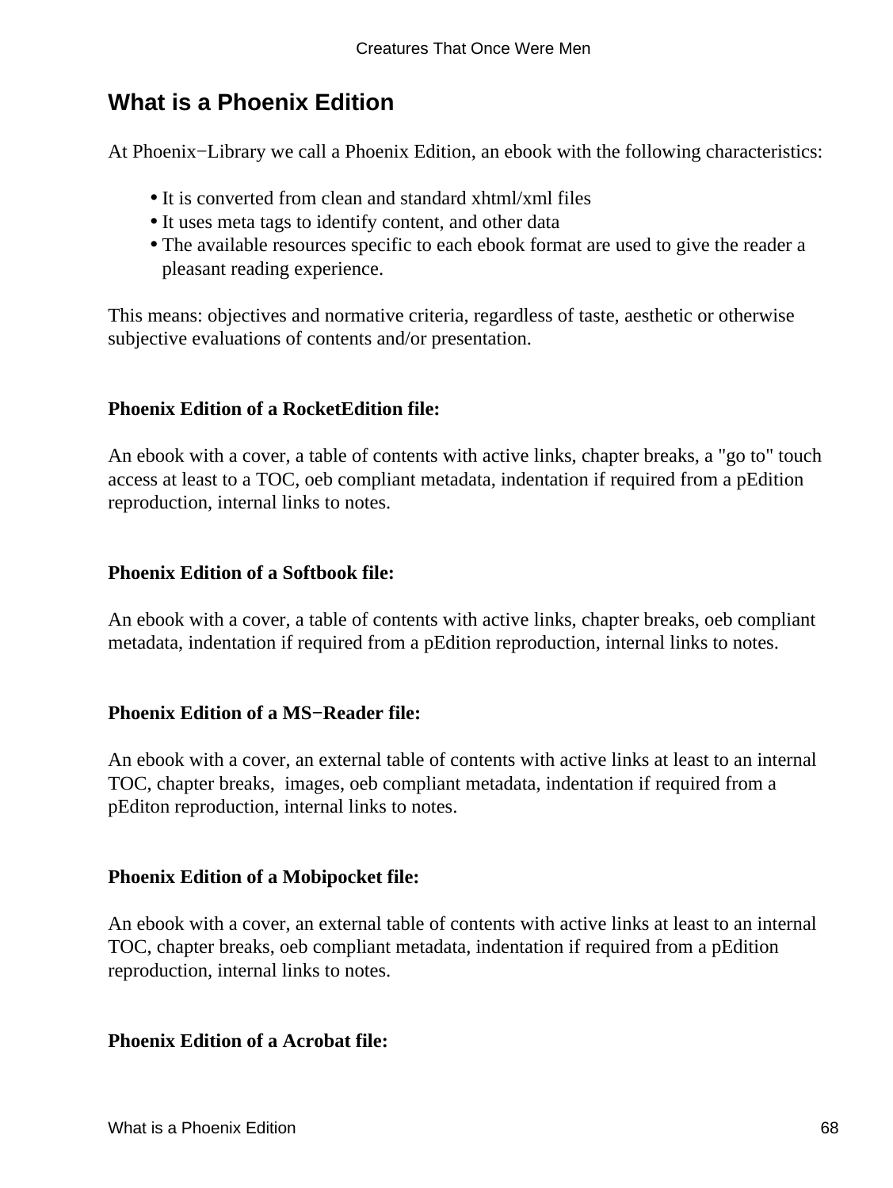# What is a Phoenix Edition

At Phoenix−Library we call a Phoenix Edition, an ebook with the following characteristics:

- It is converted from clean and standard xhtml/xml files
- It uses meta tags to identify content, and other data
- The available resources specific to each ebook format are used to give the reader a pleasant reading experience.

This means: objectives and normative criteria, regardless of taste, aesthetic or otherwise subjective evaluations of contents and/or presentation.

**Phoenix Edition of a RocketEdition file:**

An ebook with a cover, a table of contents with active links, chapter breaks, a "go to" touch access at least to a TOC, oeb compliant metadata, indentation if required from a pEdition reproduction, internal links to notes.

**Phoenix Edition of a Softbook file:**

An ebook with a cover, a table of contents with active links, chapter breaks, oeb compliant metadata, indentation if required from a pEdition reproduction, internal links to notes.

**Phoenix Edition of a MS−Reader file:**

An ebook with a cover, an external table of contents with active links at least to an internal TOC, chapter breaks, images, oeb compliant metadata, indentation if required from a pEditon reproduction, internal links to notes.

**Phoenix Edition of a Mobipocket file:**

An ebook with a cover, an external table of contents with active links at least to an internal TOC, chapter breaks, oeb compliant metadata, indentation if required from a pEdition reproduction, internal links to notes.

**Phoenix Edition of a Acrobat file:**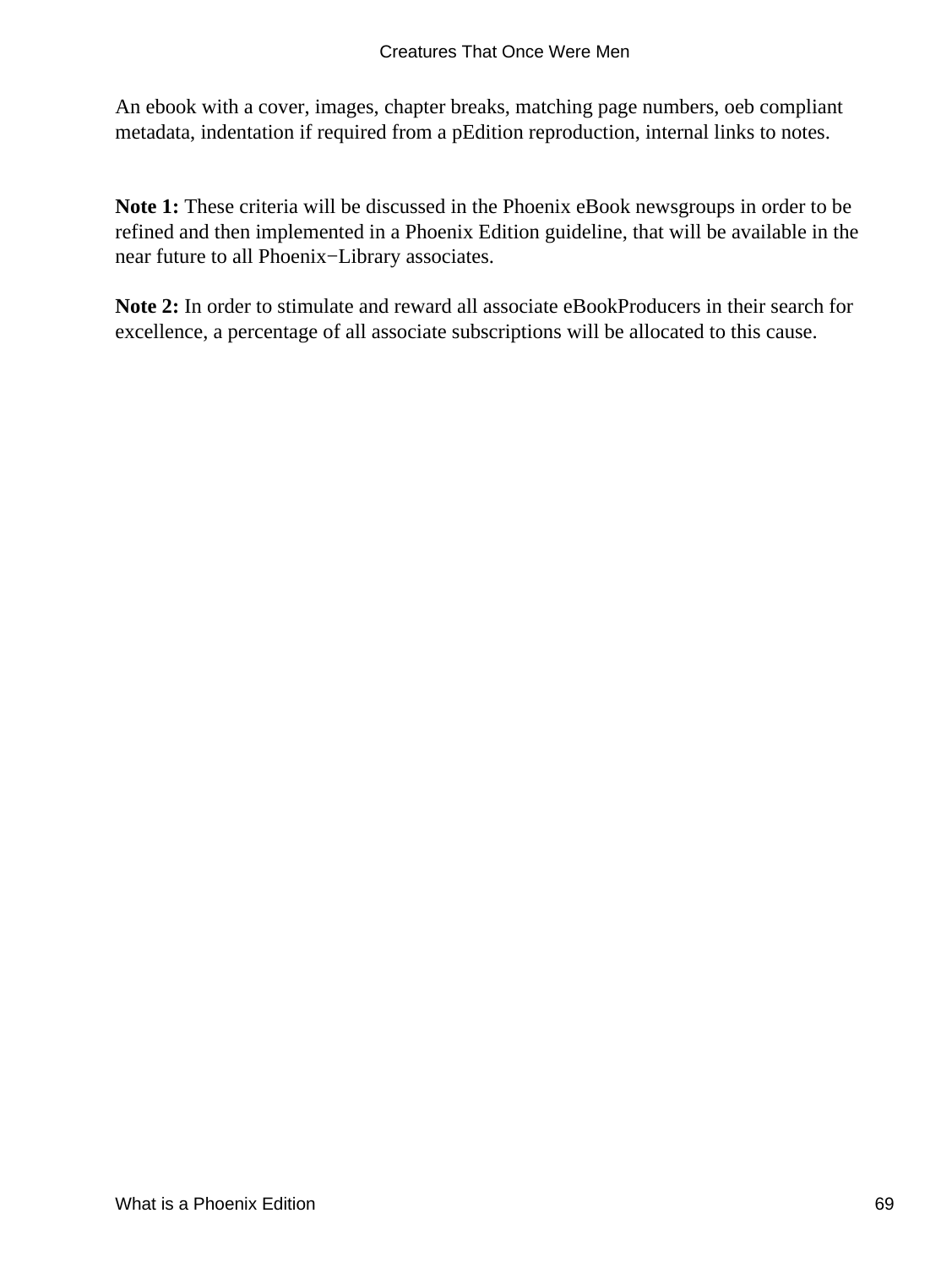An ebook with a cover, images, chapter breaks, matching page numbers, oeb compliant metadata, indentation if required from a pEdition reproduction, internal links to notes.

**Note 1:** These criteria will be discussed in the Phoenix eBook newsgroups in order to be refined and then implemented in a Phoenix Edition guideline, that will be available in the near future to all Phoenix−Library associates.

**Note 2:** In order to stimulate and reward all associate eBookProducers in their search for excellence, a percentage of all associate subscriptions will be allocated to this cause.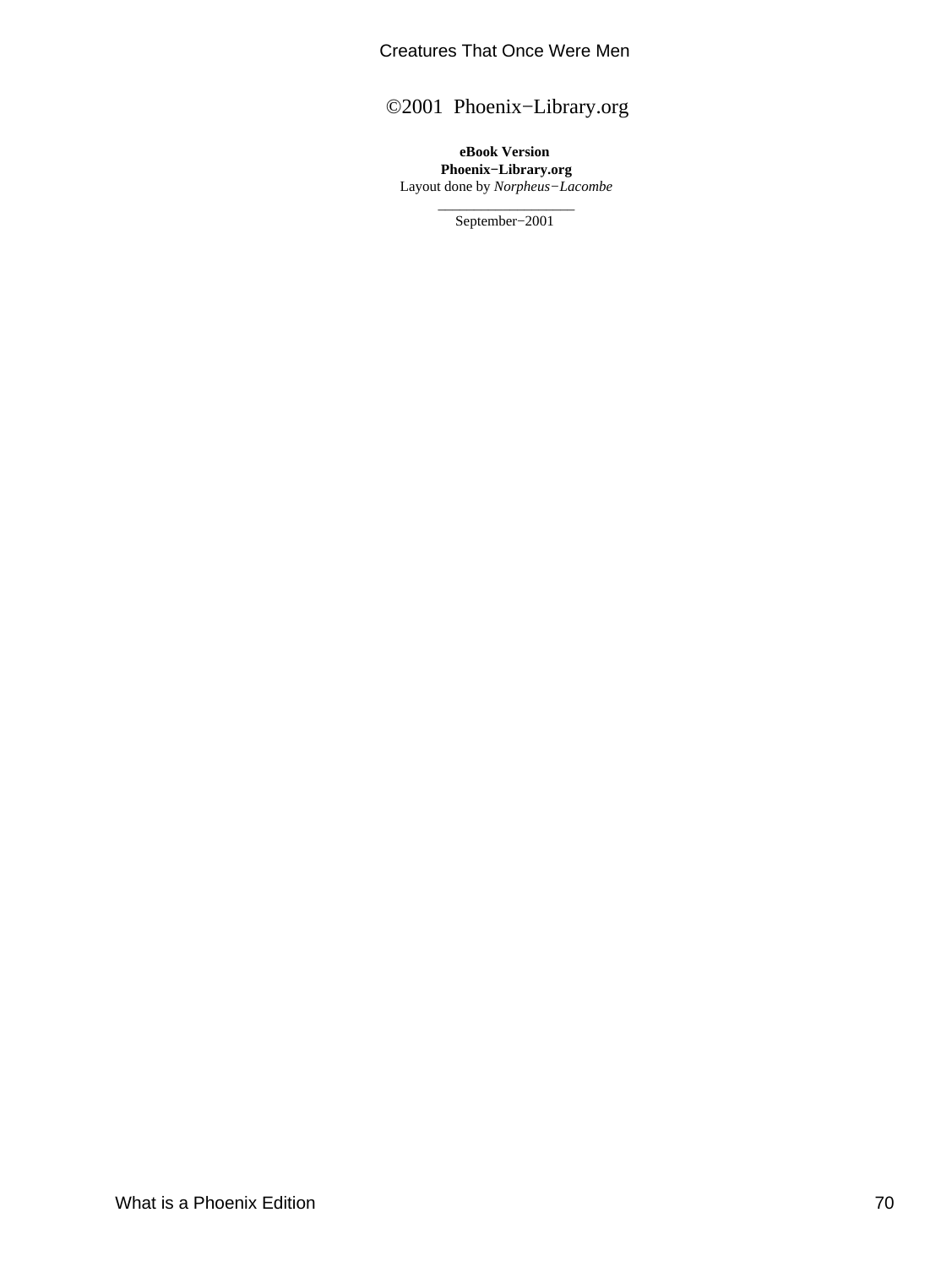©2001 Phoenix−Library.org

**eBook Version**
**Phoenix−Library.org**
Layout done by *Norpheus−Lacombe*

___________________

September−2001